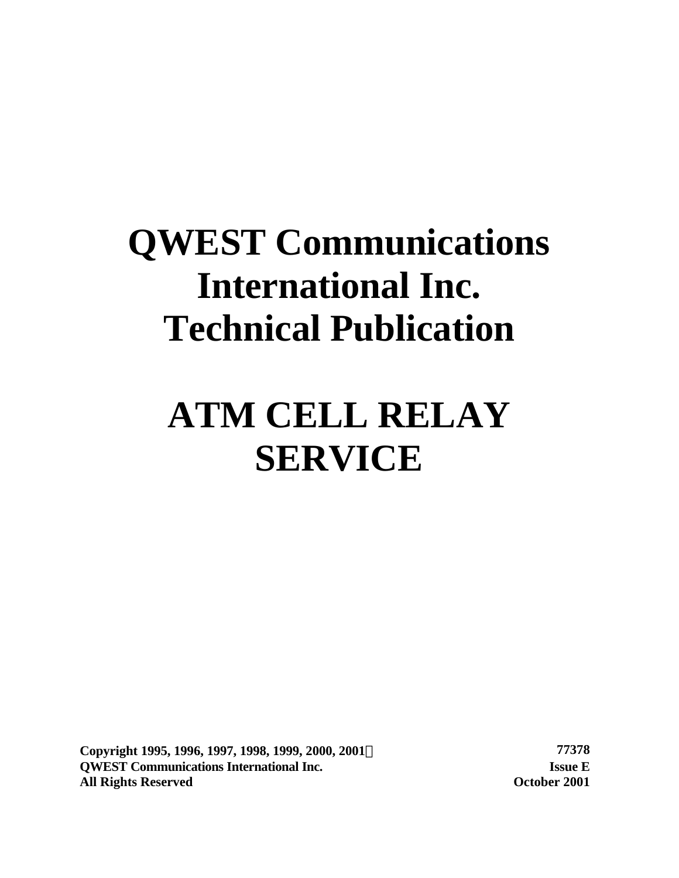# QWEST Communications International Inc. Technical Publication

# ATM CELL RELAY SERVICE

**Copyright 1995, 1996, 1997, 1998, 1999, 2000, 2001©**
**QWEST Communications International Inc.**
**All Rights Reserved**

**77378**
**Issue E**
**October 2001**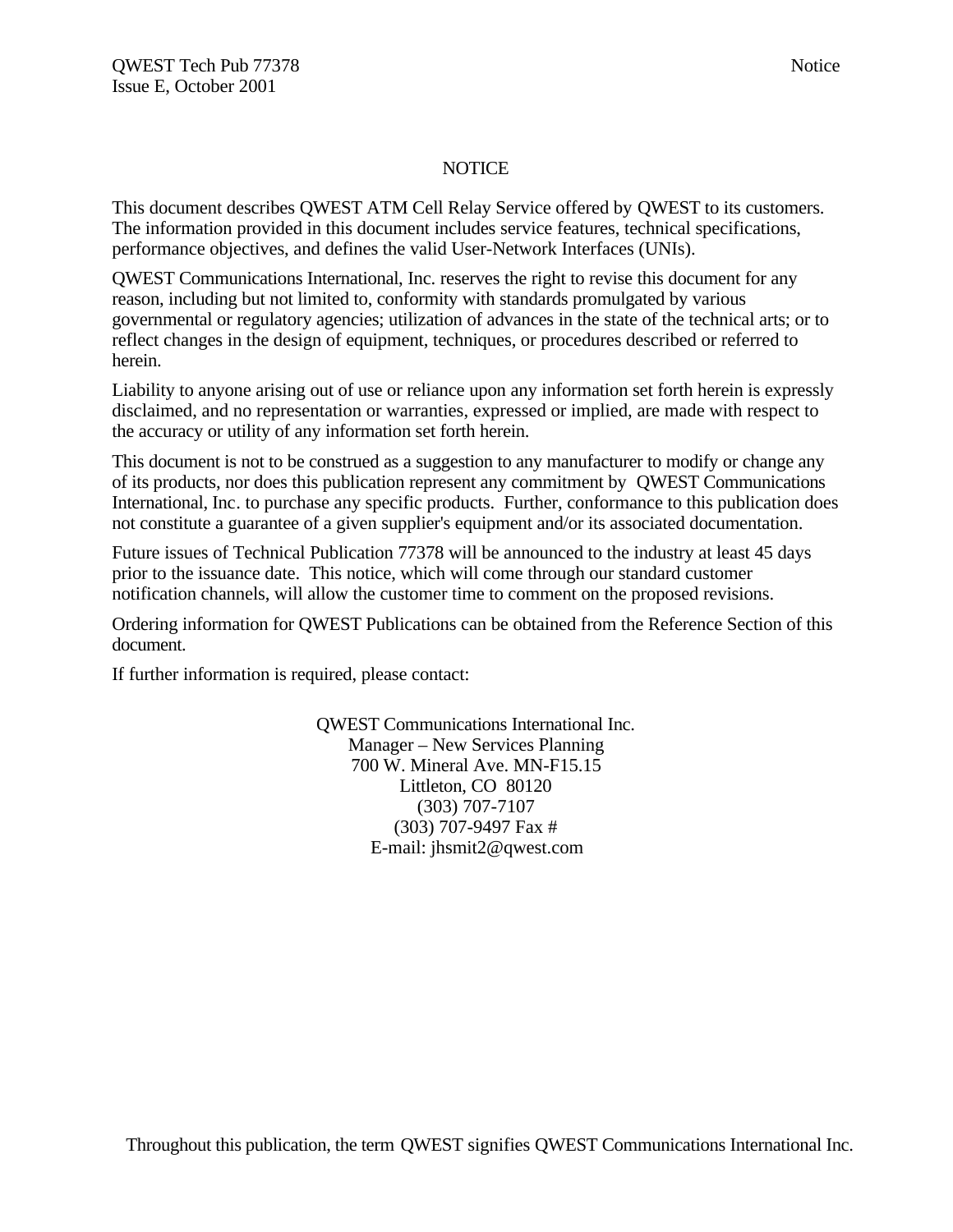# NOTICE

This document describes QWEST ATM Cell Relay Service offered by QWEST to its customers. The information provided in this document includes service features, technical specifications, performance objectives, and defines the valid User-Network Interfaces (UNIs).

QWEST Communications International, Inc. reserves the right to revise this document for any reason, including but not limited to, conformity with standards promulgated by various governmental or regulatory agencies; utilization of advances in the state of the technical arts; or to reflect changes in the design of equipment, techniques, or procedures described or referred to herein.

Liability to anyone arising out of use or reliance upon any information set forth herein is expressly disclaimed, and no representation or warranties, expressed or implied, are made with respect to the accuracy or utility of any information set forth herein.

This document is not to be construed as a suggestion to any manufacturer to modify or change any of its products, nor does this publication represent any commitment by QWEST Communications International, Inc. to purchase any specific products. Further, conformance to this publication does not constitute a guarantee of a given supplier's equipment and/or its associated documentation.

Future issues of Technical Publication 77378 will be announced to the industry at least 45 days prior to the issuance date. This notice, which will come through our standard customer notification channels, will allow the customer time to comment on the proposed revisions.

Ordering information for QWEST Publications can be obtained from the Reference Section of this document.

If further information is required, please contact:

QWEST Communications International Inc.
Manager – New Services Planning
700 W. Mineral Ave. MN-F15.15
Littleton, CO 80120
(303) 707-7107
(303) 707-9497 Fax #
E-mail: jhsmit2@qwest.com

Throughout this publication, the term QWEST signifies QWEST Communications International Inc.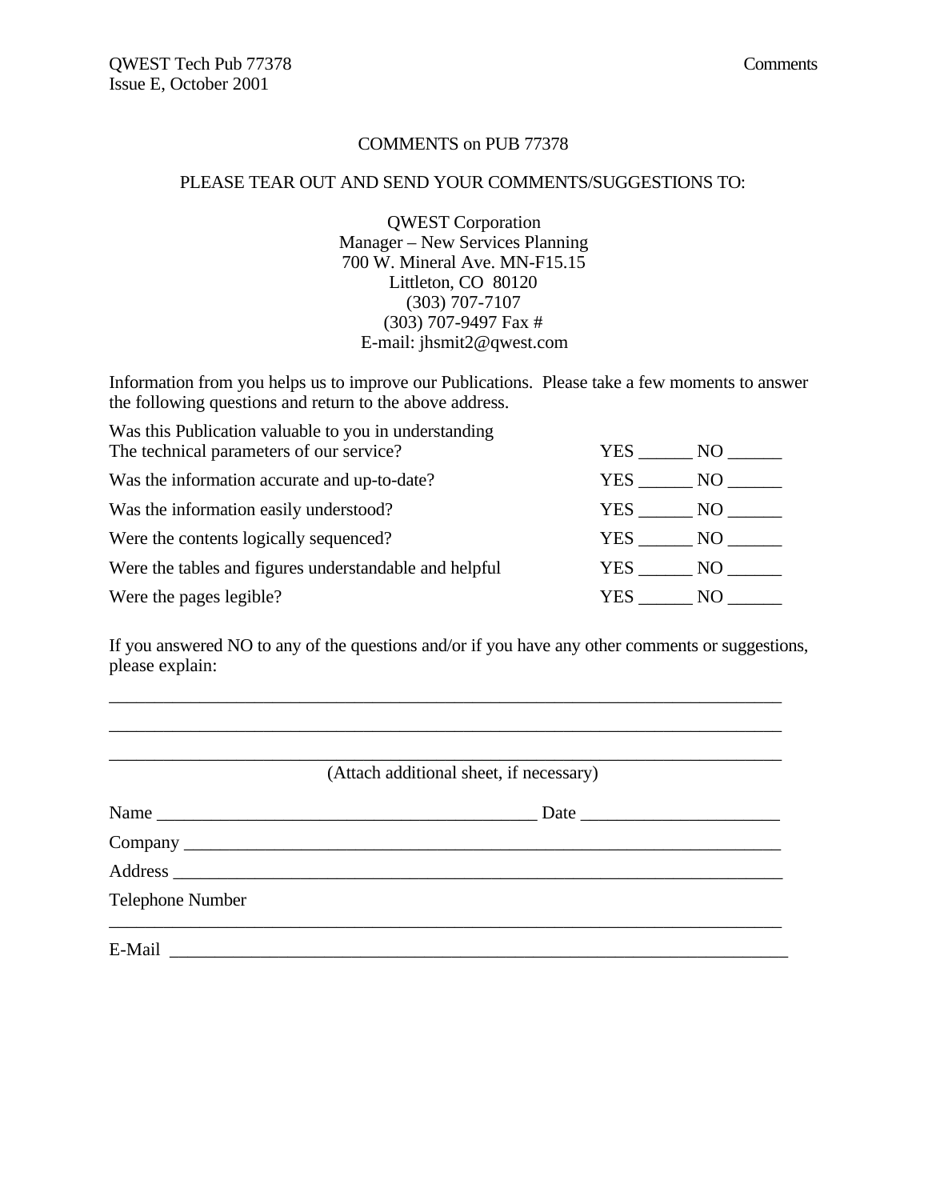COMMENTS on PUB 77378

PLEASE TEAR OUT AND SEND YOUR COMMENTS/SUGGESTIONS TO:

QWEST Corporation
Manager – New Services Planning
700 W. Mineral Ave. MN-F15.15
Littleton, CO 80120
(303) 707-7107
(303) 707-9497 Fax #
E-mail: jhsmit2@qwest.com

Information from you helps us to improve our Publications. Please take a few moments to answer the following questions and return to the above address.

| | |
|---|---|
| Was this Publication valuable to you in understanding The technical parameters of our service? | YES ______ NO ______ |
| Was the information accurate and up-to-date? | YES ______ NO ______ |
| Was the information easily understood? | YES ______ NO ______ |
| Were the contents logically sequenced? | YES ______ NO ______ |
| Were the tables and figures understandable and helpful | YES ______ NO ______ |
| Were the pages legible? | YES ______ NO ______ |

If you answered NO to any of the questions and/or if you have any other comments or suggestions, please explain:

_____________________________________________________________________________

_____________________________________________________________________________

_____________________________________________________________________________

(Attach additional sheet, if necessary)

Name ___________________________________________ Date ______________________

Company ___________________________________________________________________

Address ____________________________________________________________________

Telephone Number
_____________________________________________________________________________

E-Mail ______________________________________________________________________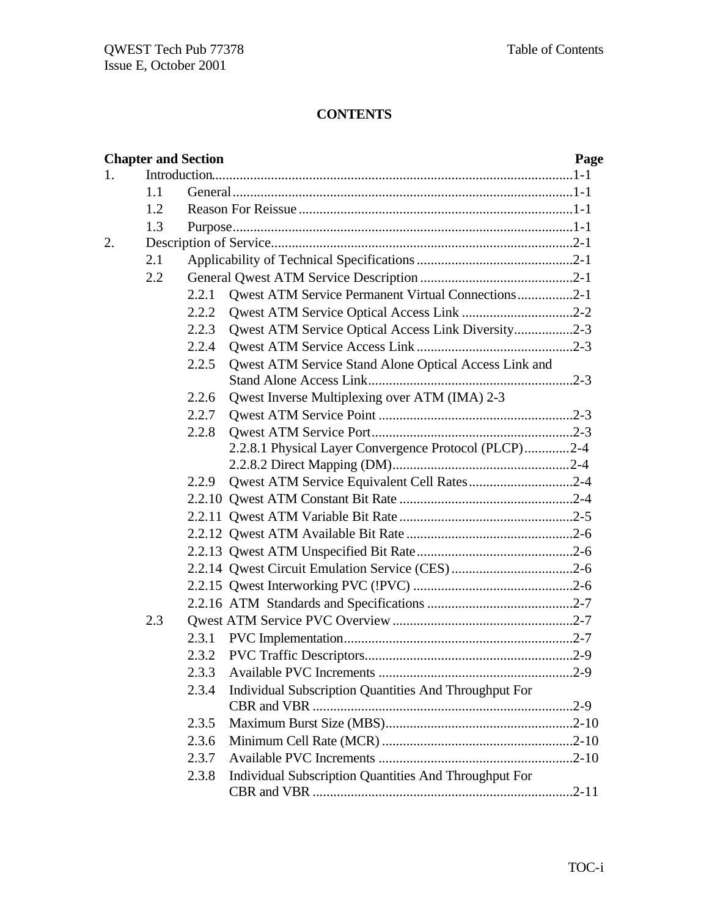# CONTENTS

| Chapter and Section | Page |
|---|---|
| 1. Introduction | 1-1 |
| 1.1 General | 1-1 |
| 1.2 Reason For Reissue | 1-1 |
| 1.3 Purpose | 1-1 |
| 2. Description of Service | 2-1 |
| 2.1 Applicability of Technical Specifications | 2-1 |
| 2.2 General Qwest ATM Service Description | 2-1 |
| 2.2.1 Qwest ATM Service Permanent Virtual Connections | 2-1 |
| 2.2.2 Qwest ATM Service Optical Access Link | 2-2 |
| 2.2.3 Qwest ATM Service Optical Access Link Diversity | 2-3 |
| 2.2.4 Qwest ATM Service Access Link | 2-3 |
| 2.2.5 Qwest ATM Service Stand Alone Optical Access Link and Stand Alone Access Link | 2-3 |
| 2.2.6 Qwest Inverse Multiplexing over ATM (IMA) | 2-3 |
| 2.2.7 Qwest ATM Service Point | 2-3 |
| 2.2.8 Qwest ATM Service Port | 2-3 |
| 2.2.8.1 Physical Layer Convergence Protocol (PLCP) | 2-4 |
| 2.2.8.2 Direct Mapping (DM) | 2-4 |
| 2.2.9 Qwest ATM Service Equivalent Cell Rates | 2-4 |
| 2.2.10 Qwest ATM Constant Bit Rate | 2-4 |
| 2.2.11 Qwest ATM Variable Bit Rate | 2-5 |
| 2.2.12 Qwest ATM Available Bit Rate | 2-6 |
| 2.2.13 Qwest ATM Unspecified Bit Rate | 2-6 |
| 2.2.14 Qwest Circuit Emulation Service (CES) | 2-6 |
| 2.2.15 Qwest Interworking PVC (!PVC) | 2-6 |
| 2.2.16 ATM Standards and Specifications | 2-7 |
| 2.3 Qwest ATM Service PVC Overview | 2-7 |
| 2.3.1 PVC Implementation | 2-7 |
| 2.3.2 PVC Traffic Descriptors | 2-9 |
| 2.3.3 Available PVC Increments | 2-9 |
| 2.3.4 Individual Subscription Quantities And Throughput For CBR and VBR | 2-9 |
| 2.3.5 Maximum Burst Size (MBS) | 2-10 |
| 2.3.6 Minimum Cell Rate (MCR) | 2-10 |
| 2.3.7 Available PVC Increments | 2-10 |
| 2.3.8 Individual Subscription Quantities And Throughput For CBR and VBR | 2-11 |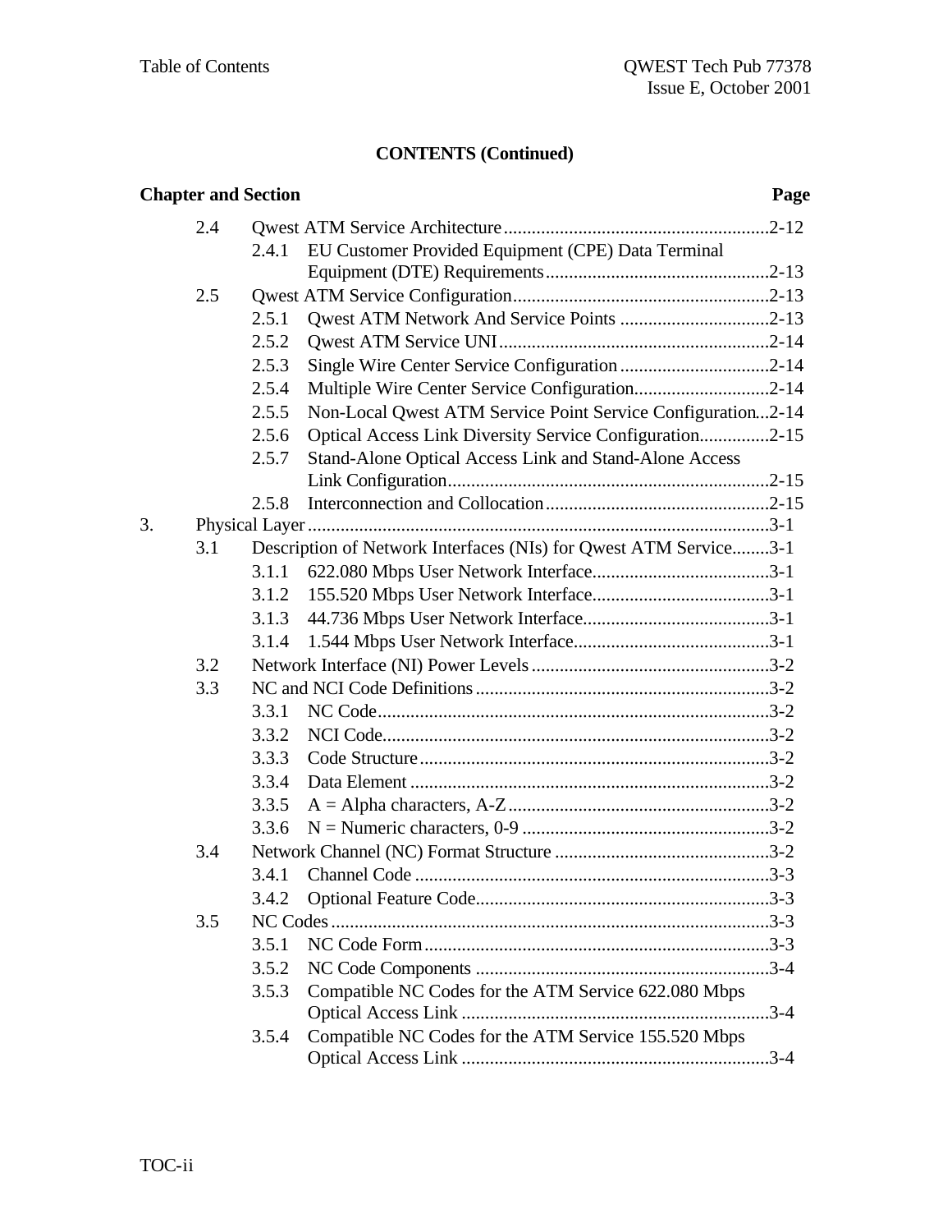## CONTENTS (Continued)

| Chapter and Section | | | | Page |
|---|---|---|---|---|
| | 2.4 | | Qwest ATM Service Architecture | 2-12 |
| | | 2.4.1 | EU Customer Provided Equipment (CPE) Data Terminal Equipment (DTE) Requirements | 2-13 |
| | 2.5 | | Qwest ATM Service Configuration | 2-13 |
| | | 2.5.1 | Qwest ATM Network And Service Points | 2-13 |
| | | 2.5.2 | Qwest ATM Service UNI | 2-14 |
| | | 2.5.3 | Single Wire Center Service Configuration | 2-14 |
| | | 2.5.4 | Multiple Wire Center Service Configuration | 2-14 |
| | | 2.5.5 | Non-Local Qwest ATM Service Point Service Configuration | 2-14 |
| | | 2.5.6 | Optical Access Link Diversity Service Configuration | 2-15 |
| | | 2.5.7 | Stand-Alone Optical Access Link and Stand-Alone Access Link Configuration | 2-15 |
| | | 2.5.8 | Interconnection and Collocation | 2-15 |
| 3. | Physical Layer | | | 3-1 |
| | 3.1 | | Description of Network Interfaces (NIs) for Qwest ATM Service | 3-1 |
| | | 3.1.1 | 622.080 Mbps User Network Interface | 3-1 |
| | | 3.1.2 | 155.520 Mbps User Network Interface | 3-1 |
| | | 3.1.3 | 44.736 Mbps User Network Interface | 3-1 |
| | | 3.1.4 | 1.544 Mbps User Network Interface | 3-1 |
| | 3.2 | | Network Interface (NI) Power Levels | 3-2 |
| | 3.3 | | NC and NCI Code Definitions | 3-2 |
| | | 3.3.1 | NC Code | 3-2 |
| | | 3.3.2 | NCI Code | 3-2 |
| | | 3.3.3 | Code Structure | 3-2 |
| | | 3.3.4 | Data Element | 3-2 |
| | | 3.3.5 | A = Alpha characters, A-Z | 3-2 |
| | | 3.3.6 | N = Numeric characters, 0-9 | 3-2 |
| | 3.4 | | Network Channel (NC) Format Structure | 3-2 |
| | | 3.4.1 | Channel Code | 3-3 |
| | | 3.4.2 | Optional Feature Code | 3-3 |
| | 3.5 | | NC Codes | 3-3 |
| | | 3.5.1 | NC Code Form | 3-3 |
| | | 3.5.2 | NC Code Components | 3-4 |
| | | 3.5.3 | Compatible NC Codes for the ATM Service 622.080 Mbps Optical Access Link | 3-4 |
| | | 3.5.4 | Compatible NC Codes for the ATM Service 155.520 Mbps Optical Access Link | 3-4 |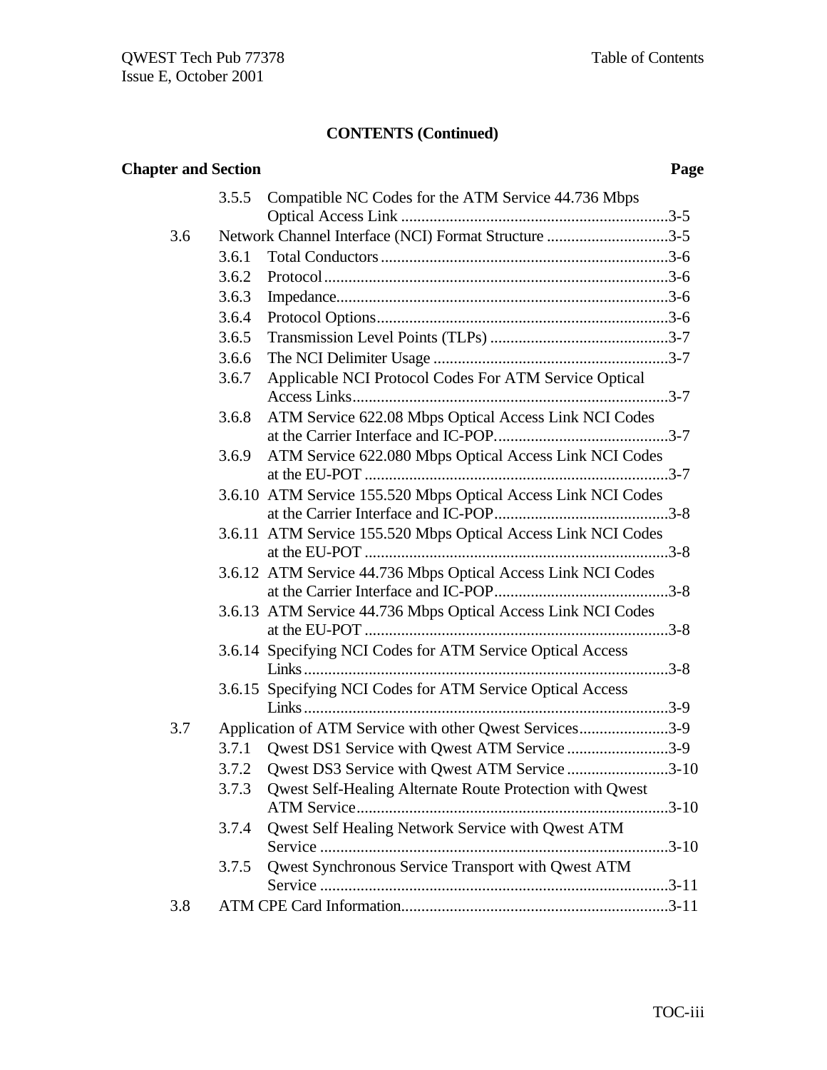**CONTENTS (Continued)**

| Chapter and Section | | Page |
|---|---|---|
| 3.5.5 | Compatible NC Codes for the ATM Service 44.736 Mbps Optical Access Link | 3-5 |
| 3.6 | Network Channel Interface (NCI) Format Structure | 3-5 |
| 3.6.1 | Total Conductors | 3-6 |
| 3.6.2 | Protocol | 3-6 |
| 3.6.3 | Impedance | 3-6 |
| 3.6.4 | Protocol Options | 3-6 |
| 3.6.5 | Transmission Level Points (TLPs) | 3-7 |
| 3.6.6 | The NCI Delimiter Usage | 3-7 |
| 3.6.7 | Applicable NCI Protocol Codes For ATM Service Optical Access Links | 3-7 |
| 3.6.8 | ATM Service 622.08 Mbps Optical Access Link NCI Codes at the Carrier Interface and IC-POP | 3-7 |
| 3.6.9 | ATM Service 622.080 Mbps Optical Access Link NCI Codes at the EU-POT | 3-7 |
| 3.6.10 | ATM Service 155.520 Mbps Optical Access Link NCI Codes at the Carrier Interface and IC-POP | 3-8 |
| 3.6.11 | ATM Service 155.520 Mbps Optical Access Link NCI Codes at the EU-POT | 3-8 |
| 3.6.12 | ATM Service 44.736 Mbps Optical Access Link NCI Codes at the Carrier Interface and IC-POP | 3-8 |
| 3.6.13 | ATM Service 44.736 Mbps Optical Access Link NCI Codes at the EU-POT | 3-8 |
| 3.6.14 | Specifying NCI Codes for ATM Service Optical Access Links | 3-8 |
| 3.6.15 | Specifying NCI Codes for ATM Service Optical Access Links | 3-9 |
| 3.7 | Application of ATM Service with other Qwest Services | 3-9 |
| 3.7.1 | Qwest DS1 Service with Qwest ATM Service | 3-9 |
| 3.7.2 | Qwest DS3 Service with Qwest ATM Service | 3-10 |
| 3.7.3 | Qwest Self-Healing Alternate Route Protection with Qwest ATM Service | 3-10 |
| 3.7.4 | Qwest Self Healing Network Service with Qwest ATM Service | 3-10 |
| 3.7.5 | Qwest Synchronous Service Transport with Qwest ATM Service | 3-11 |
| 3.8 | ATM CPE Card Information | 3-11 |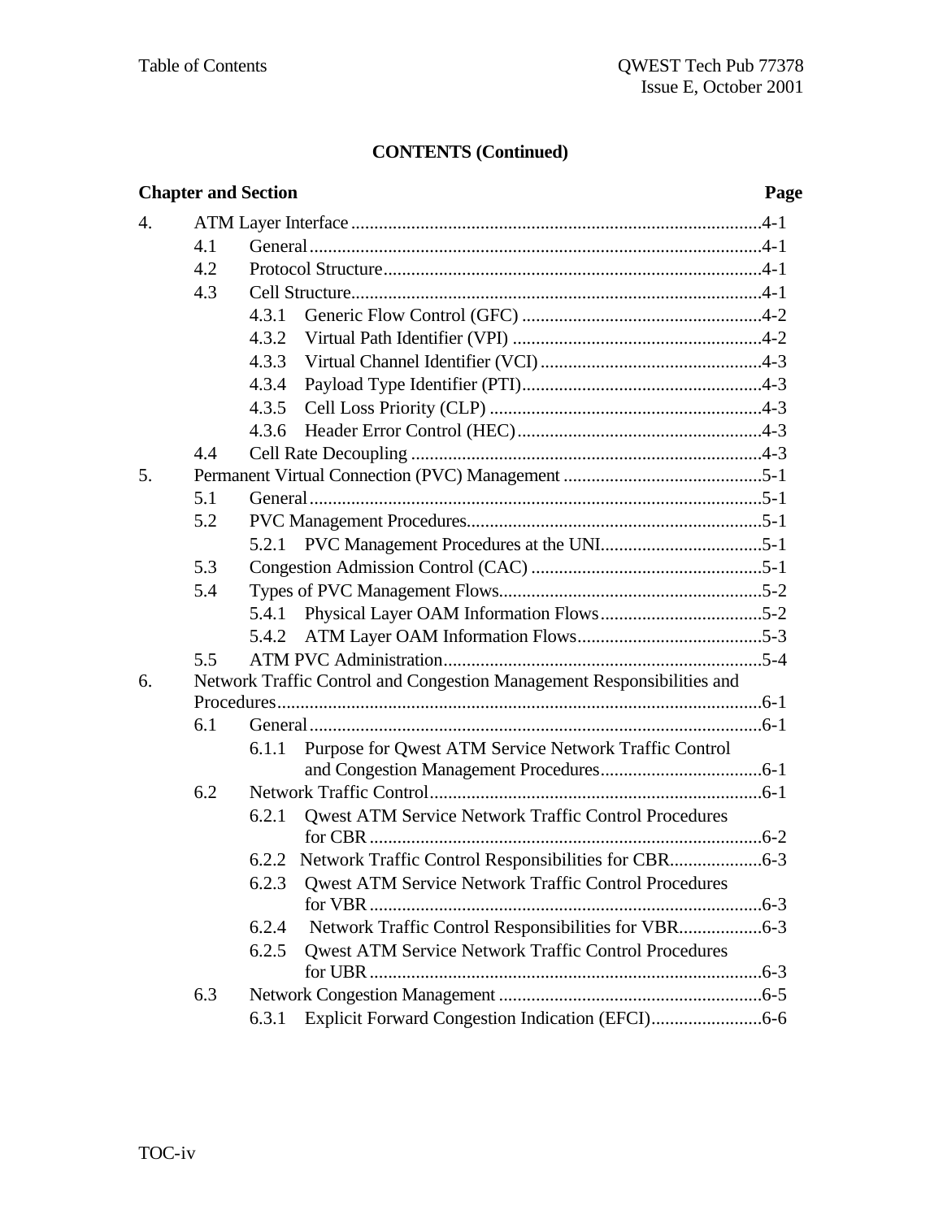**CONTENTS (Continued)**

| Chapter and Section | Page |
|---|---|
| 4. ATM Layer Interface | 4-1 |
| 4.1 General | 4-1 |
| 4.2 Protocol Structure | 4-1 |
| 4.3 Cell Structure | 4-1 |
| 4.3.1 Generic Flow Control (GFC) | 4-2 |
| 4.3.2 Virtual Path Identifier (VPI) | 4-2 |
| 4.3.3 Virtual Channel Identifier (VCI) | 4-3 |
| 4.3.4 Payload Type Identifier (PTI) | 4-3 |
| 4.3.5 Cell Loss Priority (CLP) | 4-3 |
| 4.3.6 Header Error Control (HEC) | 4-3 |
| 4.4 Cell Rate Decoupling | 4-3 |
| 5. Permanent Virtual Connection (PVC) Management | 5-1 |
| 5.1 General | 5-1 |
| 5.2 PVC Management Procedures | 5-1 |
| 5.2.1 PVC Management Procedures at the UNI | 5-1 |
| 5.3 Congestion Admission Control (CAC) | 5-1 |
| 5.4 Types of PVC Management Flows | 5-2 |
| 5.4.1 Physical Layer OAM Information Flows | 5-2 |
| 5.4.2 ATM Layer OAM Information Flows | 5-3 |
| 5.5 ATM PVC Administration | 5-4 |
| 6. Network Traffic Control and Congestion Management Responsibilities and Procedures | 6-1 |
| 6.1 General | 6-1 |
| 6.1.1 Purpose for Qwest ATM Service Network Traffic Control and Congestion Management Procedures | 6-1 |
| 6.2 Network Traffic Control | 6-1 |
| 6.2.1 Qwest ATM Service Network Traffic Control Procedures for CBR | 6-2 |
| 6.2.2 Network Traffic Control Responsibilities for CBR | 6-3 |
| 6.2.3 Qwest ATM Service Network Traffic Control Procedures for VBR | 6-3 |
| 6.2.4 Network Traffic Control Responsibilities for VBR | 6-3 |
| 6.2.5 Qwest ATM Service Network Traffic Control Procedures for UBR | 6-3 |
| 6.3 Network Congestion Management | 6-5 |
| 6.3.1 Explicit Forward Congestion Indication (EFCI) | 6-6 |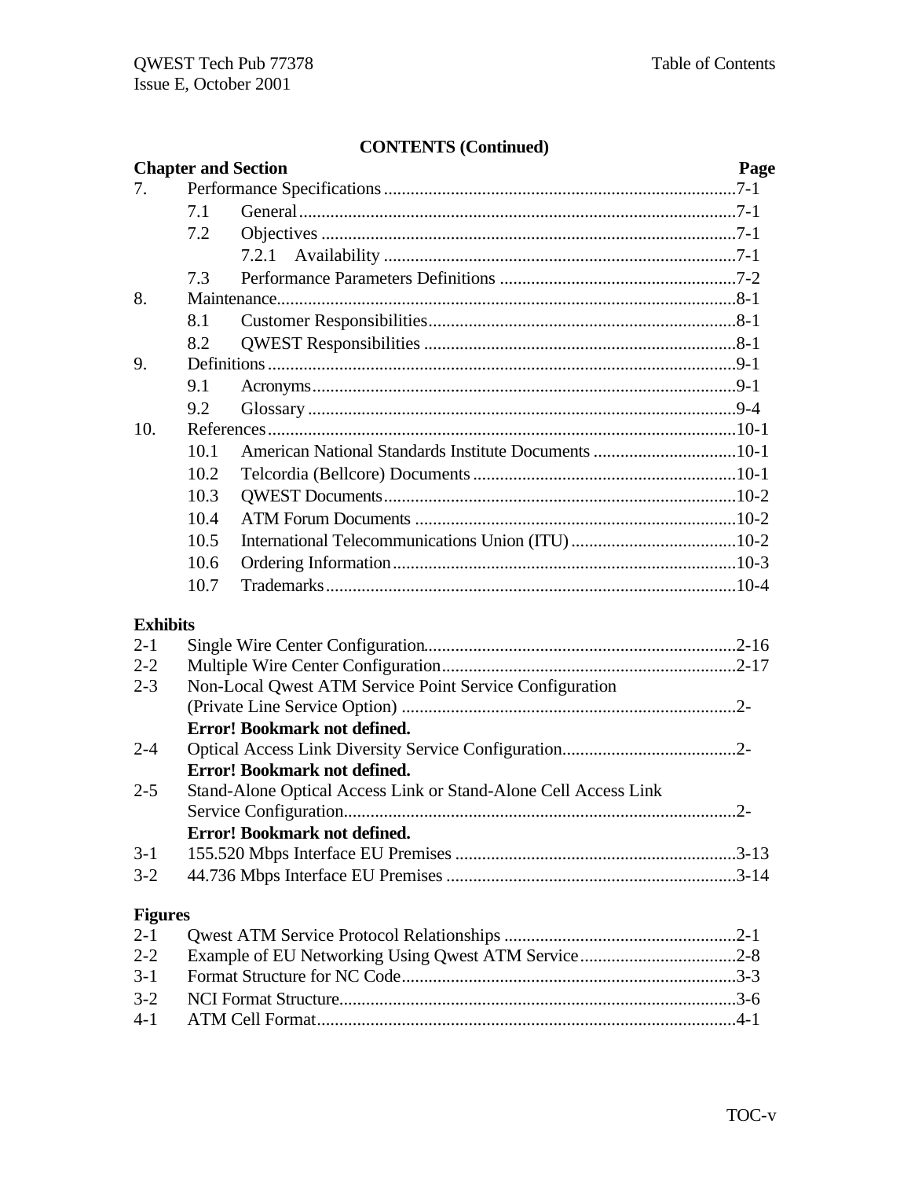**CONTENTS (Continued)**

| Chapter and Section | | Page |
|---|---|---|
| 7. | Performance Specifications | 7-1 |
| | 7.1 General | 7-1 |
| | 7.2 Objectives | 7-1 |
| | 7.2.1 Availability | 7-1 |
| | 7.3 Performance Parameters Definitions | 7-2 |
| 8. | Maintenance | 8-1 |
| | 8.1 Customer Responsibilities | 8-1 |
| | 8.2 QWEST Responsibilities | 8-1 |
| 9. | Definitions | 9-1 |
| | 9.1 Acronyms | 9-1 |
| | 9.2 Glossary | 9-4 |
| 10. | References | 10-1 |
| | 10.1 American National Standards Institute Documents | 10-1 |
| | 10.2 Telcordia (Bellcore) Documents | 10-1 |
| | 10.3 QWEST Documents | 10-2 |
| | 10.4 ATM Forum Documents | 10-2 |
| | 10.5 International Telecommunications Union (ITU) | 10-2 |
| | 10.6 Ordering Information | 10-3 |
| | 10.7 Trademarks | 10-4 |

**Exhibits**

| | | |
|---|---|---|
| 2-1 | Single Wire Center Configuration | 2-16 |
| 2-2 | Multiple Wire Center Configuration | 2-17 |
| 2-3 | Non-Local Qwest ATM Service Point Service Configuration (Private Line Service Option) | 2-**Error! Bookmark not defined.** |
| 2-4 | Optical Access Link Diversity Service Configuration | 2-**Error! Bookmark not defined.** |
| 2-5 | Stand-Alone Optical Access Link or Stand-Alone Cell Access Link Service Configuration | 2-**Error! Bookmark not defined.** |
| 3-1 | 155.520 Mbps Interface EU Premises | 3-13 |
| 3-2 | 44.736 Mbps Interface EU Premises | 3-14 |

**Figures**

| | | |
|---|---|---|
| 2-1 | Qwest ATM Service Protocol Relationships | 2-1 |
| 2-2 | Example of EU Networking Using Qwest ATM Service | 2-8 |
| 3-1 | Format Structure for NC Code | 3-3 |
| 3-2 | NCI Format Structure | 3-6 |
| 4-1 | ATM Cell Format | 4-1 |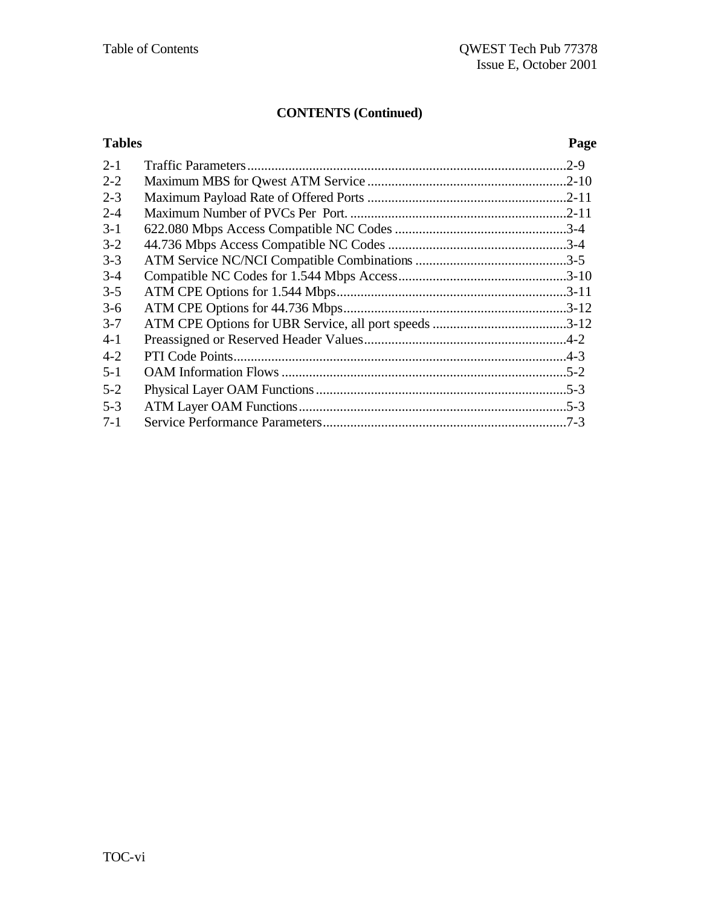**CONTENTS (Continued)**

| Tables | | Page |
|---|---|---|
| 2-1 | Traffic Parameters | 2-9 |
| 2-2 | Maximum MBS for Qwest ATM Service | 2-10 |
| 2-3 | Maximum Payload Rate of Offered Ports | 2-11 |
| 2-4 | Maximum Number of PVCs Per Port. | 2-11 |
| 3-1 | 622.080 Mbps Access Compatible NC Codes | 3-4 |
| 3-2 | 44.736 Mbps Access Compatible NC Codes | 3-4 |
| 3-3 | ATM Service NC/NCI Compatible Combinations | 3-5 |
| 3-4 | Compatible NC Codes for 1.544 Mbps Access | 3-10 |
| 3-5 | ATM CPE Options for 1.544 Mbps | 3-11 |
| 3-6 | ATM CPE Options for 44.736 Mbps | 3-12 |
| 3-7 | ATM CPE Options for UBR Service, all port speeds | 3-12 |
| 4-1 | Preassigned or Reserved Header Values | 4-2 |
| 4-2 | PTI Code Points | 4-3 |
| 5-1 | OAM Information Flows | 5-2 |
| 5-2 | Physical Layer OAM Functions | 5-3 |
| 5-3 | ATM Layer OAM Functions | 5-3 |
| 7-1 | Service Performance Parameters | 7-3 |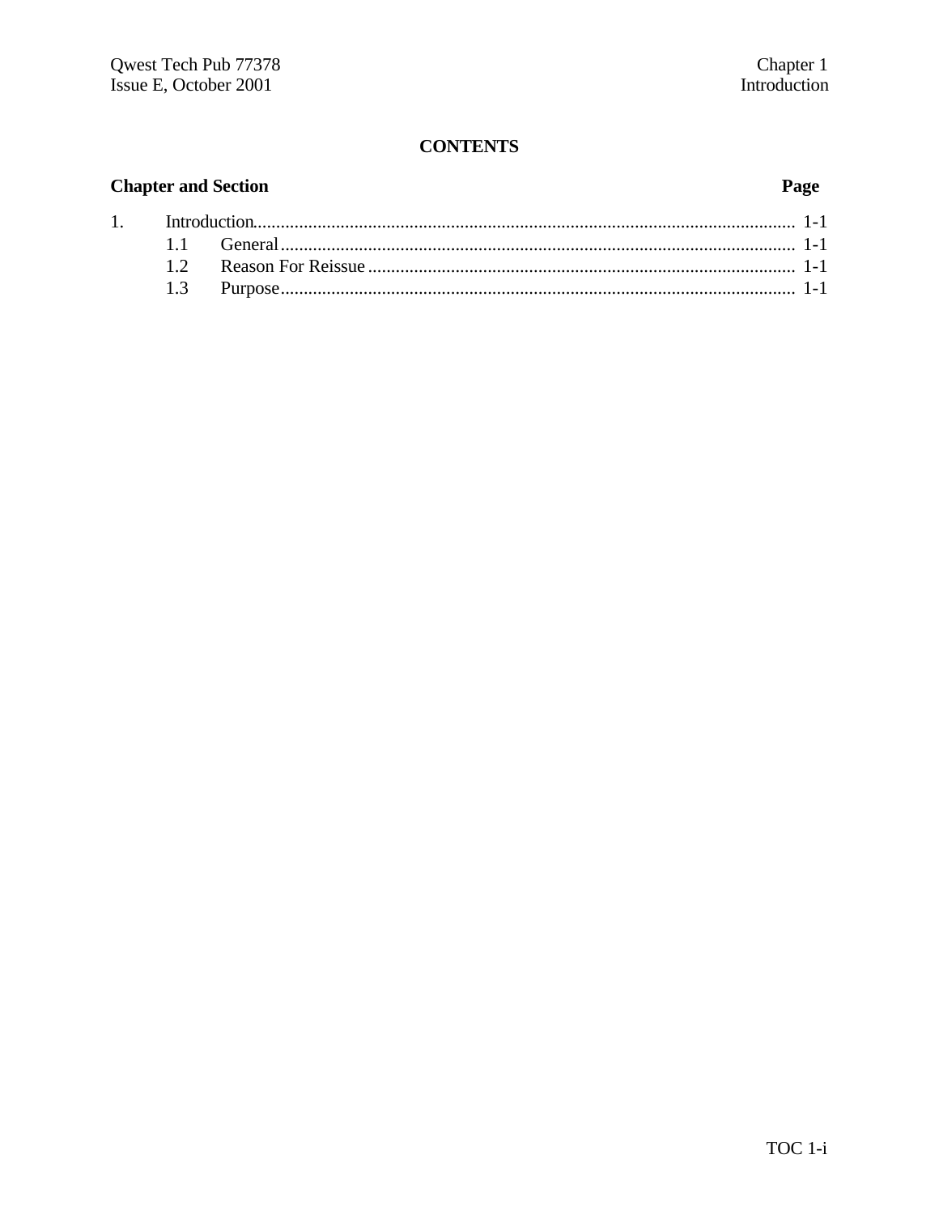# CONTENTS

| Chapter and Section | | Page |
|---|---|---|
| 1. | Introduction | 1-1 |
| | 1.1 General | 1-1 |
| | 1.2 Reason For Reissue | 1-1 |
| | 1.3 Purpose | 1-1 |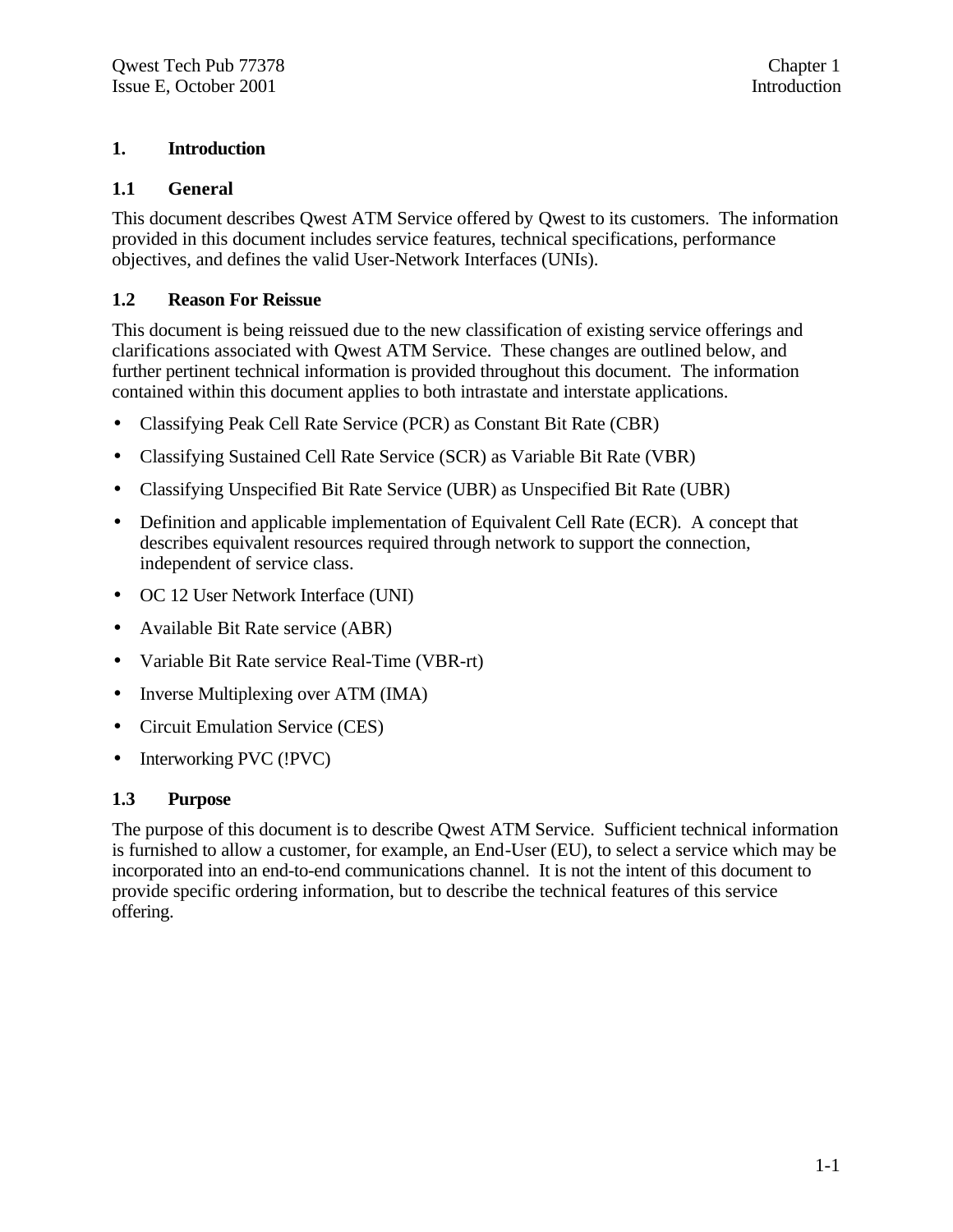# 1. Introduction

## 1.1 General

This document describes Qwest ATM Service offered by Qwest to its customers. The information provided in this document includes service features, technical specifications, performance objectives, and defines the valid User-Network Interfaces (UNIs).

## 1.2 Reason For Reissue

This document is being reissued due to the new classification of existing service offerings and clarifications associated with Qwest ATM Service. These changes are outlined below, and further pertinent technical information is provided throughout this document. The information contained within this document applies to both intrastate and interstate applications.

- Classifying Peak Cell Rate Service (PCR) as Constant Bit Rate (CBR)
- Classifying Sustained Cell Rate Service (SCR) as Variable Bit Rate (VBR)
- Classifying Unspecified Bit Rate Service (UBR) as Unspecified Bit Rate (UBR)
- Definition and applicable implementation of Equivalent Cell Rate (ECR). A concept that describes equivalent resources required through network to support the connection, independent of service class.
- OC 12 User Network Interface (UNI)
- Available Bit Rate service (ABR)
- Variable Bit Rate service Real-Time (VBR-rt)
- Inverse Multiplexing over ATM (IMA)
- Circuit Emulation Service (CES)
- Interworking PVC (!PVC)

## 1.3 Purpose

The purpose of this document is to describe Qwest ATM Service. Sufficient technical information is furnished to allow a customer, for example, an End-User (EU), to select a service which may be incorporated into an end-to-end communications channel. It is not the intent of this document to provide specific ordering information, but to describe the technical features of this service offering.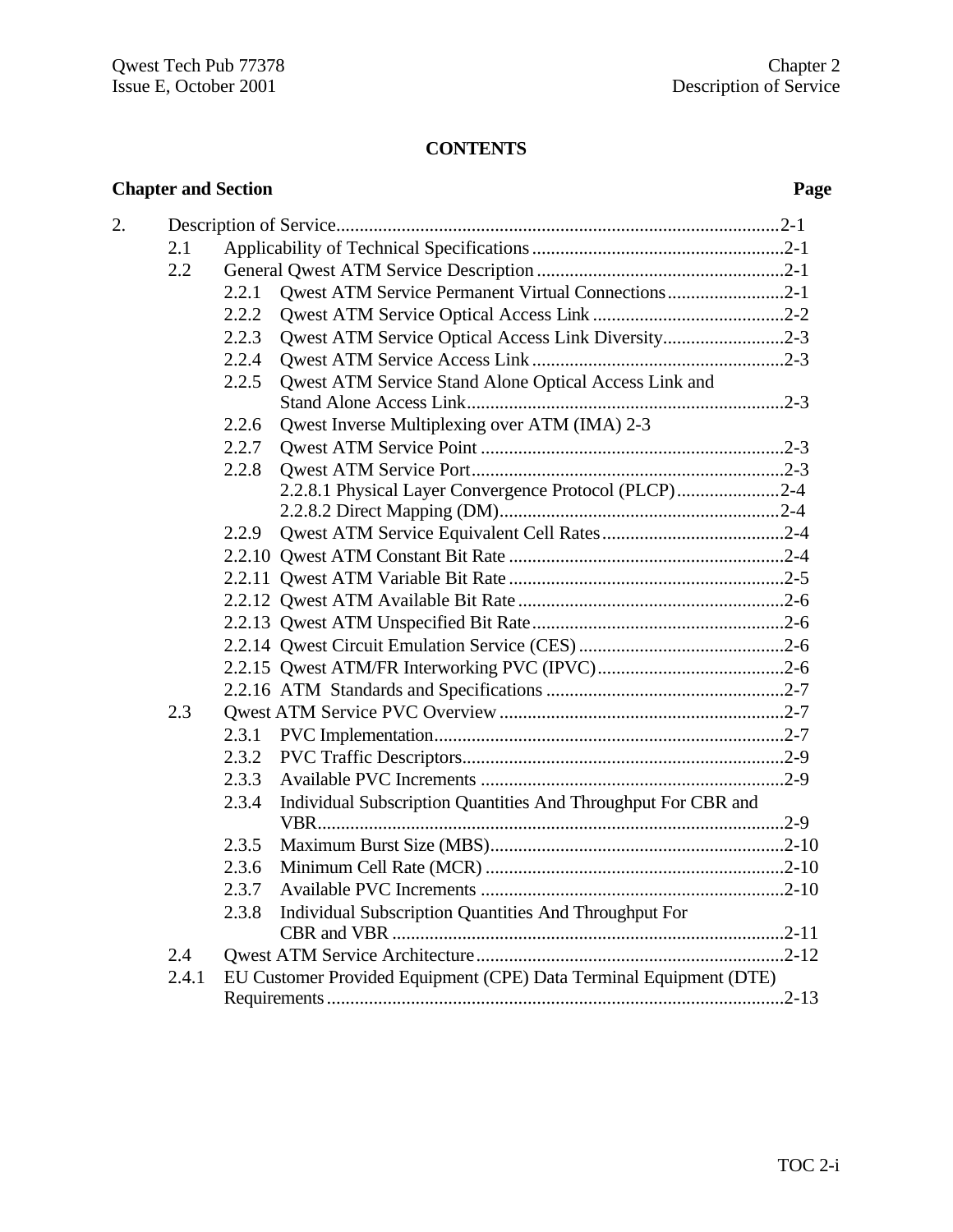**CONTENTS**

**Chapter and Section** **Page**

2. Description of Service....................................................................................2-1
   - 2.1 Applicability of Technical Specifications.......................................................2-1
   - 2.2 General Qwest ATM Service Description......................................................2-1
     - 2.2.1 Qwest ATM Service Permanent Virtual Connections..........................2-1
     - 2.2.2 Qwest ATM Service Optical Access Link ..........................................2-2
     - 2.2.3 Qwest ATM Service Optical Access Link Diversity..........................2-3
     - 2.2.4 Qwest ATM Service Access Link......................................................2-3
     - 2.2.5 Qwest ATM Service Stand Alone Optical Access Link and Stand Alone Access Link....................................................................2-3
     - 2.2.6 Qwest Inverse Multiplexing over ATM (IMA) 2-3
     - 2.2.7 Qwest ATM Service Point .................................................................2-3
     - 2.2.8 Qwest ATM Service Port...................................................................2-3
       - 2.2.8.1 Physical Layer Convergence Protocol (PLCP)......................2-4
       - 2.2.8.2 Direct Mapping (DM)............................................................2-4
     - 2.2.9 Qwest ATM Service Equivalent Cell Rates.......................................2-4
     - 2.2.10 Qwest ATM Constant Bit Rate ..........................................................2-4
     - 2.2.11 Qwest ATM Variable Bit Rate...........................................................2-5
     - 2.2.12 Qwest ATM Available Bit Rate.........................................................2-6
     - 2.2.13 Qwest ATM Unspecified Bit Rate......................................................2-6
     - 2.2.14 Qwest Circuit Emulation Service (CES)............................................2-6
     - 2.2.15 Qwest ATM/FR Interworking PVC (IPVC)........................................2-6
     - 2.2.16 ATM Standards and Specifications ...................................................2-7
   - 2.3 Qwest ATM Service PVC Overview.............................................................2-7
     - 2.3.1 PVC Implementation..........................................................................2-7
     - 2.3.2 PVC Traffic Descriptors.....................................................................2-9
     - 2.3.3 Available PVC Increments .................................................................2-9
     - 2.3.4 Individual Subscription Quantities And Throughput For CBR and VBR....................................................................................................2-9
     - 2.3.5 Maximum Burst Size (MBS)...............................................................2-10
     - 2.3.6 Minimum Cell Rate (MCR) ................................................................2-10
     - 2.3.7 Available PVC Increments .................................................................2-10
     - 2.3.8 Individual Subscription Quantities And Throughput For CBR and VBR ...................................................................................2-11
   - 2.4 Qwest ATM Service Architecture.................................................................2-12
   - 2.4.1 EU Customer Provided Equipment (CPE) Data Terminal Equipment (DTE) Requirements.................................................................................................2-13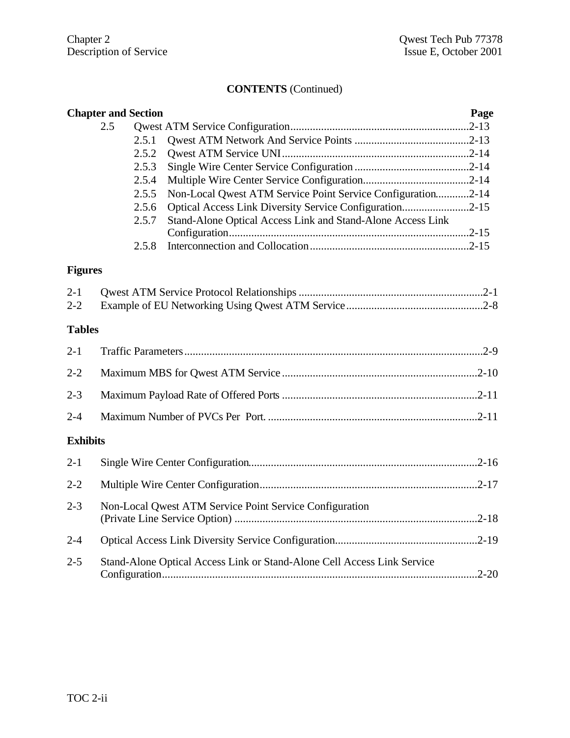**CONTENTS** (Continued)

| Chapter and Section | | | Page |
|---|---|---|---|
| 2.5 | | Qwest ATM Service Configuration | 2-13 |
| | 2.5.1 | Qwest ATM Network And Service Points | 2-13 |
| | 2.5.2 | Qwest ATM Service UNI | 2-14 |
| | 2.5.3 | Single Wire Center Service Configuration | 2-14 |
| | 2.5.4 | Multiple Wire Center Service Configuration | 2-14 |
| | 2.5.5 | Non-Local Qwest ATM Service Point Service Configuration | 2-14 |
| | 2.5.6 | Optical Access Link Diversity Service Configuration | 2-15 |
| | 2.5.7 | Stand-Alone Optical Access Link and Stand-Alone Access Link Configuration | 2-15 |
| | 2.5.8 | Interconnection and Collocation | 2-15 |

**Figures**

| | | |
|---|---|---|
| 2-1 | Qwest ATM Service Protocol Relationships | 2-1 |
| 2-2 | Example of EU Networking Using Qwest ATM Service | 2-8 |

**Tables**

| | | |
|---|---|---|
| 2-1 | Traffic Parameters | 2-9 |
| 2-2 | Maximum MBS for Qwest ATM Service | 2-10 |
| 2-3 | Maximum Payload Rate of Offered Ports | 2-11 |
| 2-4 | Maximum Number of PVCs Per Port. | 2-11 |

**Exhibits**

| | | |
|---|---|---|
| 2-1 | Single Wire Center Configuration | 2-16 |
| 2-2 | Multiple Wire Center Configuration | 2-17 |
| 2-3 | Non-Local Qwest ATM Service Point Service Configuration (Private Line Service Option) | 2-18 |
| 2-4 | Optical Access Link Diversity Service Configuration | 2-19 |
| 2-5 | Stand-Alone Optical Access Link or Stand-Alone Cell Access Link Service Configuration | 2-20 |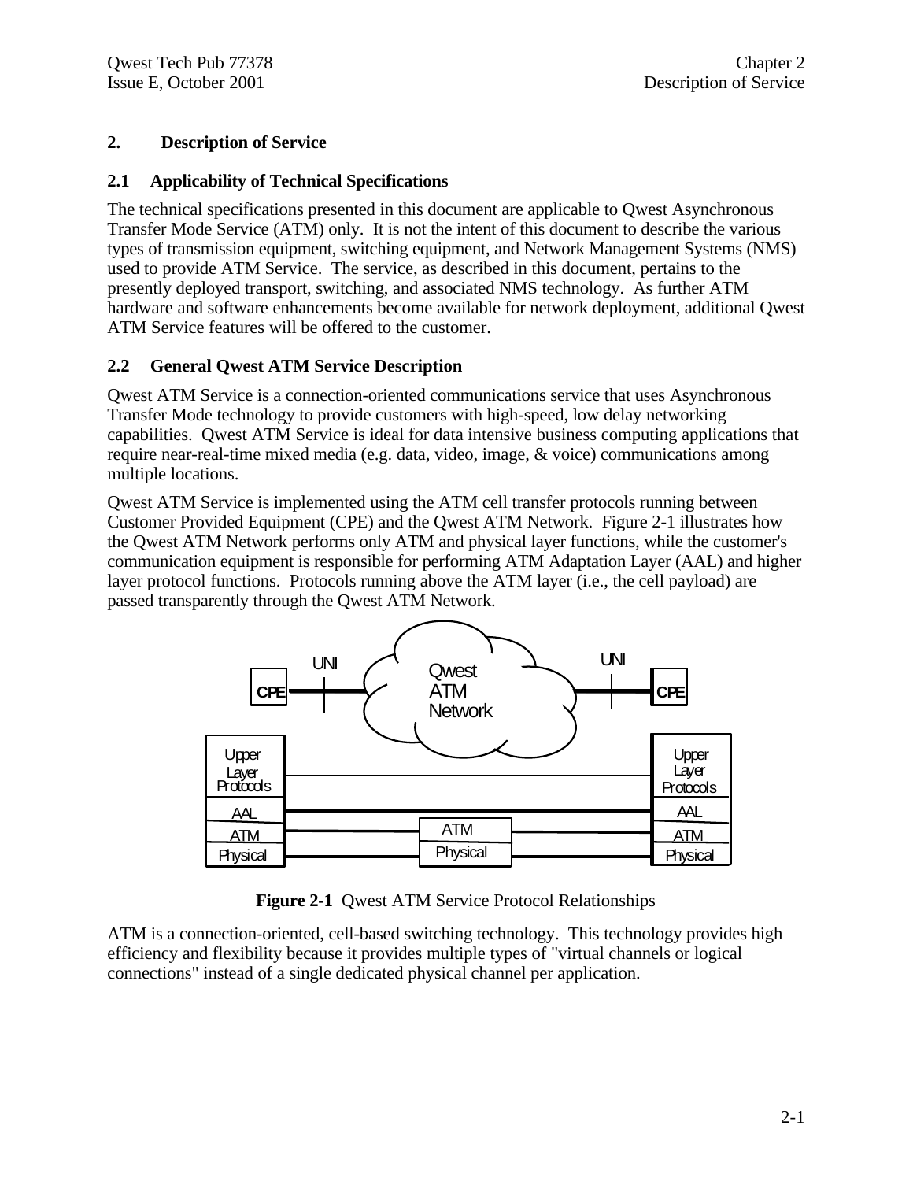## 2. Description of Service

### 2.1 Applicability of Technical Specifications

The technical specifications presented in this document are applicable to Qwest Asynchronous Transfer Mode Service (ATM) only. It is not the intent of this document to describe the various types of transmission equipment, switching equipment, and Network Management Systems (NMS) used to provide ATM Service. The service, as described in this document, pertains to the presently deployed transport, switching, and associated NMS technology. As further ATM hardware and software enhancements become available for network deployment, additional Qwest ATM Service features will be offered to the customer.

### 2.2 General Qwest ATM Service Description

Qwest ATM Service is a connection-oriented communications service that uses Asynchronous Transfer Mode technology to provide customers with high-speed, low delay networking capabilities. Qwest ATM Service is ideal for data intensive business computing applications that require near-real-time mixed media (e.g. data, video, image, & voice) communications among multiple locations.

Qwest ATM Service is implemented using the ATM cell transfer protocols running between Customer Provided Equipment (CPE) and the Qwest ATM Network. Figure 2-1 illustrates how the Qwest ATM Network performs only ATM and physical layer functions, while the customer's communication equipment is responsible for performing ATM Adaptation Layer (AAL) and higher layer protocol functions. Protocols running above the ATM layer (i.e., the cell payload) are passed transparently through the Qwest ATM Network.

**Figure 2-1** Qwest ATM Service Protocol Relationships

ATM is a connection-oriented, cell-based switching technology. This technology provides high efficiency and flexibility because it provides multiple types of "virtual channels or logical connections" instead of a single dedicated physical channel per application.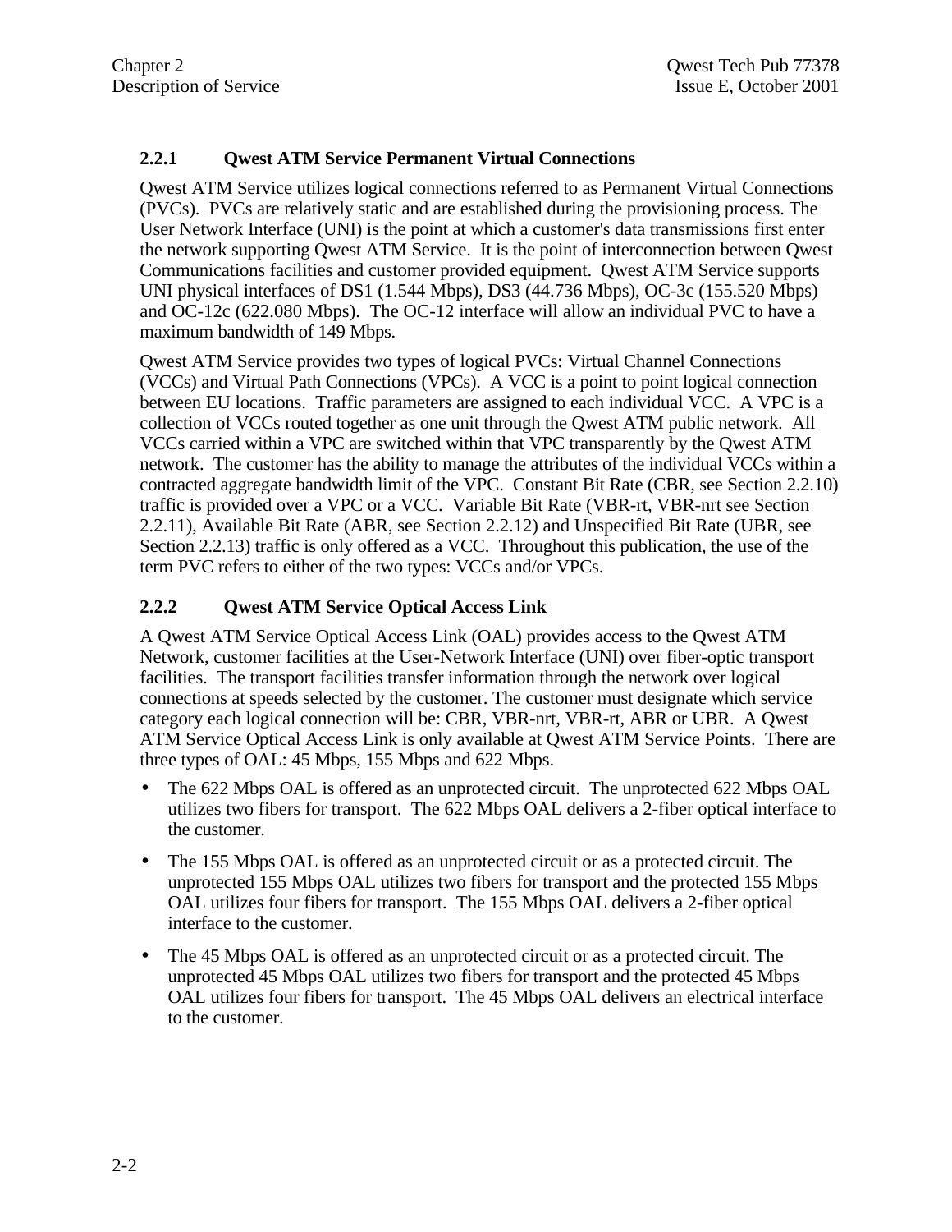### 2.2.1 Qwest ATM Service Permanent Virtual Connections

Qwest ATM Service utilizes logical connections referred to as Permanent Virtual Connections (PVCs). PVCs are relatively static and are established during the provisioning process. The User Network Interface (UNI) is the point at which a customer's data transmissions first enter the network supporting Qwest ATM Service. It is the point of interconnection between Qwest Communications facilities and customer provided equipment. Qwest ATM Service supports UNI physical interfaces of DS1 (1.544 Mbps), DS3 (44.736 Mbps), OC-3c (155.520 Mbps) and OC-12c (622.080 Mbps). The OC-12 interface will allow an individual PVC to have a maximum bandwidth of 149 Mbps.

Qwest ATM Service provides two types of logical PVCs: Virtual Channel Connections (VCCs) and Virtual Path Connections (VPCs). A VCC is a point to point logical connection between EU locations. Traffic parameters are assigned to each individual VCC. A VPC is a collection of VCCs routed together as one unit through the Qwest ATM public network. All VCCs carried within a VPC are switched within that VPC transparently by the Qwest ATM network. The customer has the ability to manage the attributes of the individual VCCs within a contracted aggregate bandwidth limit of the VPC. Constant Bit Rate (CBR, see Section 2.2.10) traffic is provided over a VPC or a VCC. Variable Bit Rate (VBR-rt, VBR-nrt see Section 2.2.11), Available Bit Rate (ABR, see Section 2.2.12) and Unspecified Bit Rate (UBR, see Section 2.2.13) traffic is only offered as a VCC. Throughout this publication, the use of the term PVC refers to either of the two types: VCCs and/or VPCs.

### 2.2.2 Qwest ATM Service Optical Access Link

A Qwest ATM Service Optical Access Link (OAL) provides access to the Qwest ATM Network, customer facilities at the User-Network Interface (UNI) over fiber-optic transport facilities. The transport facilities transfer information through the network over logical connections at speeds selected by the customer. The customer must designate which service category each logical connection will be: CBR, VBR-nrt, VBR-rt, ABR or UBR. A Qwest ATM Service Optical Access Link is only available at Qwest ATM Service Points. There are three types of OAL: 45 Mbps, 155 Mbps and 622 Mbps.

- The 622 Mbps OAL is offered as an unprotected circuit. The unprotected 622 Mbps OAL utilizes two fibers for transport. The 622 Mbps OAL delivers a 2-fiber optical interface to the customer.
- The 155 Mbps OAL is offered as an unprotected circuit or as a protected circuit. The unprotected 155 Mbps OAL utilizes two fibers for transport and the protected 155 Mbps OAL utilizes four fibers for transport. The 155 Mbps OAL delivers a 2-fiber optical interface to the customer.
- The 45 Mbps OAL is offered as an unprotected circuit or as a protected circuit. The unprotected 45 Mbps OAL utilizes two fibers for transport and the protected 45 Mbps OAL utilizes four fibers for transport. The 45 Mbps OAL delivers an electrical interface to the customer.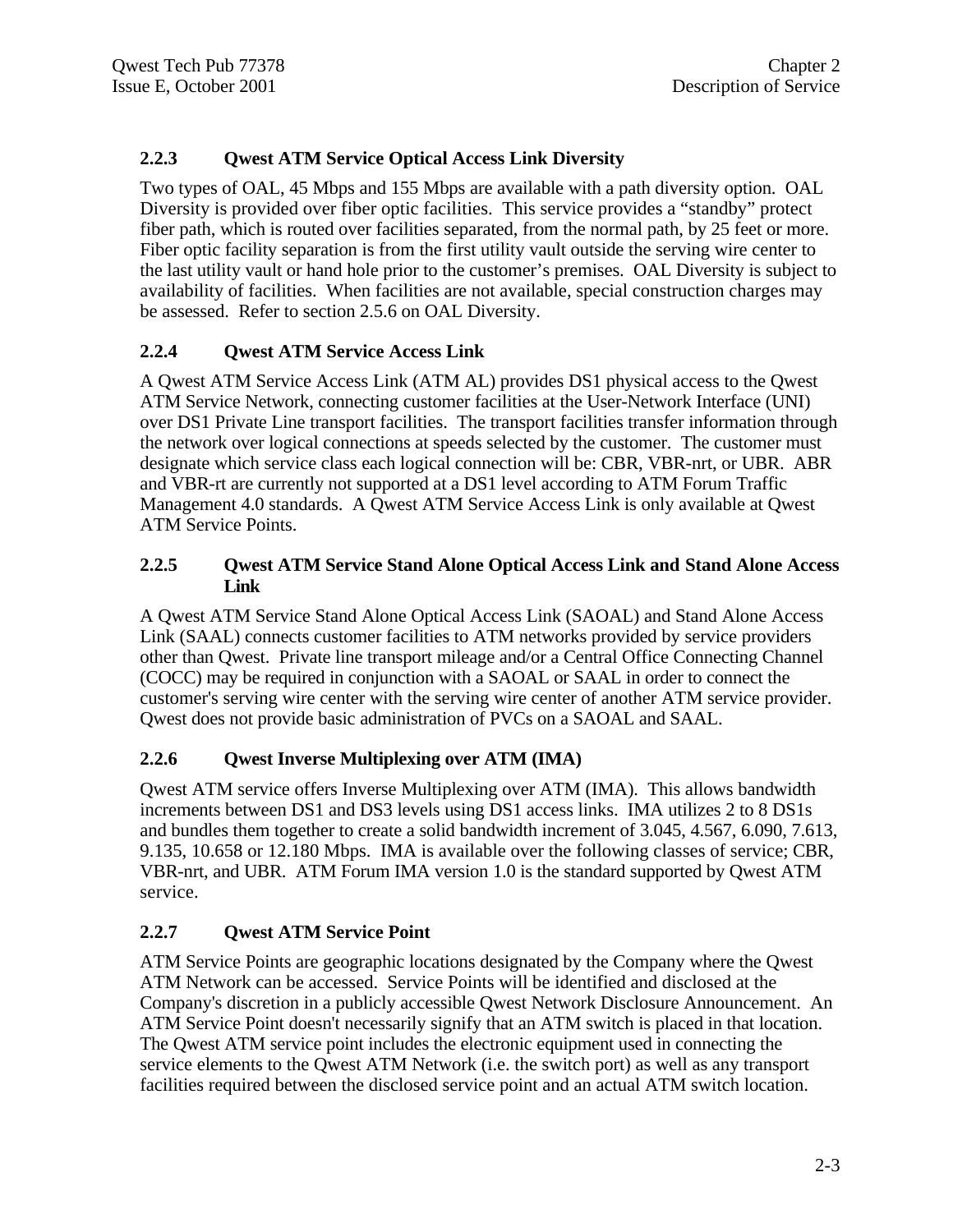### 2.2.3 Qwest ATM Service Optical Access Link Diversity

Two types of OAL, 45 Mbps and 155 Mbps are available with a path diversity option. OAL Diversity is provided over fiber optic facilities. This service provides a "standby" protect fiber path, which is routed over facilities separated, from the normal path, by 25 feet or more. Fiber optic facility separation is from the first utility vault outside the serving wire center to the last utility vault or hand hole prior to the customer's premises. OAL Diversity is subject to availability of facilities. When facilities are not available, special construction charges may be assessed. Refer to section 2.5.6 on OAL Diversity.

### 2.2.4 Qwest ATM Service Access Link

A Qwest ATM Service Access Link (ATM AL) provides DS1 physical access to the Qwest ATM Service Network, connecting customer facilities at the User-Network Interface (UNI) over DS1 Private Line transport facilities. The transport facilities transfer information through the network over logical connections at speeds selected by the customer. The customer must designate which service class each logical connection will be: CBR, VBR-nrt, or UBR. ABR and VBR-rt are currently not supported at a DS1 level according to ATM Forum Traffic Management 4.0 standards. A Qwest ATM Service Access Link is only available at Qwest ATM Service Points.

### 2.2.5 Qwest ATM Service Stand Alone Optical Access Link and Stand Alone Access Link

A Qwest ATM Service Stand Alone Optical Access Link (SAOAL) and Stand Alone Access Link (SAAL) connects customer facilities to ATM networks provided by service providers other than Qwest. Private line transport mileage and/or a Central Office Connecting Channel (COCC) may be required in conjunction with a SAOAL or SAAL in order to connect the customer's serving wire center with the serving wire center of another ATM service provider. Qwest does not provide basic administration of PVCs on a SAOAL and SAAL.

### 2.2.6 Qwest Inverse Multiplexing over ATM (IMA)

Qwest ATM service offers Inverse Multiplexing over ATM (IMA). This allows bandwidth increments between DS1 and DS3 levels using DS1 access links. IMA utilizes 2 to 8 DS1s and bundles them together to create a solid bandwidth increment of 3.045, 4.567, 6.090, 7.613, 9.135, 10.658 or 12.180 Mbps. IMA is available over the following classes of service; CBR, VBR-nrt, and UBR. ATM Forum IMA version 1.0 is the standard supported by Qwest ATM service.

### 2.2.7 Qwest ATM Service Point

ATM Service Points are geographic locations designated by the Company where the Qwest ATM Network can be accessed. Service Points will be identified and disclosed at the Company's discretion in a publicly accessible Qwest Network Disclosure Announcement. An ATM Service Point doesn't necessarily signify that an ATM switch is placed in that location. The Qwest ATM service point includes the electronic equipment used in connecting the service elements to the Qwest ATM Network (i.e. the switch port) as well as any transport facilities required between the disclosed service point and an actual ATM switch location.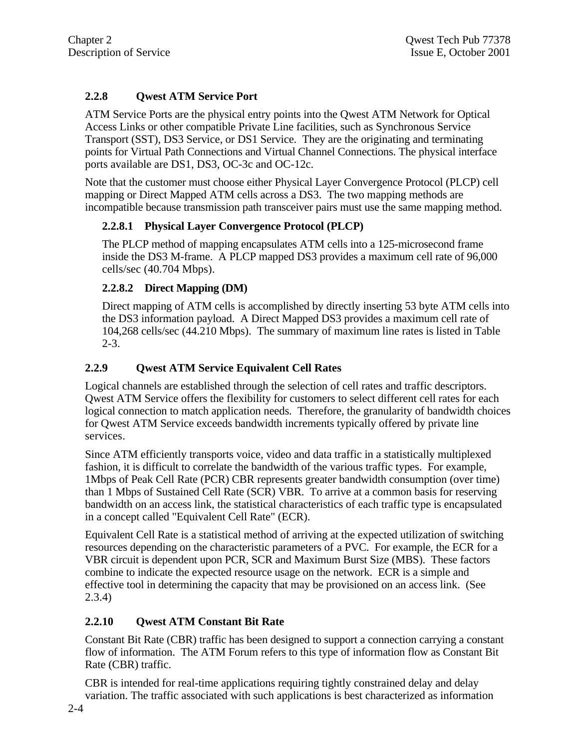### 2.2.8 Qwest ATM Service Port

ATM Service Ports are the physical entry points into the Qwest ATM Network for Optical Access Links or other compatible Private Line facilities, such as Synchronous Service Transport (SST), DS3 Service, or DS1 Service. They are the originating and terminating points for Virtual Path Connections and Virtual Channel Connections. The physical interface ports available are DS1, DS3, OC-3c and OC-12c.

Note that the customer must choose either Physical Layer Convergence Protocol (PLCP) cell mapping or Direct Mapped ATM cells across a DS3. The two mapping methods are incompatible because transmission path transceiver pairs must use the same mapping method.

#### 2.2.8.1 Physical Layer Convergence Protocol (PLCP)

The PLCP method of mapping encapsulates ATM cells into a 125-microsecond frame inside the DS3 M-frame. A PLCP mapped DS3 provides a maximum cell rate of 96,000 cells/sec (40.704 Mbps).

#### 2.2.8.2 Direct Mapping (DM)

Direct mapping of ATM cells is accomplished by directly inserting 53 byte ATM cells into the DS3 information payload. A Direct Mapped DS3 provides a maximum cell rate of 104,268 cells/sec (44.210 Mbps). The summary of maximum line rates is listed in Table 2-3.

### 2.2.9 Qwest ATM Service Equivalent Cell Rates

Logical channels are established through the selection of cell rates and traffic descriptors. Qwest ATM Service offers the flexibility for customers to select different cell rates for each logical connection to match application needs. Therefore, the granularity of bandwidth choices for Qwest ATM Service exceeds bandwidth increments typically offered by private line services.

Since ATM efficiently transports voice, video and data traffic in a statistically multiplexed fashion, it is difficult to correlate the bandwidth of the various traffic types. For example, 1Mbps of Peak Cell Rate (PCR) CBR represents greater bandwidth consumption (over time) than 1 Mbps of Sustained Cell Rate (SCR) VBR. To arrive at a common basis for reserving bandwidth on an access link, the statistical characteristics of each traffic type is encapsulated in a concept called "Equivalent Cell Rate" (ECR).

Equivalent Cell Rate is a statistical method of arriving at the expected utilization of switching resources depending on the characteristic parameters of a PVC. For example, the ECR for a VBR circuit is dependent upon PCR, SCR and Maximum Burst Size (MBS). These factors combine to indicate the expected resource usage on the network. ECR is a simple and effective tool in determining the capacity that may be provisioned on an access link. (See 2.3.4)

### 2.2.10 Qwest ATM Constant Bit Rate

Constant Bit Rate (CBR) traffic has been designed to support a connection carrying a constant flow of information. The ATM Forum refers to this type of information flow as Constant Bit Rate (CBR) traffic.

CBR is intended for real-time applications requiring tightly constrained delay and delay variation. The traffic associated with such applications is best characterized as information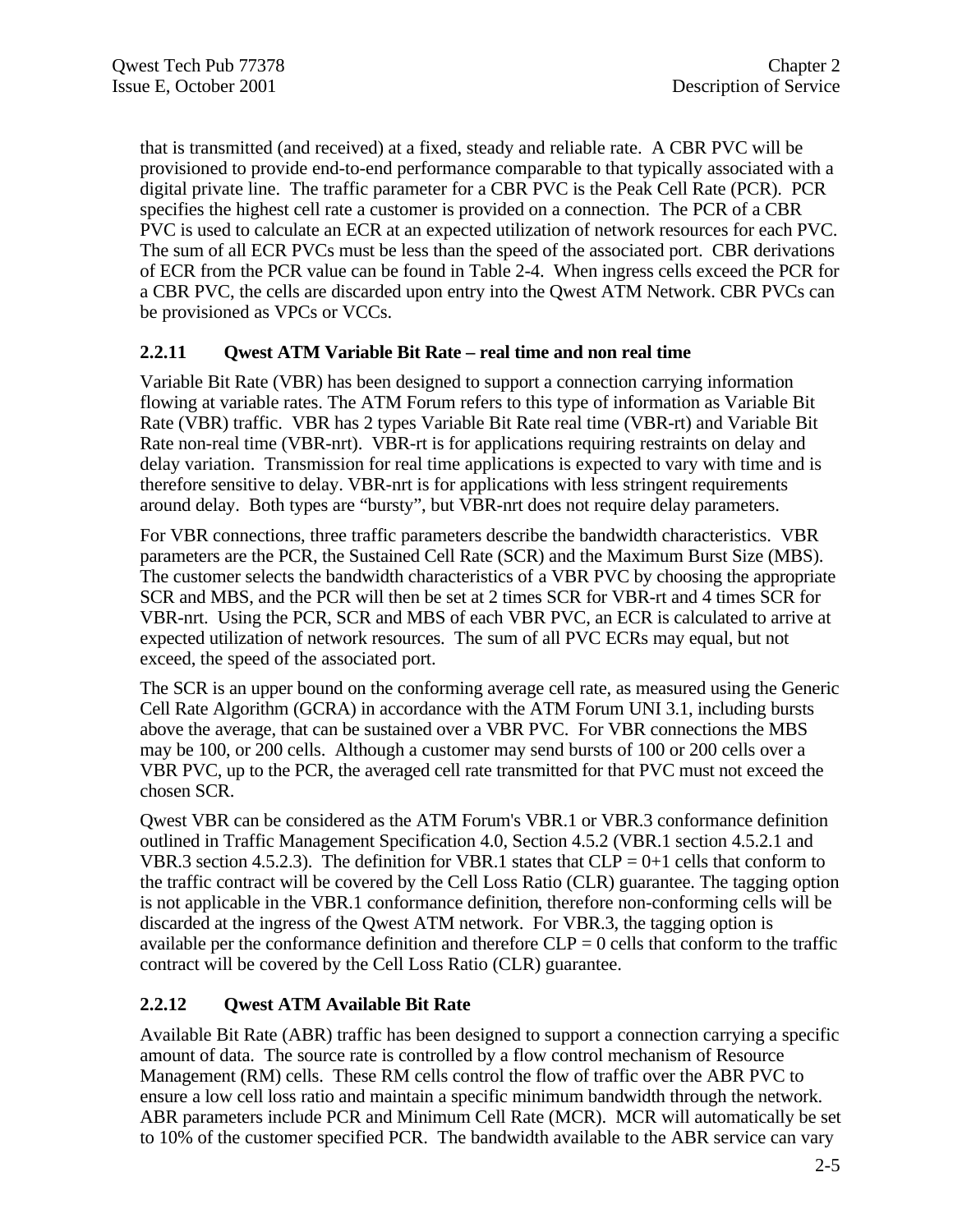that is transmitted (and received) at a fixed, steady and reliable rate. A CBR PVC will be provisioned to provide end-to-end performance comparable to that typically associated with a digital private line. The traffic parameter for a CBR PVC is the Peak Cell Rate (PCR). PCR specifies the highest cell rate a customer is provided on a connection. The PCR of a CBR PVC is used to calculate an ECR at an expected utilization of network resources for each PVC. The sum of all ECR PVCs must be less than the speed of the associated port. CBR derivations of ECR from the PCR value can be found in Table 2-4. When ingress cells exceed the PCR for a CBR PVC, the cells are discarded upon entry into the Qwest ATM Network. CBR PVCs can be provisioned as VPCs or VCCs.

### 2.2.11 Qwest ATM Variable Bit Rate – real time and non real time

Variable Bit Rate (VBR) has been designed to support a connection carrying information flowing at variable rates. The ATM Forum refers to this type of information as Variable Bit Rate (VBR) traffic. VBR has 2 types Variable Bit Rate real time (VBR-rt) and Variable Bit Rate non-real time (VBR-nrt). VBR-rt is for applications requiring restraints on delay and delay variation. Transmission for real time applications is expected to vary with time and is therefore sensitive to delay. VBR-nrt is for applications with less stringent requirements around delay. Both types are "bursty", but VBR-nrt does not require delay parameters.

For VBR connections, three traffic parameters describe the bandwidth characteristics. VBR parameters are the PCR, the Sustained Cell Rate (SCR) and the Maximum Burst Size (MBS). The customer selects the bandwidth characteristics of a VBR PVC by choosing the appropriate SCR and MBS, and the PCR will then be set at 2 times SCR for VBR-rt and 4 times SCR for VBR-nrt. Using the PCR, SCR and MBS of each VBR PVC, an ECR is calculated to arrive at expected utilization of network resources. The sum of all PVC ECRs may equal, but not exceed, the speed of the associated port.

The SCR is an upper bound on the conforming average cell rate, as measured using the Generic Cell Rate Algorithm (GCRA) in accordance with the ATM Forum UNI 3.1, including bursts above the average, that can be sustained over a VBR PVC. For VBR connections the MBS may be 100, or 200 cells. Although a customer may send bursts of 100 or 200 cells over a VBR PVC, up to the PCR, the averaged cell rate transmitted for that PVC must not exceed the chosen SCR.

Qwest VBR can be considered as the ATM Forum's VBR.1 or VBR.3 conformance definition outlined in Traffic Management Specification 4.0, Section 4.5.2 (VBR.1 section 4.5.2.1 and VBR.3 section 4.5.2.3). The definition for VBR.1 states that CLP = 0+1 cells that conform to the traffic contract will be covered by the Cell Loss Ratio (CLR) guarantee. The tagging option is not applicable in the VBR.1 conformance definition, therefore non-conforming cells will be discarded at the ingress of the Qwest ATM network. For VBR.3, the tagging option is available per the conformance definition and therefore CLP = 0 cells that conform to the traffic contract will be covered by the Cell Loss Ratio (CLR) guarantee.

### 2.2.12 Qwest ATM Available Bit Rate

Available Bit Rate (ABR) traffic has been designed to support a connection carrying a specific amount of data. The source rate is controlled by a flow control mechanism of Resource Management (RM) cells. These RM cells control the flow of traffic over the ABR PVC to ensure a low cell loss ratio and maintain a specific minimum bandwidth through the network. ABR parameters include PCR and Minimum Cell Rate (MCR). MCR will automatically be set to 10% of the customer specified PCR. The bandwidth available to the ABR service can vary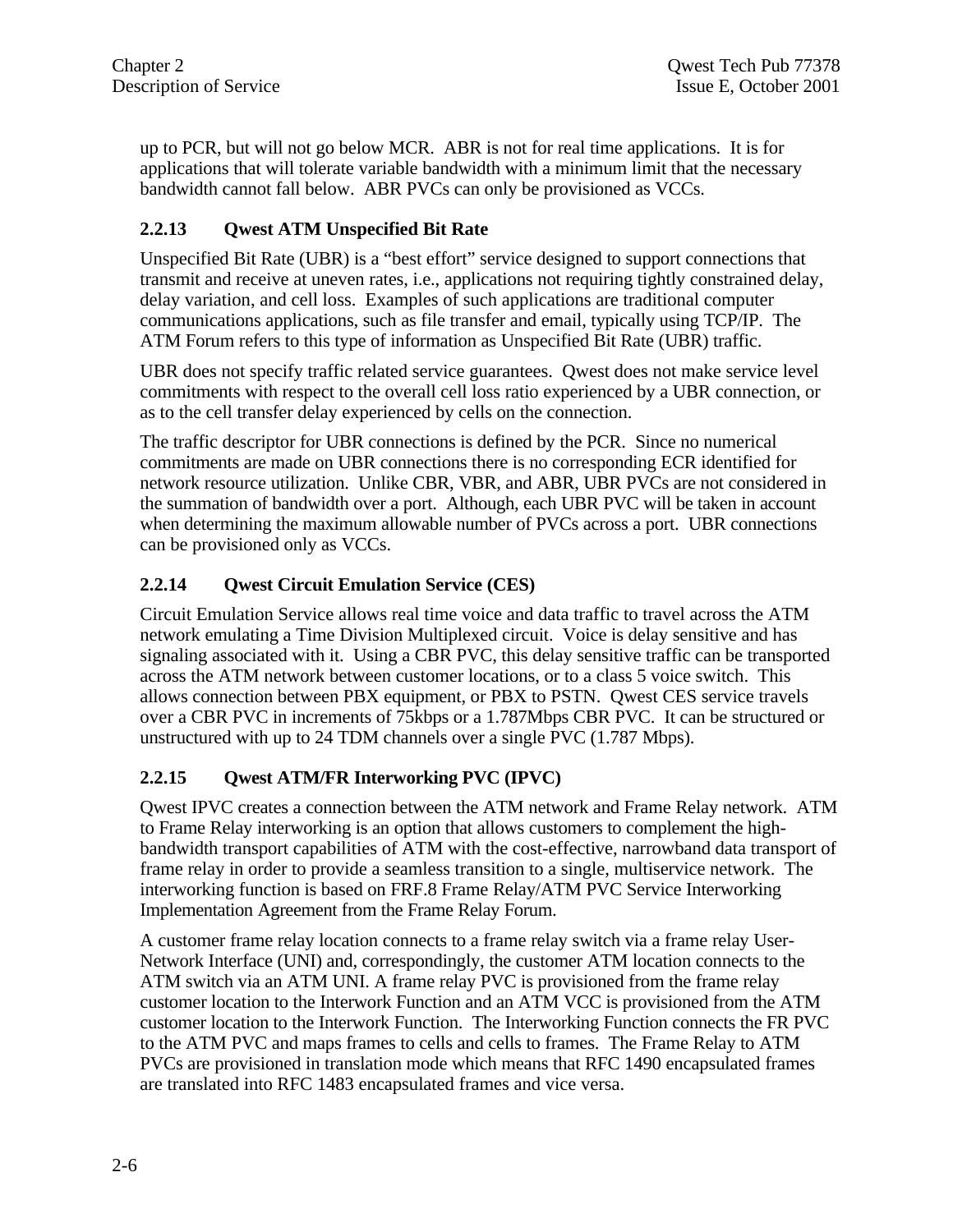up to PCR, but will not go below MCR. ABR is not for real time applications. It is for applications that will tolerate variable bandwidth with a minimum limit that the necessary bandwidth cannot fall below. ABR PVCs can only be provisioned as VCCs.

### 2.2.13 Qwest ATM Unspecified Bit Rate

Unspecified Bit Rate (UBR) is a "best effort" service designed to support connections that transmit and receive at uneven rates, i.e., applications not requiring tightly constrained delay, delay variation, and cell loss. Examples of such applications are traditional computer communications applications, such as file transfer and email, typically using TCP/IP. The ATM Forum refers to this type of information as Unspecified Bit Rate (UBR) traffic.

UBR does not specify traffic related service guarantees. Qwest does not make service level commitments with respect to the overall cell loss ratio experienced by a UBR connection, or as to the cell transfer delay experienced by cells on the connection.

The traffic descriptor for UBR connections is defined by the PCR. Since no numerical commitments are made on UBR connections there is no corresponding ECR identified for network resource utilization. Unlike CBR, VBR, and ABR, UBR PVCs are not considered in the summation of bandwidth over a port. Although, each UBR PVC will be taken in account when determining the maximum allowable number of PVCs across a port. UBR connections can be provisioned only as VCCs.

### 2.2.14 Qwest Circuit Emulation Service (CES)

Circuit Emulation Service allows real time voice and data traffic to travel across the ATM network emulating a Time Division Multiplexed circuit. Voice is delay sensitive and has signaling associated with it. Using a CBR PVC, this delay sensitive traffic can be transported across the ATM network between customer locations, or to a class 5 voice switch. This allows connection between PBX equipment, or PBX to PSTN. Qwest CES service travels over a CBR PVC in increments of 75kbps or a 1.787Mbps CBR PVC. It can be structured or unstructured with up to 24 TDM channels over a single PVC (1.787 Mbps).

### 2.2.15 Qwest ATM/FR Interworking PVC (IPVC)

Qwest IPVC creates a connection between the ATM network and Frame Relay network. ATM to Frame Relay interworking is an option that allows customers to complement the high-bandwidth transport capabilities of ATM with the cost-effective, narrowband data transport of frame relay in order to provide a seamless transition to a single, multiservice network. The interworking function is based on FRF.8 Frame Relay/ATM PVC Service Interworking Implementation Agreement from the Frame Relay Forum.

A customer frame relay location connects to a frame relay switch via a frame relay User-Network Interface (UNI) and, correspondingly, the customer ATM location connects to the ATM switch via an ATM UNI. A frame relay PVC is provisioned from the frame relay customer location to the Interwork Function and an ATM VCC is provisioned from the ATM customer location to the Interwork Function. The Interworking Function connects the FR PVC to the ATM PVC and maps frames to cells and cells to frames. The Frame Relay to ATM PVCs are provisioned in translation mode which means that RFC 1490 encapsulated frames are translated into RFC 1483 encapsulated frames and vice versa.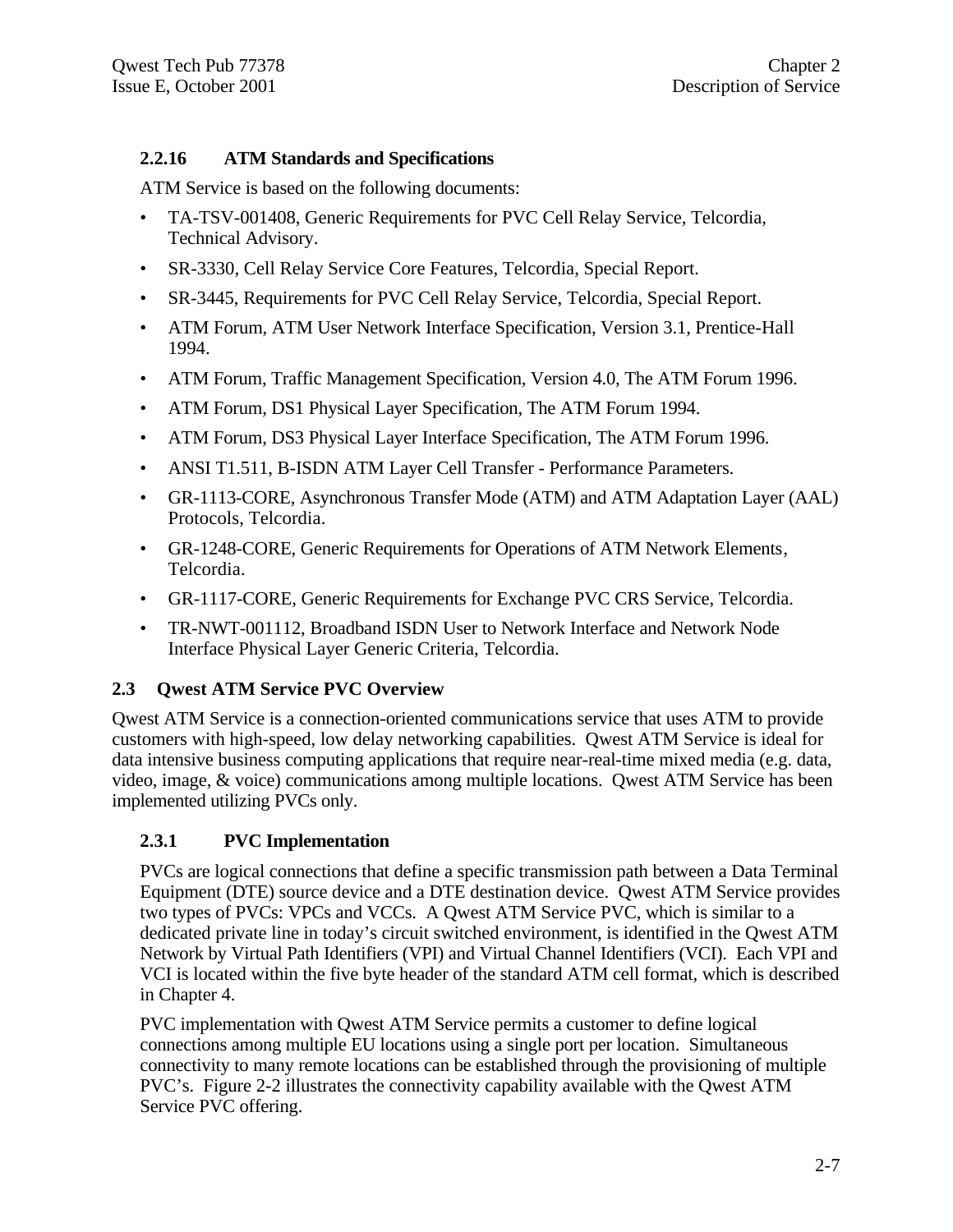### 2.2.16 ATM Standards and Specifications

ATM Service is based on the following documents:

- TA-TSV-001408, Generic Requirements for PVC Cell Relay Service, Telcordia, Technical Advisory.
- SR-3330, Cell Relay Service Core Features, Telcordia, Special Report.
- SR-3445, Requirements for PVC Cell Relay Service, Telcordia, Special Report.
- ATM Forum, ATM User Network Interface Specification, Version 3.1, Prentice-Hall 1994.
- ATM Forum, Traffic Management Specification, Version 4.0, The ATM Forum 1996.
- ATM Forum, DS1 Physical Layer Specification, The ATM Forum 1994.
- ATM Forum, DS3 Physical Layer Interface Specification, The ATM Forum 1996.
- ANSI T1.511, B-ISDN ATM Layer Cell Transfer - Performance Parameters.
- GR-1113-CORE, Asynchronous Transfer Mode (ATM) and ATM Adaptation Layer (AAL) Protocols, Telcordia.
- GR-1248-CORE, Generic Requirements for Operations of ATM Network Elements, Telcordia.
- GR-1117-CORE, Generic Requirements for Exchange PVC CRS Service, Telcordia.
- TR-NWT-001112, Broadband ISDN User to Network Interface and Network Node Interface Physical Layer Generic Criteria, Telcordia.

## 2.3 Qwest ATM Service PVC Overview

Qwest ATM Service is a connection-oriented communications service that uses ATM to provide customers with high-speed, low delay networking capabilities. Qwest ATM Service is ideal for data intensive business computing applications that require near-real-time mixed media (e.g. data, video, image, & voice) communications among multiple locations. Qwest ATM Service has been implemented utilizing PVCs only.

### 2.3.1 PVC Implementation

PVCs are logical connections that define a specific transmission path between a Data Terminal Equipment (DTE) source device and a DTE destination device. Qwest ATM Service provides two types of PVCs: VPCs and VCCs. A Qwest ATM Service PVC, which is similar to a dedicated private line in today's circuit switched environment, is identified in the Qwest ATM Network by Virtual Path Identifiers (VPI) and Virtual Channel Identifiers (VCI). Each VPI and VCI is located within the five byte header of the standard ATM cell format, which is described in Chapter 4.

PVC implementation with Qwest ATM Service permits a customer to define logical connections among multiple EU locations using a single port per location. Simultaneous connectivity to many remote locations can be established through the provisioning of multiple PVC's. Figure 2-2 illustrates the connectivity capability available with the Qwest ATM Service PVC offering.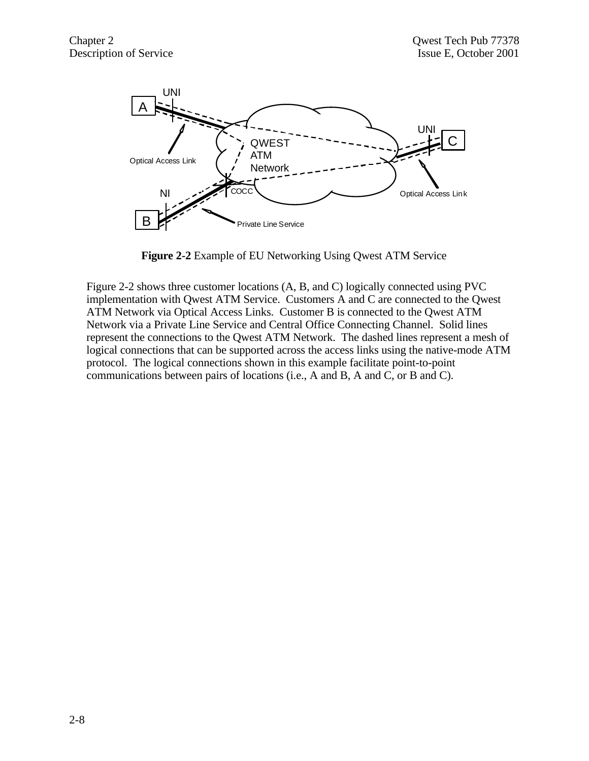**Figure 2-2** Example of EU Networking Using Qwest ATM Service

Figure 2-2 shows three customer locations (A, B, and C) logically connected using PVC implementation with Qwest ATM Service. Customers A and C are connected to the Qwest ATM Network via Optical Access Links. Customer B is connected to the Qwest ATM Network via a Private Line Service and Central Office Connecting Channel. Solid lines represent the connections to the Qwest ATM Network. The dashed lines represent a mesh of logical connections that can be supported across the access links using the native-mode ATM protocol. The logical connections shown in this example facilitate point-to-point communications between pairs of locations (i.e., A and B, A and C, or B and C).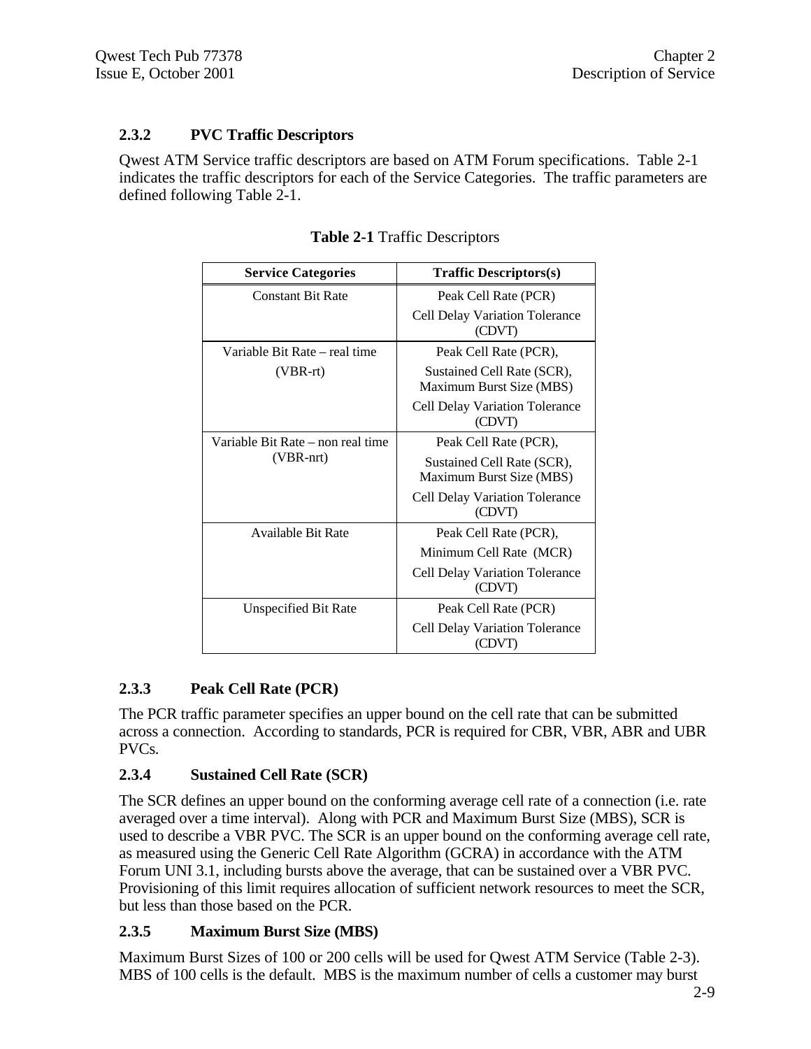### 2.3.2 PVC Traffic Descriptors

Qwest ATM Service traffic descriptors are based on ATM Forum specifications. Table 2-1 indicates the traffic descriptors for each of the Service Categories. The traffic parameters are defined following Table 2-1.

**Table 2-1** Traffic Descriptors

| Service Categories | Traffic Descriptors(s) |
|---|---|
| Constant Bit Rate | Peak Cell Rate (PCR)<br>Cell Delay Variation Tolerance (CDVT) |
| Variable Bit Rate – real time (VBR-rt) | Peak Cell Rate (PCR),<br>Sustained Cell Rate (SCR), Maximum Burst Size (MBS)<br>Cell Delay Variation Tolerance (CDVT) |
| Variable Bit Rate – non real time (VBR-nrt) | Peak Cell Rate (PCR),<br>Sustained Cell Rate (SCR), Maximum Burst Size (MBS)<br>Cell Delay Variation Tolerance (CDVT) |
| Available Bit Rate | Peak Cell Rate (PCR),<br>Minimum Cell Rate (MCR)<br>Cell Delay Variation Tolerance (CDVT) |
| Unspecified Bit Rate | Peak Cell Rate (PCR)<br>Cell Delay Variation Tolerance (CDVT) |

### 2.3.3 Peak Cell Rate (PCR)

The PCR traffic parameter specifies an upper bound on the cell rate that can be submitted across a connection. According to standards, PCR is required for CBR, VBR, ABR and UBR PVCs.

### 2.3.4 Sustained Cell Rate (SCR)

The SCR defines an upper bound on the conforming average cell rate of a connection (i.e. rate averaged over a time interval). Along with PCR and Maximum Burst Size (MBS), SCR is used to describe a VBR PVC. The SCR is an upper bound on the conforming average cell rate, as measured using the Generic Cell Rate Algorithm (GCRA) in accordance with the ATM Forum UNI 3.1, including bursts above the average, that can be sustained over a VBR PVC. Provisioning of this limit requires allocation of sufficient network resources to meet the SCR, but less than those based on the PCR.

### 2.3.5 Maximum Burst Size (MBS)

Maximum Burst Sizes of 100 or 200 cells will be used for Qwest ATM Service (Table 2-3). MBS of 100 cells is the default. MBS is the maximum number of cells a customer may burst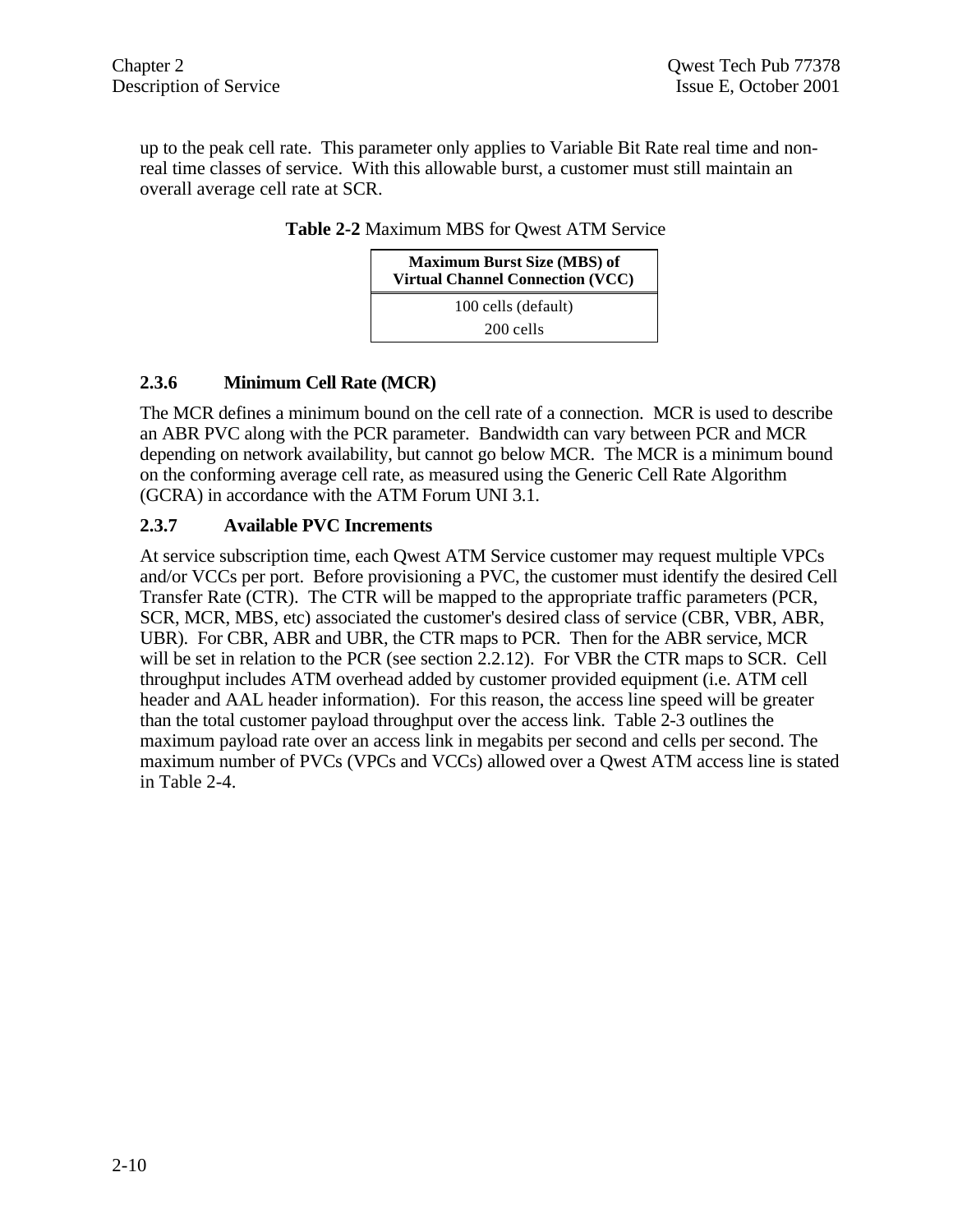up to the peak cell rate. This parameter only applies to Variable Bit Rate real time and non-real time classes of service. With this allowable burst, a customer must still maintain an overall average cell rate at SCR.

**Table 2-2** Maximum MBS for Qwest ATM Service

| Maximum Burst Size (MBS) of Virtual Channel Connection (VCC) |
|---|
| 100 cells (default) |
| 200 cells |

### 2.3.6 Minimum Cell Rate (MCR)

The MCR defines a minimum bound on the cell rate of a connection. MCR is used to describe an ABR PVC along with the PCR parameter. Bandwidth can vary between PCR and MCR depending on network availability, but cannot go below MCR. The MCR is a minimum bound on the conforming average cell rate, as measured using the Generic Cell Rate Algorithm (GCRA) in accordance with the ATM Forum UNI 3.1.

### 2.3.7 Available PVC Increments

At service subscription time, each Qwest ATM Service customer may request multiple VPCs and/or VCCs per port. Before provisioning a PVC, the customer must identify the desired Cell Transfer Rate (CTR). The CTR will be mapped to the appropriate traffic parameters (PCR, SCR, MCR, MBS, etc) associated the customer's desired class of service (CBR, VBR, ABR, UBR). For CBR, ABR and UBR, the CTR maps to PCR. Then for the ABR service, MCR will be set in relation to the PCR (see section 2.2.12). For VBR the CTR maps to SCR. Cell throughput includes ATM overhead added by customer provided equipment (i.e. ATM cell header and AAL header information). For this reason, the access line speed will be greater than the total customer payload throughput over the access link. Table 2-3 outlines the maximum payload rate over an access link in megabits per second and cells per second. The maximum number of PVCs (VPCs and VCCs) allowed over a Qwest ATM access line is stated in Table 2-4.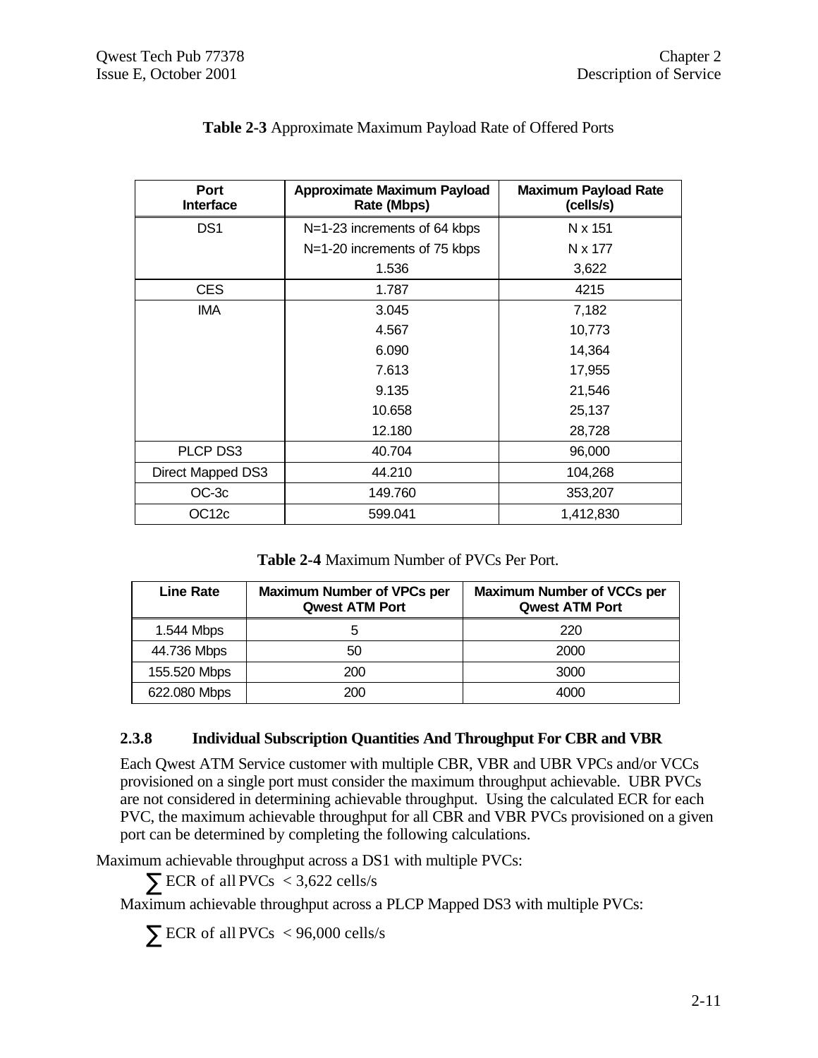**Table 2-3** Approximate Maximum Payload Rate of Offered Ports

| Port Interface | Approximate Maximum Payload Rate (Mbps) | Maximum Payload Rate (cells/s) |
|---|---|---|
| DS1 | N=1-23 increments of 64 kbps | N x 151 |
| | N=1-20 increments of 75 kbps | N x 177 |
| | 1.536 | 3,622 |
| CES | 1.787 | 4215 |
| IMA | 3.045 | 7,182 |
| | 4.567 | 10,773 |
| | 6.090 | 14,364 |
| | 7.613 | 17,955 |
| | 9.135 | 21,546 |
| | 10.658 | 25,137 |
| | 12.180 | 28,728 |
| PLCP DS3 | 40.704 | 96,000 |
| Direct Mapped DS3 | 44.210 | 104,268 |
| OC-3c | 149.760 | 353,207 |
| OC12c | 599.041 | 1,412,830 |

**Table 2-4** Maximum Number of PVCs Per Port.

| Line Rate | Maximum Number of VPCs per Qwest ATM Port | Maximum Number of VCCs per Qwest ATM Port |
|---|---|---|
| 1.544 Mbps | 5 | 220 |
| 44.736 Mbps | 50 | 2000 |
| 155.520 Mbps | 200 | 3000 |
| 622.080 Mbps | 200 | 4000 |

### 2.3.8 Individual Subscription Quantities And Throughput For CBR and VBR

Each Qwest ATM Service customer with multiple CBR, VBR and UBR VPCs and/or VCCs provisioned on a single port must consider the maximum throughput achievable. UBR PVCs are not considered in determining achievable throughput. Using the calculated ECR for each PVC, the maximum achievable throughput for all CBR and VBR PVCs provisioned on a given port can be determined by completing the following calculations.

Maximum achievable throughput across a DS1 with multiple PVCs:

$$\sum \text{ECR of all PVCs} < 3{,}622 \text{ cells/s}$$

Maximum achievable throughput across a PLCP Mapped DS3 with multiple PVCs:

$$\sum \text{ECR of all PVCs} < 96{,}000 \text{ cells/s}$$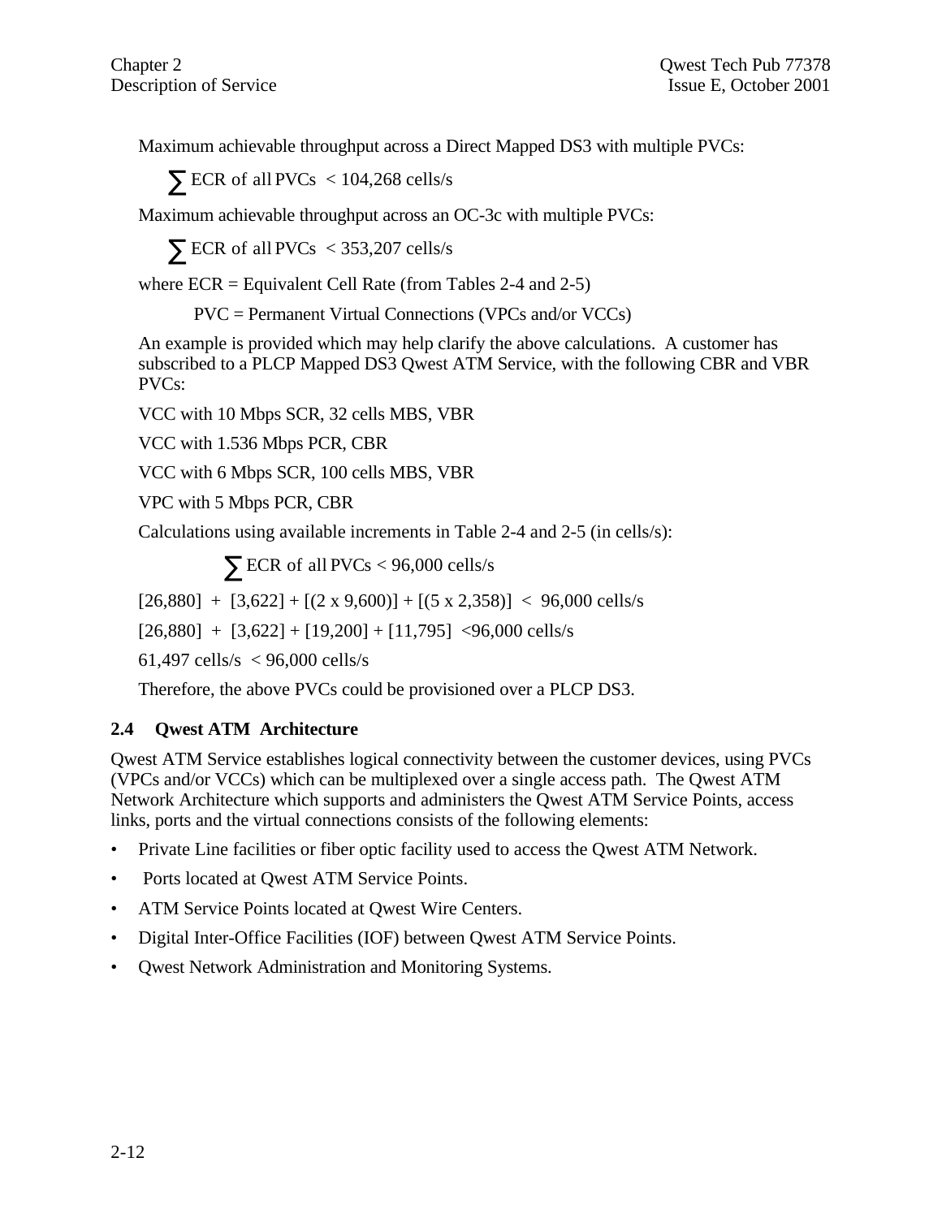Maximum achievable throughput across a Direct Mapped DS3 with multiple PVCs:

$$\sum \text{ECR of all PVCs} < 104{,}268 \text{ cells/s}$$

Maximum achievable throughput across an OC-3c with multiple PVCs:

$$\sum \text{ECR of all PVCs} < 353{,}207 \text{ cells/s}$$

where ECR = Equivalent Cell Rate (from Tables 2-4 and 2-5)

PVC = Permanent Virtual Connections (VPCs and/or VCCs)

An example is provided which may help clarify the above calculations. A customer has subscribed to a PLCP Mapped DS3 Qwest ATM Service, with the following CBR and VBR PVCs:

VCC with 10 Mbps SCR, 32 cells MBS, VBR

VCC with 1.536 Mbps PCR, CBR

VCC with 6 Mbps SCR, 100 cells MBS, VBR

VPC with 5 Mbps PCR, CBR

Calculations using available increments in Table 2-4 and 2-5 (in cells/s):

$$\sum \text{ECR of all PVCs} < 96{,}000 \text{ cells/s}$$

[26,880] + [3,622] + [(2 x 9,600)] + [(5 x 2,358)] < 96,000 cells/s

[26,880] + [3,622] + [19,200] + [11,795] <96,000 cells/s

61,497 cells/s < 96,000 cells/s

Therefore, the above PVCs could be provisioned over a PLCP DS3.

## 2.4 Qwest ATM Architecture

Qwest ATM Service establishes logical connectivity between the customer devices, using PVCs (VPCs and/or VCCs) which can be multiplexed over a single access path. The Qwest ATM Network Architecture which supports and administers the Qwest ATM Service Points, access links, ports and the virtual connections consists of the following elements:

- Private Line facilities or fiber optic facility used to access the Qwest ATM Network.
- Ports located at Qwest ATM Service Points.
- ATM Service Points located at Qwest Wire Centers.
- Digital Inter-Office Facilities (IOF) between Qwest ATM Service Points.
- Qwest Network Administration and Monitoring Systems.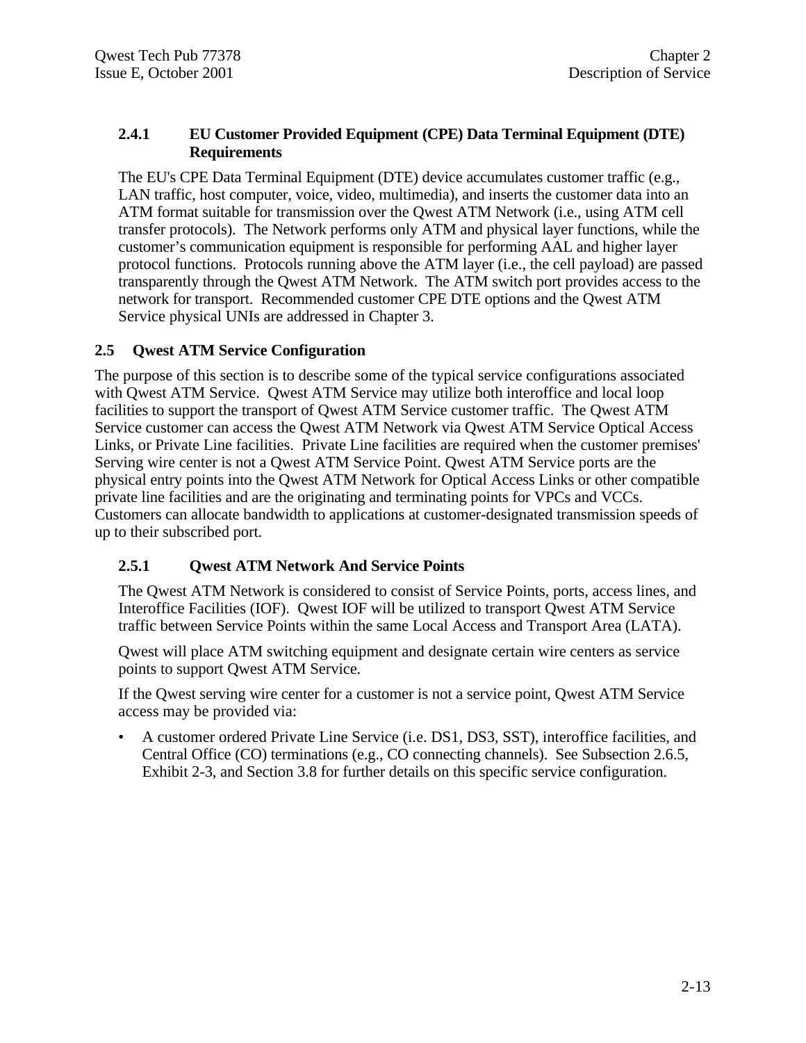### 2.4.1 EU Customer Provided Equipment (CPE) Data Terminal Equipment (DTE) Requirements

The EU's CPE Data Terminal Equipment (DTE) device accumulates customer traffic (e.g., LAN traffic, host computer, voice, video, multimedia), and inserts the customer data into an ATM format suitable for transmission over the Qwest ATM Network (i.e., using ATM cell transfer protocols). The Network performs only ATM and physical layer functions, while the customer's communication equipment is responsible for performing AAL and higher layer protocol functions. Protocols running above the ATM layer (i.e., the cell payload) are passed transparently through the Qwest ATM Network. The ATM switch port provides access to the network for transport. Recommended customer CPE DTE options and the Qwest ATM Service physical UNIs are addressed in Chapter 3.

## 2.5 Qwest ATM Service Configuration

The purpose of this section is to describe some of the typical service configurations associated with Qwest ATM Service. Qwest ATM Service may utilize both interoffice and local loop facilities to support the transport of Qwest ATM Service customer traffic. The Qwest ATM Service customer can access the Qwest ATM Network via Qwest ATM Service Optical Access Links, or Private Line facilities. Private Line facilities are required when the customer premises' Serving wire center is not a Qwest ATM Service Point. Qwest ATM Service ports are the physical entry points into the Qwest ATM Network for Optical Access Links or other compatible private line facilities and are the originating and terminating points for VPCs and VCCs. Customers can allocate bandwidth to applications at customer-designated transmission speeds of up to their subscribed port.

### 2.5.1 Qwest ATM Network And Service Points

The Qwest ATM Network is considered to consist of Service Points, ports, access lines, and Interoffice Facilities (IOF). Qwest IOF will be utilized to transport Qwest ATM Service traffic between Service Points within the same Local Access and Transport Area (LATA).

Qwest will place ATM switching equipment and designate certain wire centers as service points to support Qwest ATM Service.

If the Qwest serving wire center for a customer is not a service point, Qwest ATM Service access may be provided via:

- A customer ordered Private Line Service (i.e. DS1, DS3, SST), interoffice facilities, and Central Office (CO) terminations (e.g., CO connecting channels). See Subsection 2.6.5, Exhibit 2-3, and Section 3.8 for further details on this specific service configuration.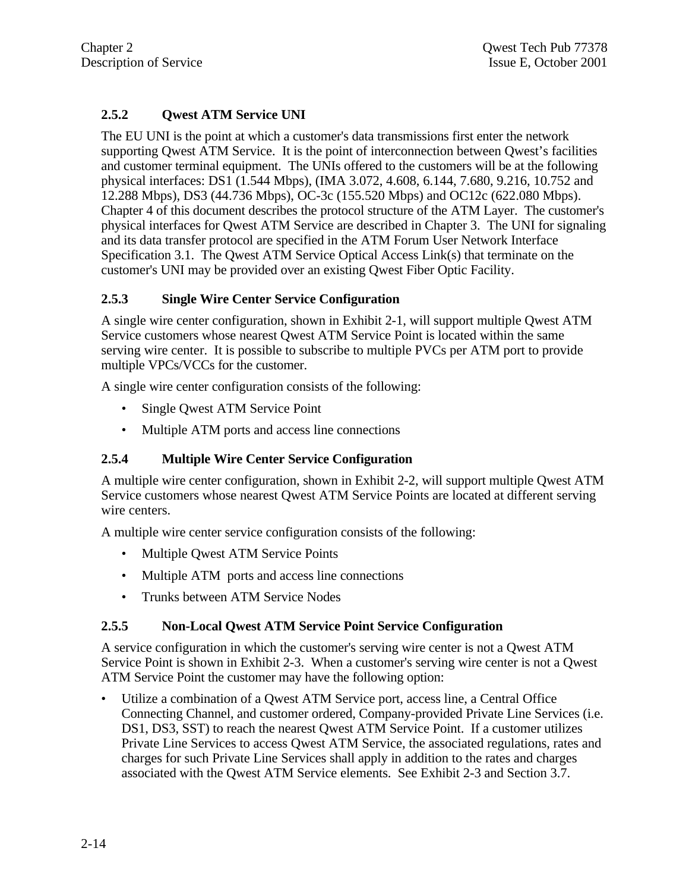### 2.5.2 Qwest ATM Service UNI

The EU UNI is the point at which a customer's data transmissions first enter the network supporting Qwest ATM Service. It is the point of interconnection between Qwest's facilities and customer terminal equipment. The UNIs offered to the customers will be at the following physical interfaces: DS1 (1.544 Mbps), (IMA 3.072, 4.608, 6.144, 7.680, 9.216, 10.752 and 12.288 Mbps), DS3 (44.736 Mbps), OC-3c (155.520 Mbps) and OC12c (622.080 Mbps). Chapter 4 of this document describes the protocol structure of the ATM Layer. The customer's physical interfaces for Qwest ATM Service are described in Chapter 3. The UNI for signaling and its data transfer protocol are specified in the ATM Forum User Network Interface Specification 3.1. The Qwest ATM Service Optical Access Link(s) that terminate on the customer's UNI may be provided over an existing Qwest Fiber Optic Facility.

### 2.5.3 Single Wire Center Service Configuration

A single wire center configuration, shown in Exhibit 2-1, will support multiple Qwest ATM Service customers whose nearest Qwest ATM Service Point is located within the same serving wire center. It is possible to subscribe to multiple PVCs per ATM port to provide multiple VPCs/VCCs for the customer.

A single wire center configuration consists of the following:

- Single Qwest ATM Service Point
- Multiple ATM ports and access line connections

### 2.5.4 Multiple Wire Center Service Configuration

A multiple wire center configuration, shown in Exhibit 2-2, will support multiple Qwest ATM Service customers whose nearest Qwest ATM Service Points are located at different serving wire centers.

A multiple wire center service configuration consists of the following:

- Multiple Qwest ATM Service Points
- Multiple ATM ports and access line connections
- Trunks between ATM Service Nodes

### 2.5.5 Non-Local Qwest ATM Service Point Service Configuration

A service configuration in which the customer's serving wire center is not a Qwest ATM Service Point is shown in Exhibit 2-3. When a customer's serving wire center is not a Qwest ATM Service Point the customer may have the following option:

- Utilize a combination of a Qwest ATM Service port, access line, a Central Office Connecting Channel, and customer ordered, Company-provided Private Line Services (i.e. DS1, DS3, SST) to reach the nearest Qwest ATM Service Point. If a customer utilizes Private Line Services to access Qwest ATM Service, the associated regulations, rates and charges for such Private Line Services shall apply in addition to the rates and charges associated with the Qwest ATM Service elements. See Exhibit 2-3 and Section 3.7.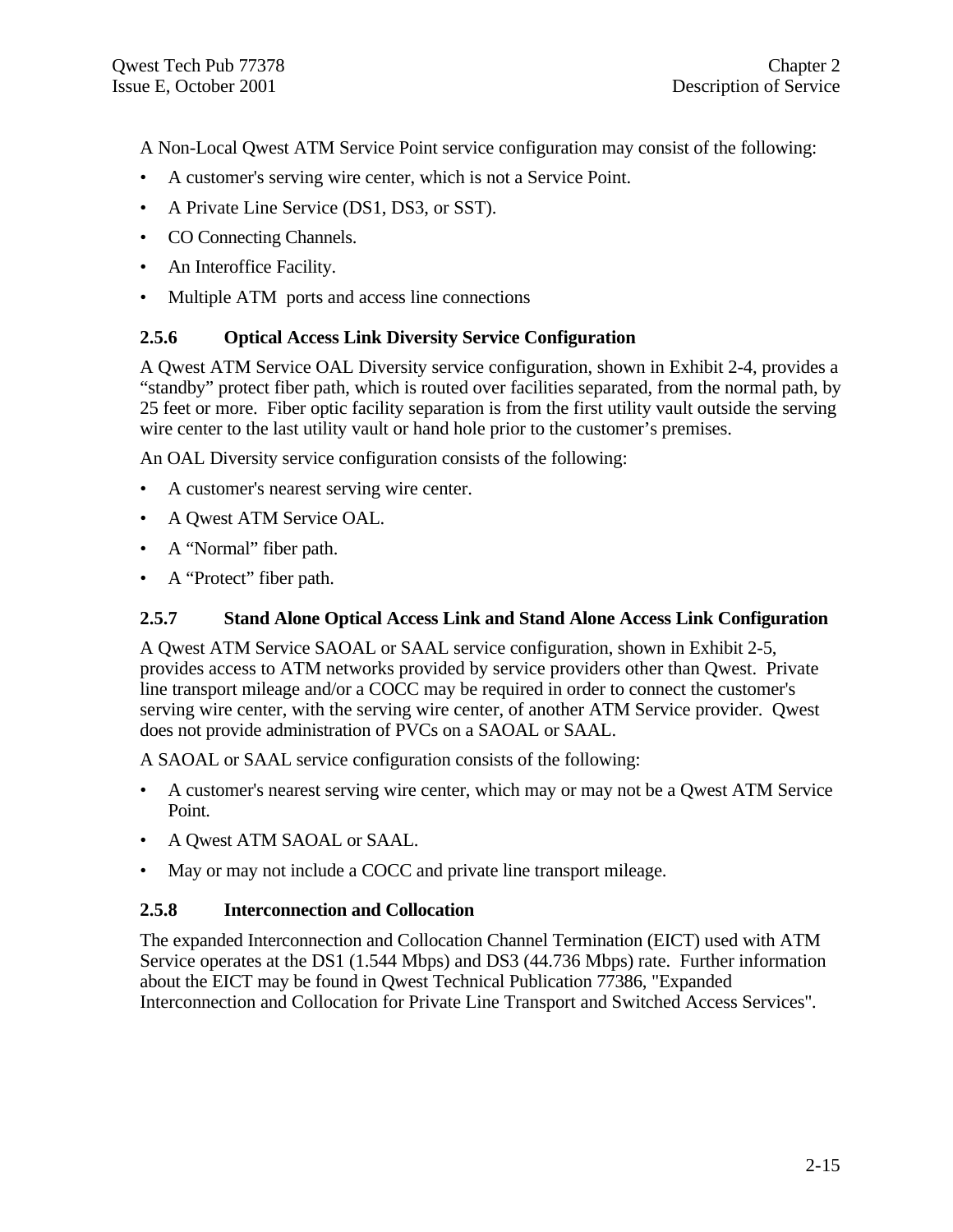A Non-Local Qwest ATM Service Point service configuration may consist of the following:

- A customer's serving wire center, which is not a Service Point.
- A Private Line Service (DS1, DS3, or SST).
- CO Connecting Channels.
- An Interoffice Facility.
- Multiple ATM ports and access line connections

### 2.5.6 Optical Access Link Diversity Service Configuration

A Qwest ATM Service OAL Diversity service configuration, shown in Exhibit 2-4, provides a "standby" protect fiber path, which is routed over facilities separated, from the normal path, by 25 feet or more. Fiber optic facility separation is from the first utility vault outside the serving wire center to the last utility vault or hand hole prior to the customer's premises.

An OAL Diversity service configuration consists of the following:

- A customer's nearest serving wire center.
- A Qwest ATM Service OAL.
- A "Normal" fiber path.
- A "Protect" fiber path.

### 2.5.7 Stand Alone Optical Access Link and Stand Alone Access Link Configuration

A Qwest ATM Service SAOAL or SAAL service configuration, shown in Exhibit 2-5, provides access to ATM networks provided by service providers other than Qwest. Private line transport mileage and/or a COCC may be required in order to connect the customer's serving wire center, with the serving wire center, of another ATM Service provider. Qwest does not provide administration of PVCs on a SAOAL or SAAL.

A SAOAL or SAAL service configuration consists of the following:

- A customer's nearest serving wire center, which may or may not be a Qwest ATM Service Point.
- A Qwest ATM SAOAL or SAAL.
- May or may not include a COCC and private line transport mileage.

### 2.5.8 Interconnection and Collocation

The expanded Interconnection and Collocation Channel Termination (EICT) used with ATM Service operates at the DS1 (1.544 Mbps) and DS3 (44.736 Mbps) rate. Further information about the EICT may be found in Qwest Technical Publication 77386, "Expanded Interconnection and Collocation for Private Line Transport and Switched Access Services".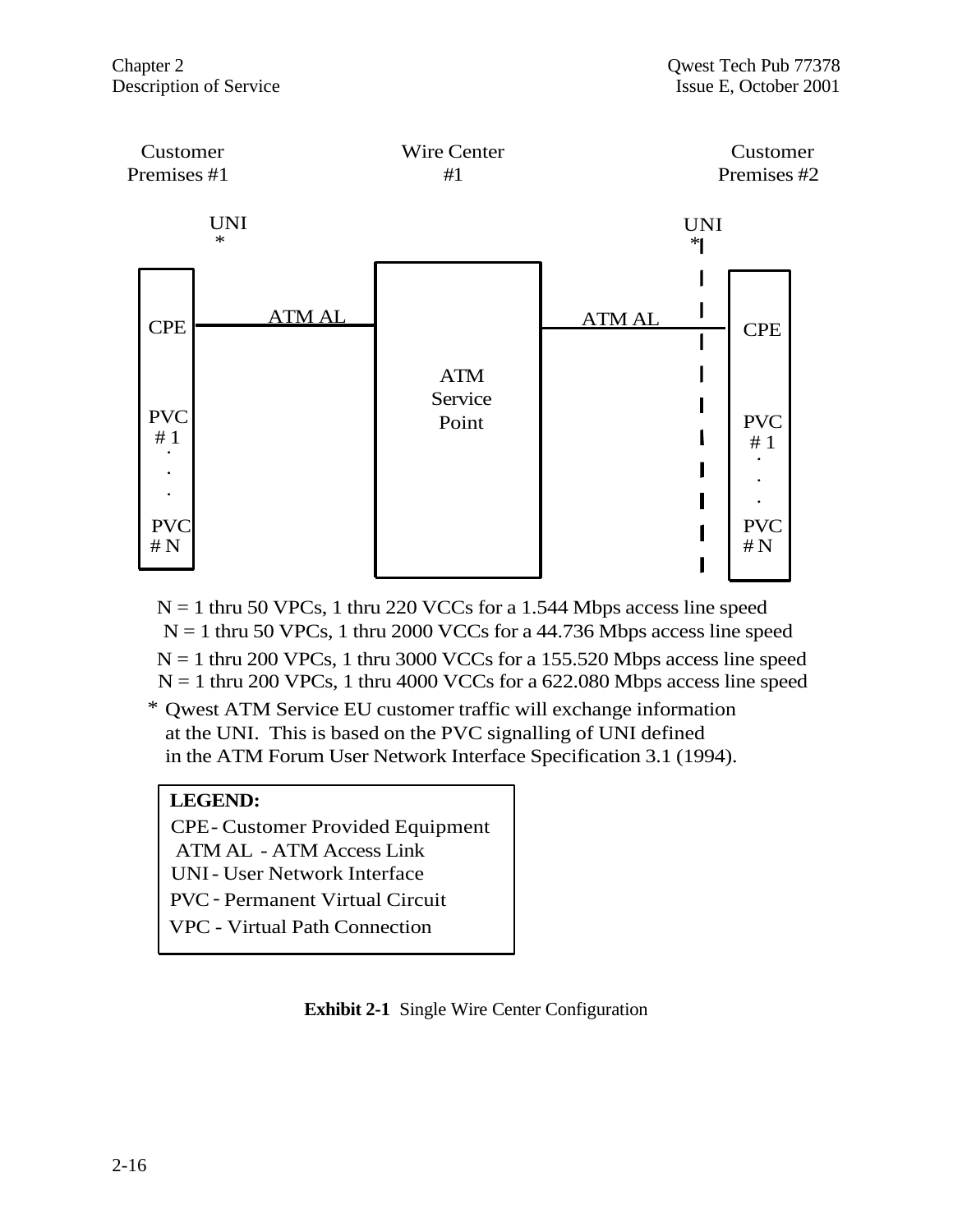Customer Premises #1 | Wire Center #1 | Customer Premises #2

UNI * | UNI *

CPE — ATM AL — ATM Service Point — ATM AL — CPE

PVC # 1 . . . PVC # N | PVC # 1 . . . PVC # N

N = 1 thru 50 VPCs, 1 thru 220 VCCs for a 1.544 Mbps access line speed
N = 1 thru 50 VPCs, 1 thru 2000 VCCs for a 44.736 Mbps access line speed
N = 1 thru 200 VPCs, 1 thru 3000 VCCs for a 155.520 Mbps access line speed
N = 1 thru 200 VPCs, 1 thru 4000 VCCs for a 622.080 Mbps access line speed

* Qwest ATM Service EU customer traffic will exchange information at the UNI. This is based on the PVC signalling of UNI defined in the ATM Forum User Network Interface Specification 3.1 (1994).

**LEGEND:**
CPE - Customer Provided Equipment
ATM AL - ATM Access Link
UNI - User Network Interface
PVC - Permanent Virtual Circuit
VPC - Virtual Path Connection

**Exhibit 2-1** Single Wire Center Configuration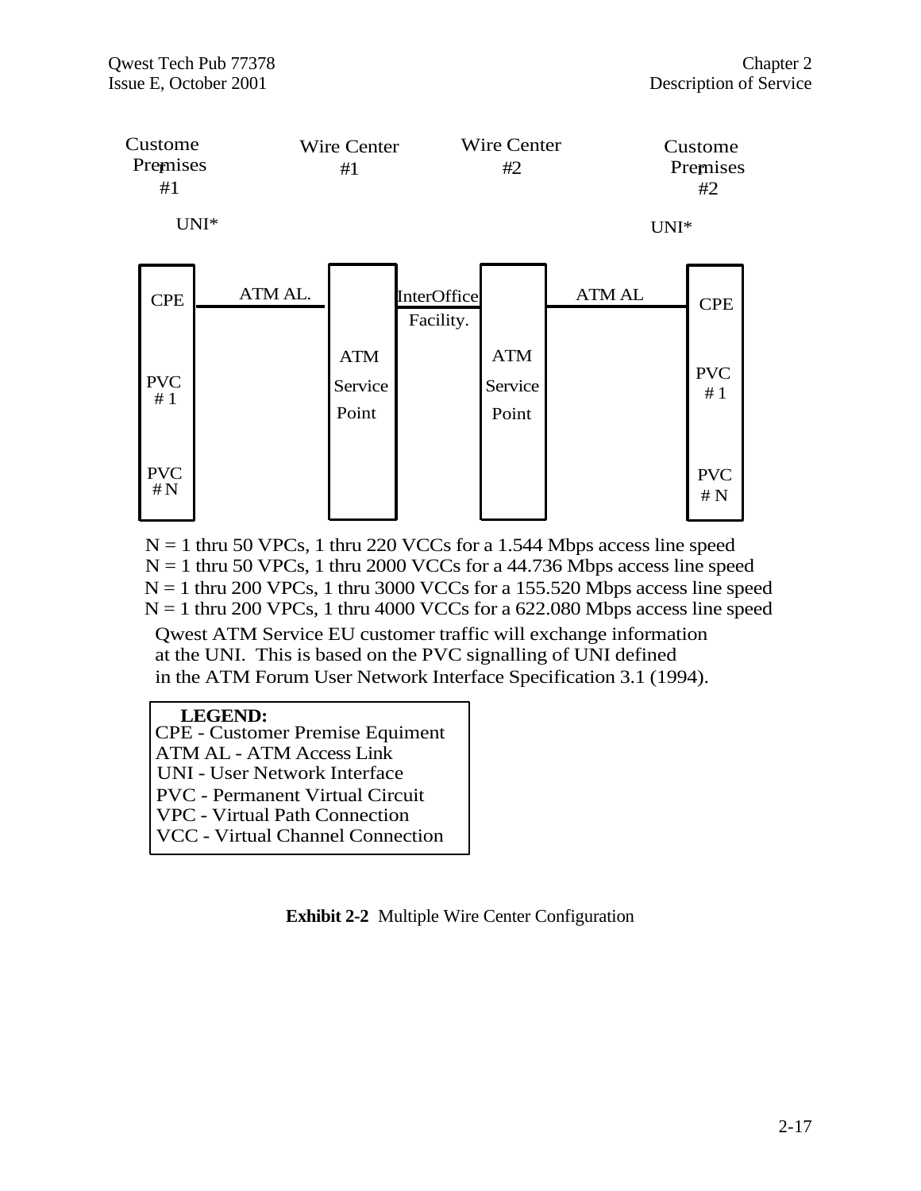Customer Premises #1

Wire Center #1

Wire Center #2

Customer Premises #2

UNI*

UNI*

CPE

ATM AL.

InterOffice Facility.

ATM AL

CPE

ATM Service Point

ATM Service Point

PVC # 1

PVC # 1

PVC # N

PVC # N

N = 1 thru 50 VPCs, 1 thru 220 VCCs for a 1.544 Mbps access line speed
N = 1 thru 50 VPCs, 1 thru 2000 VCCs for a 44.736 Mbps access line speed
N = 1 thru 200 VPCs, 1 thru 3000 VCCs for a 155.520 Mbps access line speed
N = 1 thru 200 VPCs, 1 thru 4000 VCCs for a 622.080 Mbps access line speed

Qwest ATM Service EU customer traffic will exchange information at the UNI. This is based on the PVC signalling of UNI defined in the ATM Forum User Network Interface Specification 3.1 (1994).

**LEGEND:**
CPE - Customer Premise Equiment
ATM AL - ATM Access Link
UNI - User Network Interface
PVC - Permanent Virtual Circuit
VPC - Virtual Path Connection
VCC - Virtual Channel Connection

**Exhibit 2-2** Multiple Wire Center Configuration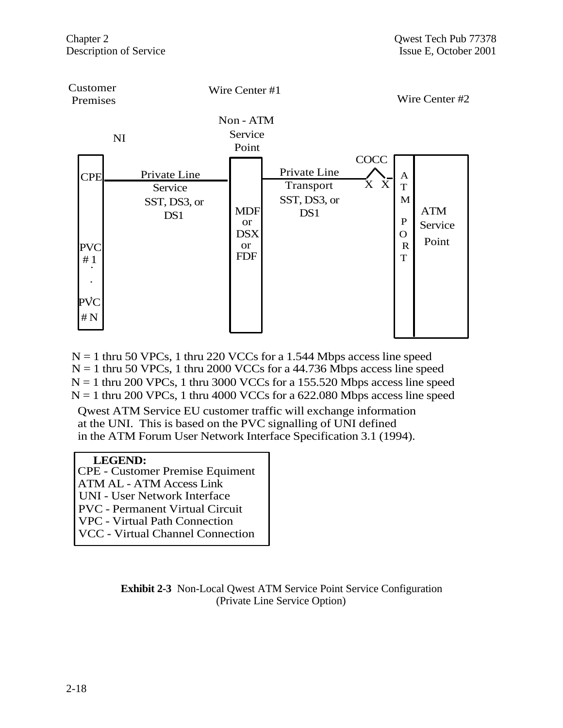Customer Premises

Wire Center #1

Wire Center #2

Non - ATM Service Point

NI

COCC

CPE

Private Line Service SST, DS3, or DS1

MDF or DSX or FDF

Private Line Transport SST, DS3, or DS1

X X

ATM PORT

ATM Service Point

PVC # 1 . . . PVC # N

N = 1 thru 50 VPCs, 1 thru 220 VCCs for a 1.544 Mbps access line speed
N = 1 thru 50 VPCs, 1 thru 2000 VCCs for a 44.736 Mbps access line speed
N = 1 thru 200 VPCs, 1 thru 3000 VCCs for a 155.520 Mbps access line speed
N = 1 thru 200 VPCs, 1 thru 4000 VCCs for a 622.080 Mbps access line speed

Qwest ATM Service EU customer traffic will exchange information at the UNI. This is based on the PVC signalling of UNI defined in the ATM Forum User Network Interface Specification 3.1 (1994).

**LEGEND:**
CPE - Customer Premise Equiment
ATM AL - ATM Access Link
UNI - User Network Interface
PVC - Permanent Virtual Circuit
VPC - Virtual Path Connection
VCC - Virtual Channel Connection

**Exhibit 2-3** Non-Local Qwest ATM Service Point Service Configuration (Private Line Service Option)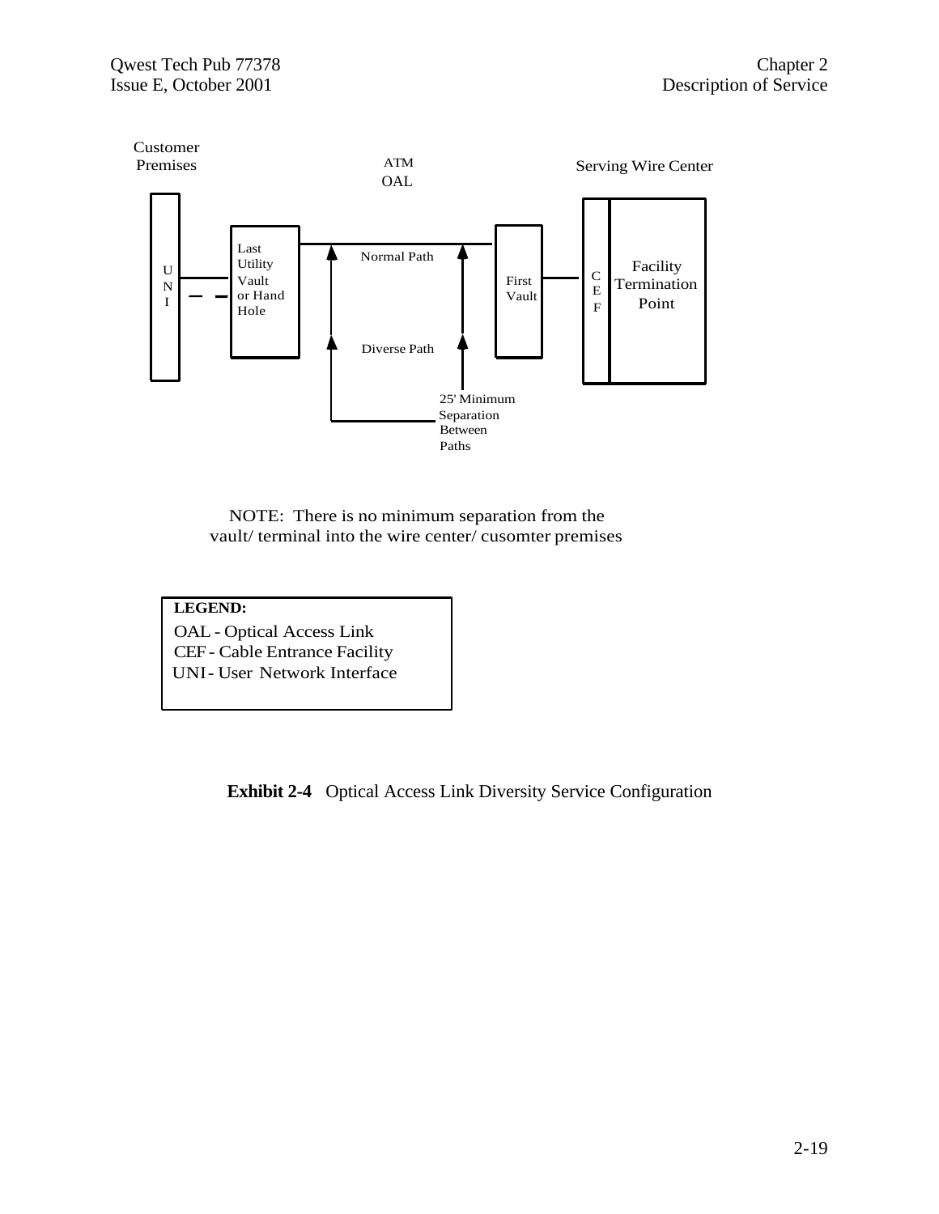Customer Premises

ATM OAL

Serving Wire Center

UNI

Last Utility Vault or Hand Hole

Normal Path

Diverse Path

First Vault

CEF

Facility Termination Point

25' Minimum Separation Between Paths

NOTE: There is no minimum separation from the vault/ terminal into the wire center/ cusomter premises

**LEGEND:**

OAL - Optical Access Link
CEF - Cable Entrance Facility
UNI - User Network Interface

**Exhibit 2-4** Optical Access Link Diversity Service Configuration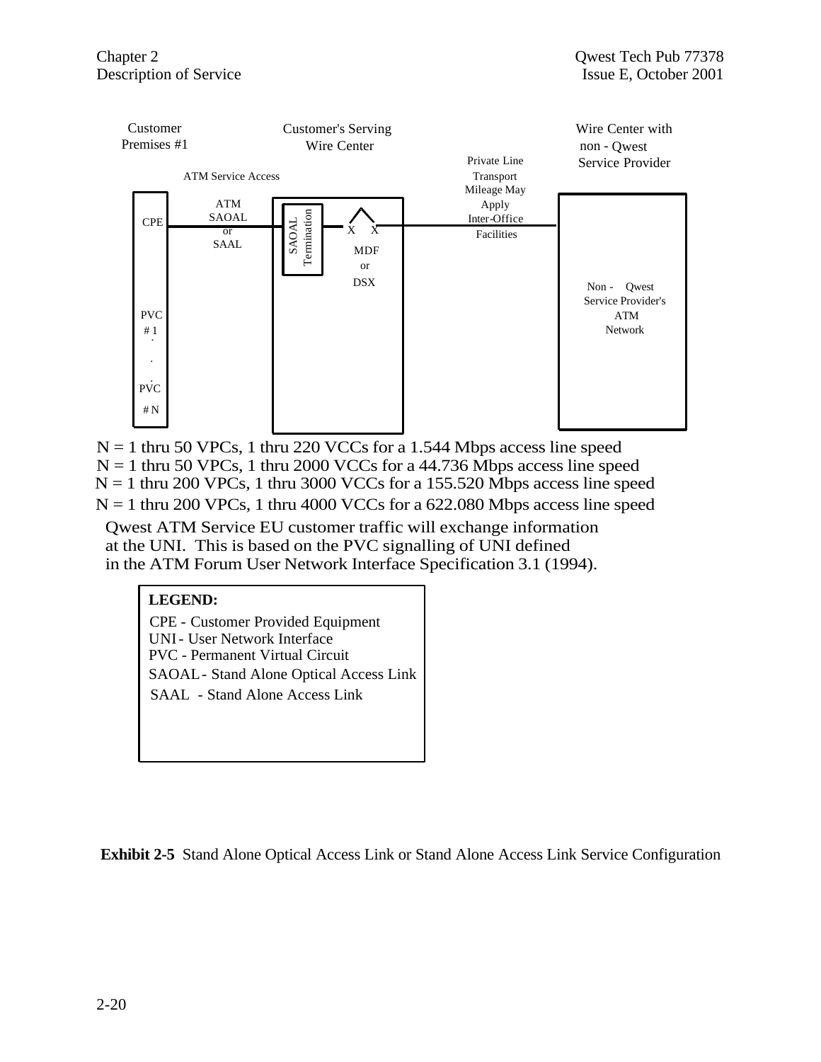Customer Premises #1

Customer's Serving Wire Center

Wire Center with non - Qwest Service Provider

ATM Service Access

Private Line Transport Mileage May Apply Inter-Office Facilities

CPE

ATM SAOAL or SAAL

SAOAL Termination

X X

MDF or DSX

Non - Qwest Service Provider's ATM Network

PVC # 1
.
.
.
PVC # N

N = 1 thru 50 VPCs, 1 thru 220 VCCs for a 1.544 Mbps access line speed
N = 1 thru 50 VPCs, 1 thru 2000 VCCs for a 44.736 Mbps access line speed
N = 1 thru 200 VPCs, 1 thru 3000 VCCs for a 155.520 Mbps access line speed
N = 1 thru 200 VPCs, 1 thru 4000 VCCs for a 622.080 Mbps access line speed

Qwest ATM Service EU customer traffic will exchange information at the UNI. This is based on the PVC signalling of UNI defined in the ATM Forum User Network Interface Specification 3.1 (1994).

**LEGEND:**

CPE - Customer Provided Equipment
UNI - User Network Interface
PVC - Permanent Virtual Circuit
SAOAL - Stand Alone Optical Access Link
SAAL - Stand Alone Access Link

**Exhibit 2-5** Stand Alone Optical Access Link or Stand Alone Access Link Service Configuration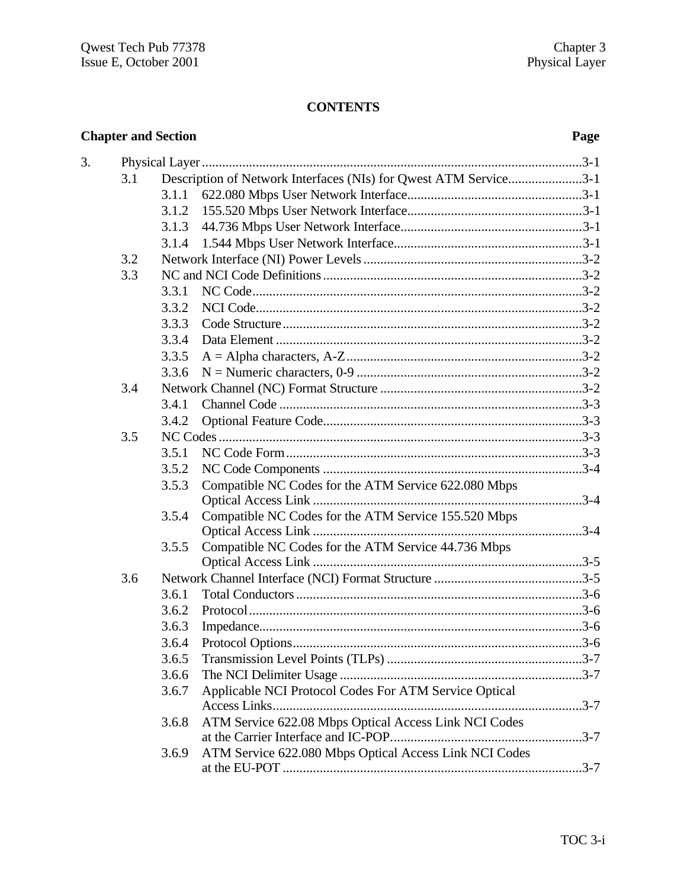# CONTENTS

| Chapter and Section | | | Page |
|---|---|---|---|
| 3. | Physical Layer | | 3-1 |
| | 3.1 | Description of Network Interfaces (NIs) for Qwest ATM Service | 3-1 |
| | | 3.1.1 622.080 Mbps User Network Interface | 3-1 |
| | | 3.1.2 155.520 Mbps User Network Interface | 3-1 |
| | | 3.1.3 44.736 Mbps User Network Interface | 3-1 |
| | | 3.1.4 1.544 Mbps User Network Interface | 3-1 |
| | 3.2 | Network Interface (NI) Power Levels | 3-2 |
| | 3.3 | NC and NCI Code Definitions | 3-2 |
| | | 3.3.1 NC Code | 3-2 |
| | | 3.3.2 NCI Code | 3-2 |
| | | 3.3.3 Code Structure | 3-2 |
| | | 3.3.4 Data Element | 3-2 |
| | | 3.3.5 A = Alpha characters, A-Z | 3-2 |
| | | 3.3.6 N = Numeric characters, 0-9 | 3-2 |
| | 3.4 | Network Channel (NC) Format Structure | 3-2 |
| | | 3.4.1 Channel Code | 3-3 |
| | | 3.4.2 Optional Feature Code | 3-3 |
| | 3.5 | NC Codes | 3-3 |
| | | 3.5.1 NC Code Form | 3-3 |
| | | 3.5.2 NC Code Components | 3-4 |
| | | 3.5.3 Compatible NC Codes for the ATM Service 622.080 Mbps Optical Access Link | 3-4 |
| | | 3.5.4 Compatible NC Codes for the ATM Service 155.520 Mbps Optical Access Link | 3-4 |
| | | 3.5.5 Compatible NC Codes for the ATM Service 44.736 Mbps Optical Access Link | 3-5 |
| | 3.6 | Network Channel Interface (NCI) Format Structure | 3-5 |
| | | 3.6.1 Total Conductors | 3-6 |
| | | 3.6.2 Protocol | 3-6 |
| | | 3.6.3 Impedance | 3-6 |
| | | 3.6.4 Protocol Options | 3-6 |
| | | 3.6.5 Transmission Level Points (TLPs) | 3-7 |
| | | 3.6.6 The NCI Delimiter Usage | 3-7 |
| | | 3.6.7 Applicable NCI Protocol Codes For ATM Service Optical Access Links | 3-7 |
| | | 3.6.8 ATM Service 622.08 Mbps Optical Access Link NCI Codes at the Carrier Interface and IC-POP | 3-7 |
| | | 3.6.9 ATM Service 622.080 Mbps Optical Access Link NCI Codes at the EU-POT | 3-7 |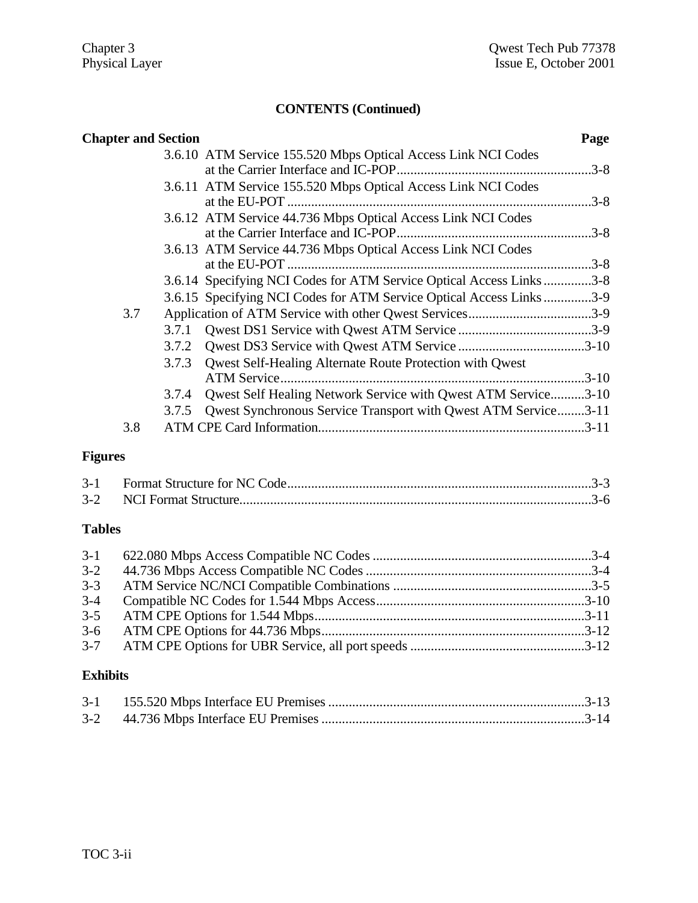## CONTENTS (Continued)

| Chapter and Section | | Page |
|---|---|---|
| | 3.6.10 ATM Service 155.520 Mbps Optical Access Link NCI Codes at the Carrier Interface and IC-POP | 3-8 |
| | 3.6.11 ATM Service 155.520 Mbps Optical Access Link NCI Codes at the EU-POT | 3-8 |
| | 3.6.12 ATM Service 44.736 Mbps Optical Access Link NCI Codes at the Carrier Interface and IC-POP | 3-8 |
| | 3.6.13 ATM Service 44.736 Mbps Optical Access Link NCI Codes at the EU-POT | 3-8 |
| | 3.6.14 Specifying NCI Codes for ATM Service Optical Access Links | 3-8 |
| | 3.6.15 Specifying NCI Codes for ATM Service Optical Access Links | 3-9 |
| 3.7 | Application of ATM Service with other Qwest Services | 3-9 |
| | 3.7.1 Qwest DS1 Service with Qwest ATM Service | 3-9 |
| | 3.7.2 Qwest DS3 Service with Qwest ATM Service | 3-10 |
| | 3.7.3 Qwest Self-Healing Alternate Route Protection with Qwest ATM Service | 3-10 |
| | 3.7.4 Qwest Self Healing Network Service with Qwest ATM Service | 3-10 |
| | 3.7.5 Qwest Synchronous Service Transport with Qwest ATM Service | 3-11 |
| 3.8 | ATM CPE Card Information | 3-11 |

### Figures

| | | |
|---|---|---|
| 3-1 | Format Structure for NC Code | 3-3 |
| 3-2 | NCI Format Structure | 3-6 |

### Tables

| | | |
|---|---|---|
| 3-1 | 622.080 Mbps Access Compatible NC Codes | 3-4 |
| 3-2 | 44.736 Mbps Access Compatible NC Codes | 3-4 |
| 3-3 | ATM Service NC/NCI Compatible Combinations | 3-5 |
| 3-4 | Compatible NC Codes for 1.544 Mbps Access | 3-10 |
| 3-5 | ATM CPE Options for 1.544 Mbps | 3-11 |
| 3-6 | ATM CPE Options for 44.736 Mbps | 3-12 |
| 3-7 | ATM CPE Options for UBR Service, all port speeds | 3-12 |

### Exhibits

| | | |
|---|---|---|
| 3-1 | 155.520 Mbps Interface EU Premises | 3-13 |
| 3-2 | 44.736 Mbps Interface EU Premises | 3-14 |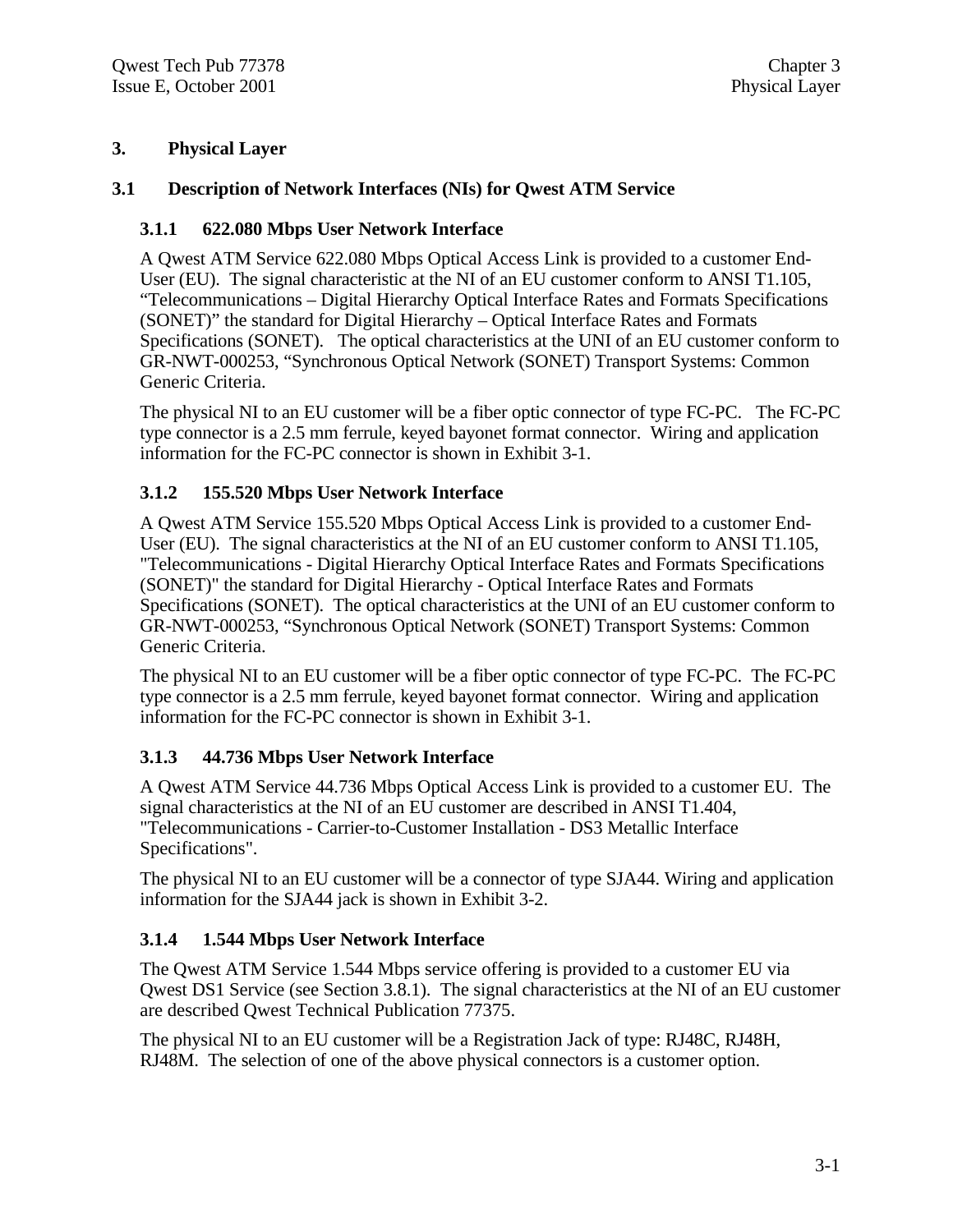# 3. Physical Layer

## 3.1 Description of Network Interfaces (NIs) for Qwest ATM Service

### 3.1.1 622.080 Mbps User Network Interface

A Qwest ATM Service 622.080 Mbps Optical Access Link is provided to a customer End-User (EU). The signal characteristic at the NI of an EU customer conform to ANSI T1.105, "Telecommunications – Digital Hierarchy Optical Interface Rates and Formats Specifications (SONET)" the standard for Digital Hierarchy – Optical Interface Rates and Formats Specifications (SONET). The optical characteristics at the UNI of an EU customer conform to GR-NWT-000253, "Synchronous Optical Network (SONET) Transport Systems: Common Generic Criteria.

The physical NI to an EU customer will be a fiber optic connector of type FC-PC. The FC-PC type connector is a 2.5 mm ferrule, keyed bayonet format connector. Wiring and application information for the FC-PC connector is shown in Exhibit 3-1.

### 3.1.2 155.520 Mbps User Network Interface

A Qwest ATM Service 155.520 Mbps Optical Access Link is provided to a customer End-User (EU). The signal characteristics at the NI of an EU customer conform to ANSI T1.105, "Telecommunications - Digital Hierarchy Optical Interface Rates and Formats Specifications (SONET)" the standard for Digital Hierarchy - Optical Interface Rates and Formats Specifications (SONET). The optical characteristics at the UNI of an EU customer conform to GR-NWT-000253, "Synchronous Optical Network (SONET) Transport Systems: Common Generic Criteria.

The physical NI to an EU customer will be a fiber optic connector of type FC-PC. The FC-PC type connector is a 2.5 mm ferrule, keyed bayonet format connector. Wiring and application information for the FC-PC connector is shown in Exhibit 3-1.

### 3.1.3 44.736 Mbps User Network Interface

A Qwest ATM Service 44.736 Mbps Optical Access Link is provided to a customer EU. The signal characteristics at the NI of an EU customer are described in ANSI T1.404, "Telecommunications - Carrier-to-Customer Installation - DS3 Metallic Interface Specifications".

The physical NI to an EU customer will be a connector of type SJA44. Wiring and application information for the SJA44 jack is shown in Exhibit 3-2.

### 3.1.4 1.544 Mbps User Network Interface

The Qwest ATM Service 1.544 Mbps service offering is provided to a customer EU via Qwest DS1 Service (see Section 3.8.1). The signal characteristics at the NI of an EU customer are described Qwest Technical Publication 77375.

The physical NI to an EU customer will be a Registration Jack of type: RJ48C, RJ48H, RJ48M. The selection of one of the above physical connectors is a customer option.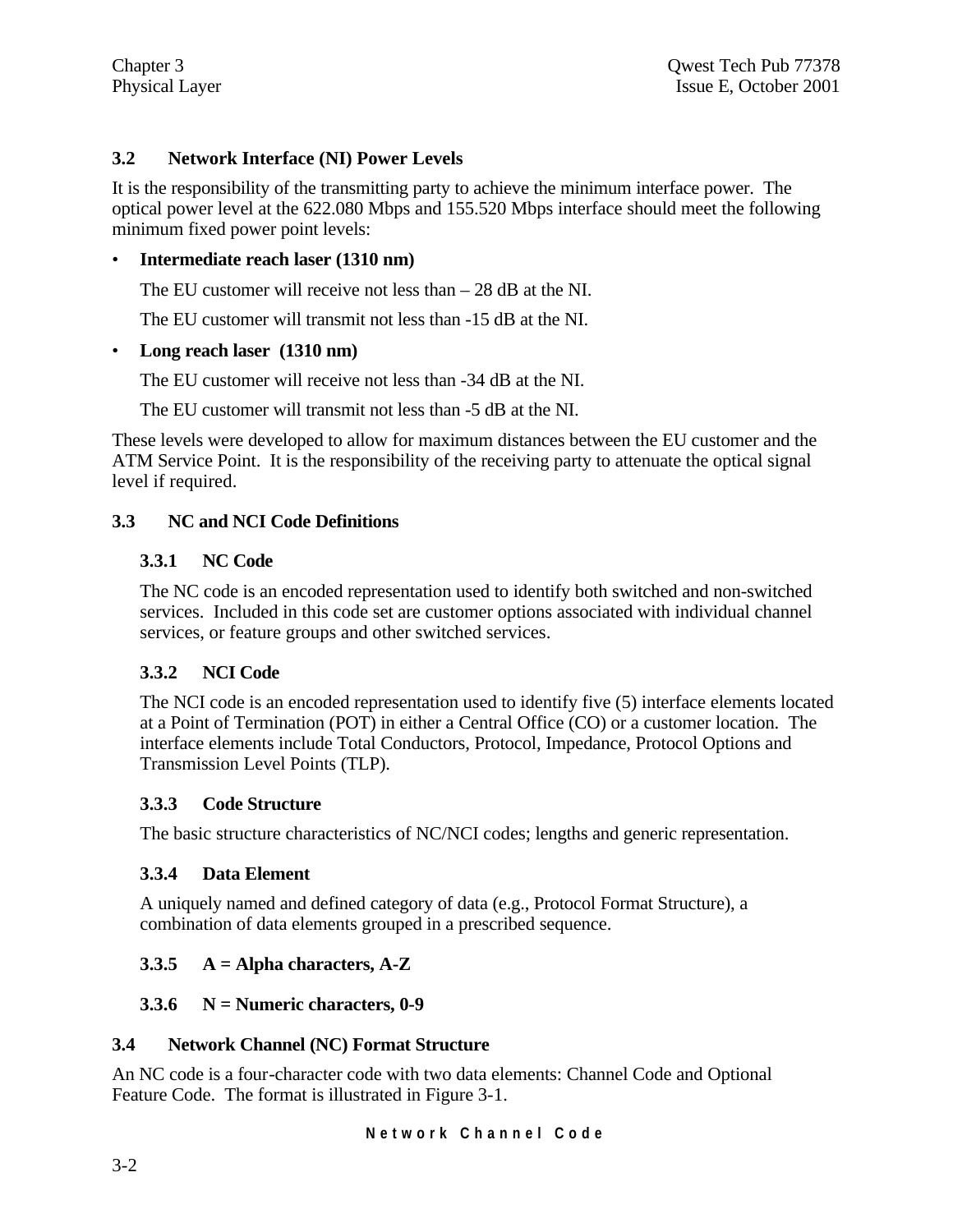## 3.2 Network Interface (NI) Power Levels

It is the responsibility of the transmitting party to achieve the minimum interface power. The optical power level at the 622.080 Mbps and 155.520 Mbps interface should meet the following minimum fixed power point levels:

- **Intermediate reach laser (1310 nm)**

  The EU customer will receive not less than – 28 dB at the NI.

  The EU customer will transmit not less than -15 dB at the NI.

- **Long reach laser (1310 nm)**

  The EU customer will receive not less than -34 dB at the NI.

  The EU customer will transmit not less than -5 dB at the NI.

These levels were developed to allow for maximum distances between the EU customer and the ATM Service Point. It is the responsibility of the receiving party to attenuate the optical signal level if required.

## 3.3 NC and NCI Code Definitions

### 3.3.1 NC Code

The NC code is an encoded representation used to identify both switched and non-switched services. Included in this code set are customer options associated with individual channel services, or feature groups and other switched services.

### 3.3.2 NCI Code

The NCI code is an encoded representation used to identify five (5) interface elements located at a Point of Termination (POT) in either a Central Office (CO) or a customer location. The interface elements include Total Conductors, Protocol, Impedance, Protocol Options and Transmission Level Points (TLP).

### 3.3.3 Code Structure

The basic structure characteristics of NC/NCI codes; lengths and generic representation.

### 3.3.4 Data Element

A uniquely named and defined category of data (e.g., Protocol Format Structure), a combination of data elements grouped in a prescribed sequence.

### 3.3.5 A = Alpha characters, A-Z

### 3.3.6 N = Numeric characters, 0-9

## 3.4 Network Channel (NC) Format Structure

An NC code is a four-character code with two data elements: Channel Code and Optional Feature Code. The format is illustrated in Figure 3-1.

**Network Channel Code**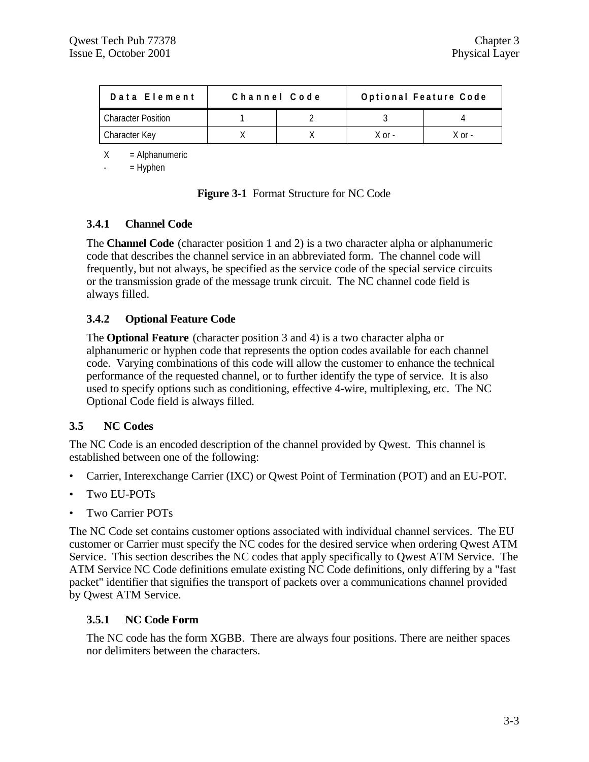| Data Element | Channel Code | | Optional Feature Code | |
|---|---|---|---|---|
| Character Position | 1 | 2 | 3 | 4 |
| Character Key | X | X | X or - | X or - |

X = Alphanumeric

\- = Hyphen

**Figure 3-1** Format Structure for NC Code

### 3.4.1 Channel Code

The **Channel Code** (character position 1 and 2) is a two character alpha or alphanumeric code that describes the channel service in an abbreviated form. The channel code will frequently, but not always, be specified as the service code of the special service circuits or the transmission grade of the message trunk circuit. The NC channel code field is always filled.

### 3.4.2 Optional Feature Code

The **Optional Feature** (character position 3 and 4) is a two character alpha or alphanumeric or hyphen code that represents the option codes available for each channel code. Varying combinations of this code will allow the customer to enhance the technical performance of the requested channel, or to further identify the type of service. It is also used to specify options such as conditioning, effective 4-wire, multiplexing, etc. The NC Optional Code field is always filled.

## 3.5 NC Codes

The NC Code is an encoded description of the channel provided by Qwest. This channel is established between one of the following:

- Carrier, Interexchange Carrier (IXC) or Qwest Point of Termination (POT) and an EU-POT.
- Two EU-POTs
- Two Carrier POTs

The NC Code set contains customer options associated with individual channel services. The EU customer or Carrier must specify the NC codes for the desired service when ordering Qwest ATM Service. This section describes the NC codes that apply specifically to Qwest ATM Service. The ATM Service NC Code definitions emulate existing NC Code definitions, only differing by a "fast packet" identifier that signifies the transport of packets over a communications channel provided by Qwest ATM Service.

### 3.5.1 NC Code Form

The NC code has the form XGBB. There are always four positions. There are neither spaces nor delimiters between the characters.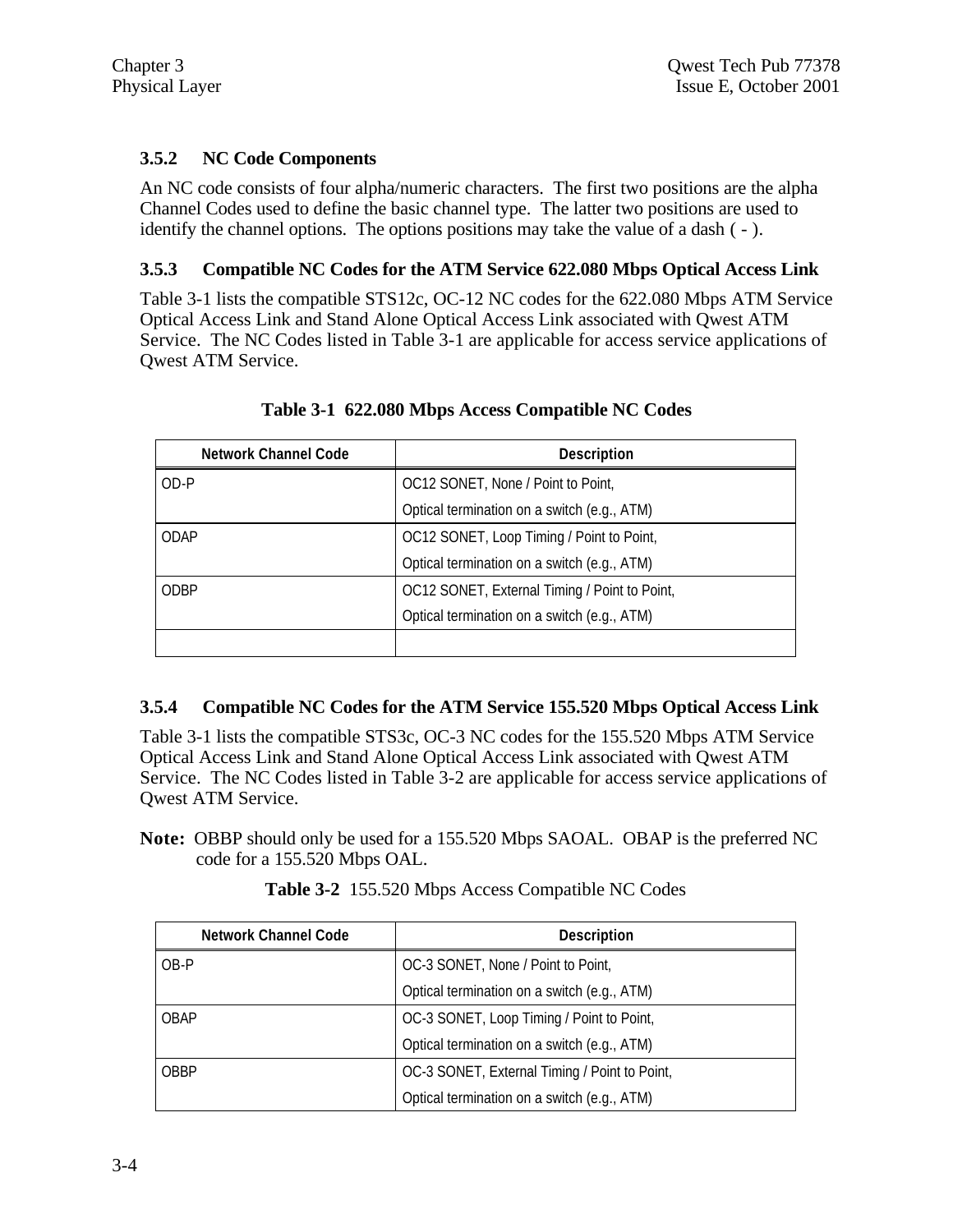### 3.5.2 NC Code Components

An NC code consists of four alpha/numeric characters. The first two positions are the alpha Channel Codes used to define the basic channel type. The latter two positions are used to identify the channel options. The options positions may take the value of a dash ( - ).

### 3.5.3 Compatible NC Codes for the ATM Service 622.080 Mbps Optical Access Link

Table 3-1 lists the compatible STS12c, OC-12 NC codes for the 622.080 Mbps ATM Service Optical Access Link and Stand Alone Optical Access Link associated with Qwest ATM Service. The NC Codes listed in Table 3-1 are applicable for access service applications of Qwest ATM Service.

**Table 3-1 622.080 Mbps Access Compatible NC Codes**

| Network Channel Code | Description |
|---|---|
| OD-P | OC12 SONET, None / Point to Point,<br>Optical termination on a switch (e.g., ATM) |
| ODAP | OC12 SONET, Loop Timing / Point to Point,<br>Optical termination on a switch (e.g., ATM) |
| ODBP | OC12 SONET, External Timing / Point to Point,<br>Optical termination on a switch (e.g., ATM) |
| | |

### 3.5.4 Compatible NC Codes for the ATM Service 155.520 Mbps Optical Access Link

Table 3-1 lists the compatible STS3c, OC-3 NC codes for the 155.520 Mbps ATM Service Optical Access Link and Stand Alone Optical Access Link associated with Qwest ATM Service. The NC Codes listed in Table 3-2 are applicable for access service applications of Qwest ATM Service.

**Note:** OBBP should only be used for a 155.520 Mbps SAOAL. OBAP is the preferred NC code for a 155.520 Mbps OAL.

**Table 3-2** 155.520 Mbps Access Compatible NC Codes

| Network Channel Code | Description |
|---|---|
| OB-P | OC-3 SONET, None / Point to Point,<br>Optical termination on a switch (e.g., ATM) |
| OBAP | OC-3 SONET, Loop Timing / Point to Point,<br>Optical termination on a switch (e.g., ATM) |
| OBBP | OC-3 SONET, External Timing / Point to Point,<br>Optical termination on a switch (e.g., ATM) |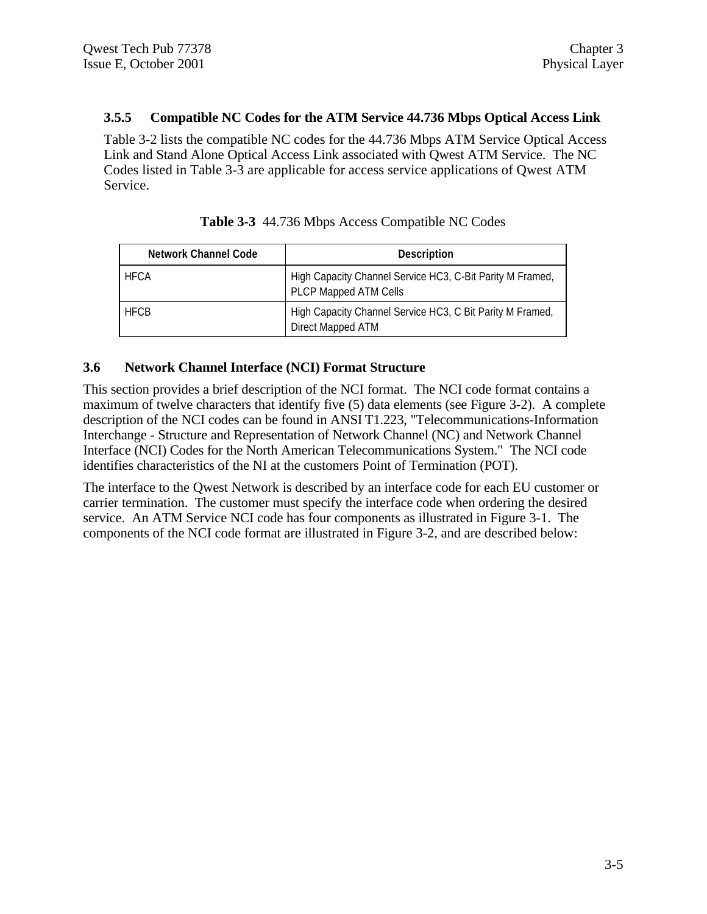### 3.5.5 Compatible NC Codes for the ATM Service 44.736 Mbps Optical Access Link

Table 3-2 lists the compatible NC codes for the 44.736 Mbps ATM Service Optical Access Link and Stand Alone Optical Access Link associated with Qwest ATM Service. The NC Codes listed in Table 3-3 are applicable for access service applications of Qwest ATM Service.

**Table 3-3** 44.736 Mbps Access Compatible NC Codes

| Network Channel Code | Description |
|---|---|
| HFCA | High Capacity Channel Service HC3, C-Bit Parity M Framed, PLCP Mapped ATM Cells |
| HFCB | High Capacity Channel Service HC3, C Bit Parity M Framed, Direct Mapped ATM |

## 3.6 Network Channel Interface (NCI) Format Structure

This section provides a brief description of the NCI format. The NCI code format contains a maximum of twelve characters that identify five (5) data elements (see Figure 3-2). A complete description of the NCI codes can be found in ANSI T1.223, "Telecommunications-Information Interchange - Structure and Representation of Network Channel (NC) and Network Channel Interface (NCI) Codes for the North American Telecommunications System." The NCI code identifies characteristics of the NI at the customers Point of Termination (POT).

The interface to the Qwest Network is described by an interface code for each EU customer or carrier termination. The customer must specify the interface code when ordering the desired service. An ATM Service NCI code has four components as illustrated in Figure 3-1. The components of the NCI code format are illustrated in Figure 3-2, and are described below: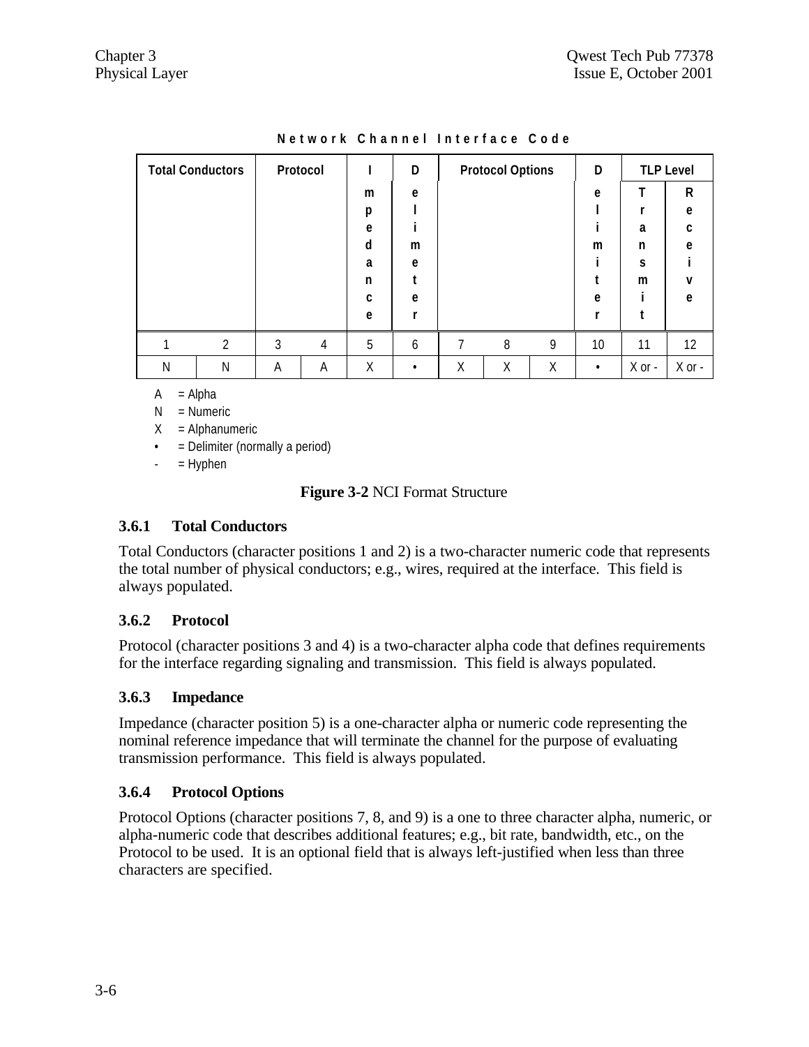**Network Channel Interface Code**

| Total Conductors | | Protocol | | Impedance | Delimiter | Protocol Options | | | Delimiter | TLP Level | |
|---|---|---|---|---|---|---|---|---|---|---|---|
| | | | | | | | | | | Transmit | Receive |
| 1 | 2 | 3 | 4 | 5 | 6 | 7 | 8 | 9 | 10 | 11 | 12 |
| N | N | A | A | X | • | X | X | X | • | X or - | X or - |

A = Alpha
N = Numeric
X = Alphanumeric
• = Delimiter (normally a period)
\- = Hyphen

**Figure 3-2** NCI Format Structure

### 3.6.1 Total Conductors

Total Conductors (character positions 1 and 2) is a two-character numeric code that represents the total number of physical conductors; e.g., wires, required at the interface. This field is always populated.

### 3.6.2 Protocol

Protocol (character positions 3 and 4) is a two-character alpha code that defines requirements for the interface regarding signaling and transmission. This field is always populated.

### 3.6.3 Impedance

Impedance (character position 5) is a one-character alpha or numeric code representing the nominal reference impedance that will terminate the channel for the purpose of evaluating transmission performance. This field is always populated.

### 3.6.4 Protocol Options

Protocol Options (character positions 7, 8, and 9) is a one to three character alpha, numeric, or alpha-numeric code that describes additional features; e.g., bit rate, bandwidth, etc., on the Protocol to be used. It is an optional field that is always left-justified when less than three characters are specified.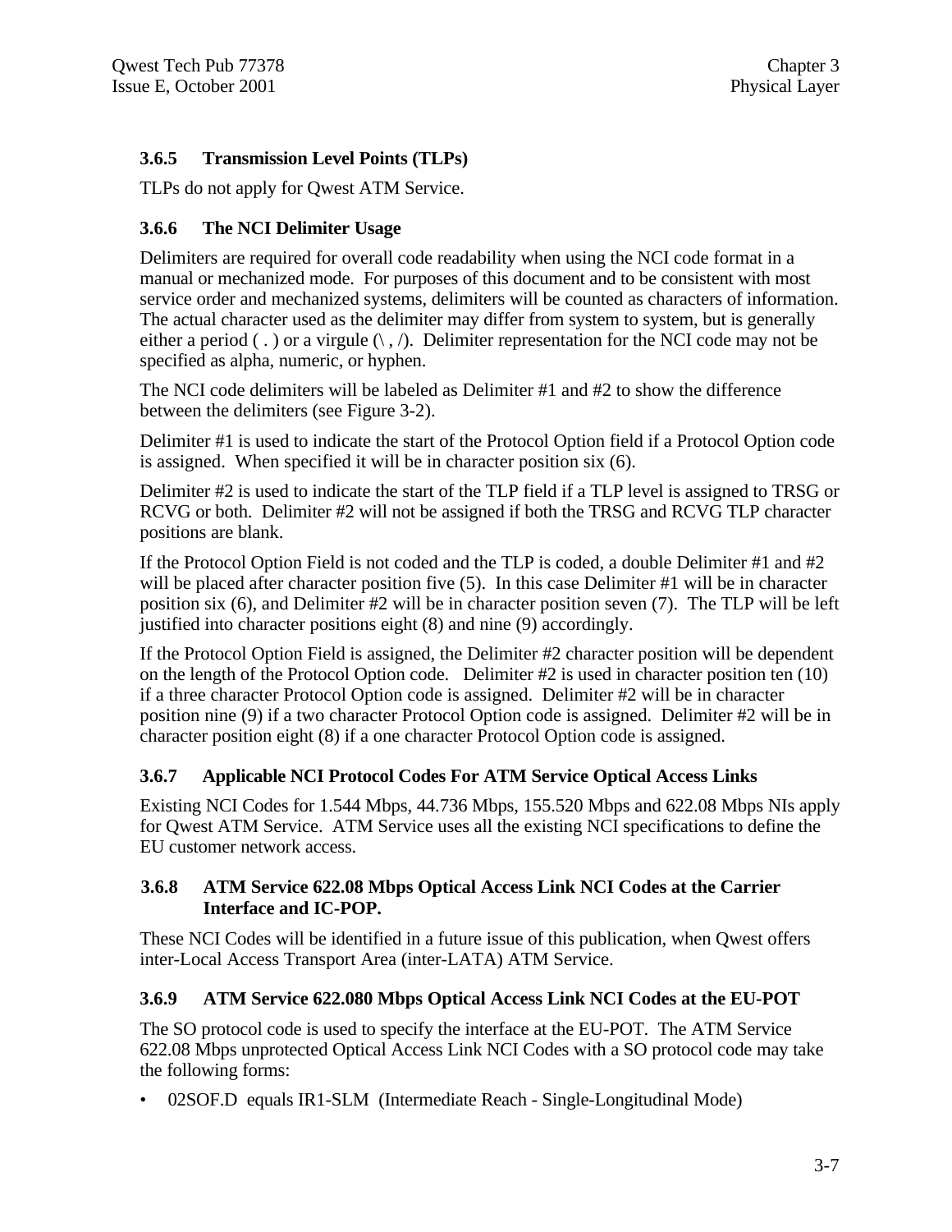### 3.6.5 Transmission Level Points (TLPs)

TLPs do not apply for Qwest ATM Service.

### 3.6.6 The NCI Delimiter Usage

Delimiters are required for overall code readability when using the NCI code format in a manual or mechanized mode. For purposes of this document and to be consistent with most service order and mechanized systems, delimiters will be counted as characters of information. The actual character used as the delimiter may differ from system to system, but is generally either a period ( . ) or a virgule (\ , /). Delimiter representation for the NCI code may not be specified as alpha, numeric, or hyphen.

The NCI code delimiters will be labeled as Delimiter #1 and #2 to show the difference between the delimiters (see Figure 3-2).

Delimiter #1 is used to indicate the start of the Protocol Option field if a Protocol Option code is assigned. When specified it will be in character position six (6).

Delimiter #2 is used to indicate the start of the TLP field if a TLP level is assigned to TRSG or RCVG or both. Delimiter #2 will not be assigned if both the TRSG and RCVG TLP character positions are blank.

If the Protocol Option Field is not coded and the TLP is coded, a double Delimiter #1 and #2 will be placed after character position five (5). In this case Delimiter #1 will be in character position six (6), and Delimiter #2 will be in character position seven (7). The TLP will be left justified into character positions eight (8) and nine (9) accordingly.

If the Protocol Option Field is assigned, the Delimiter #2 character position will be dependent on the length of the Protocol Option code. Delimiter #2 is used in character position ten (10) if a three character Protocol Option code is assigned. Delimiter #2 will be in character position nine (9) if a two character Protocol Option code is assigned. Delimiter #2 will be in character position eight (8) if a one character Protocol Option code is assigned.

### 3.6.7 Applicable NCI Protocol Codes For ATM Service Optical Access Links

Existing NCI Codes for 1.544 Mbps, 44.736 Mbps, 155.520 Mbps and 622.08 Mbps NIs apply for Qwest ATM Service. ATM Service uses all the existing NCI specifications to define the EU customer network access.

### 3.6.8 ATM Service 622.08 Mbps Optical Access Link NCI Codes at the Carrier Interface and IC-POP.

These NCI Codes will be identified in a future issue of this publication, when Qwest offers inter-Local Access Transport Area (inter-LATA) ATM Service.

### 3.6.9 ATM Service 622.080 Mbps Optical Access Link NCI Codes at the EU-POT

The SO protocol code is used to specify the interface at the EU-POT. The ATM Service 622.08 Mbps unprotected Optical Access Link NCI Codes with a SO protocol code may take the following forms:

- 02SOF.D equals IR1-SLM (Intermediate Reach - Single-Longitudinal Mode)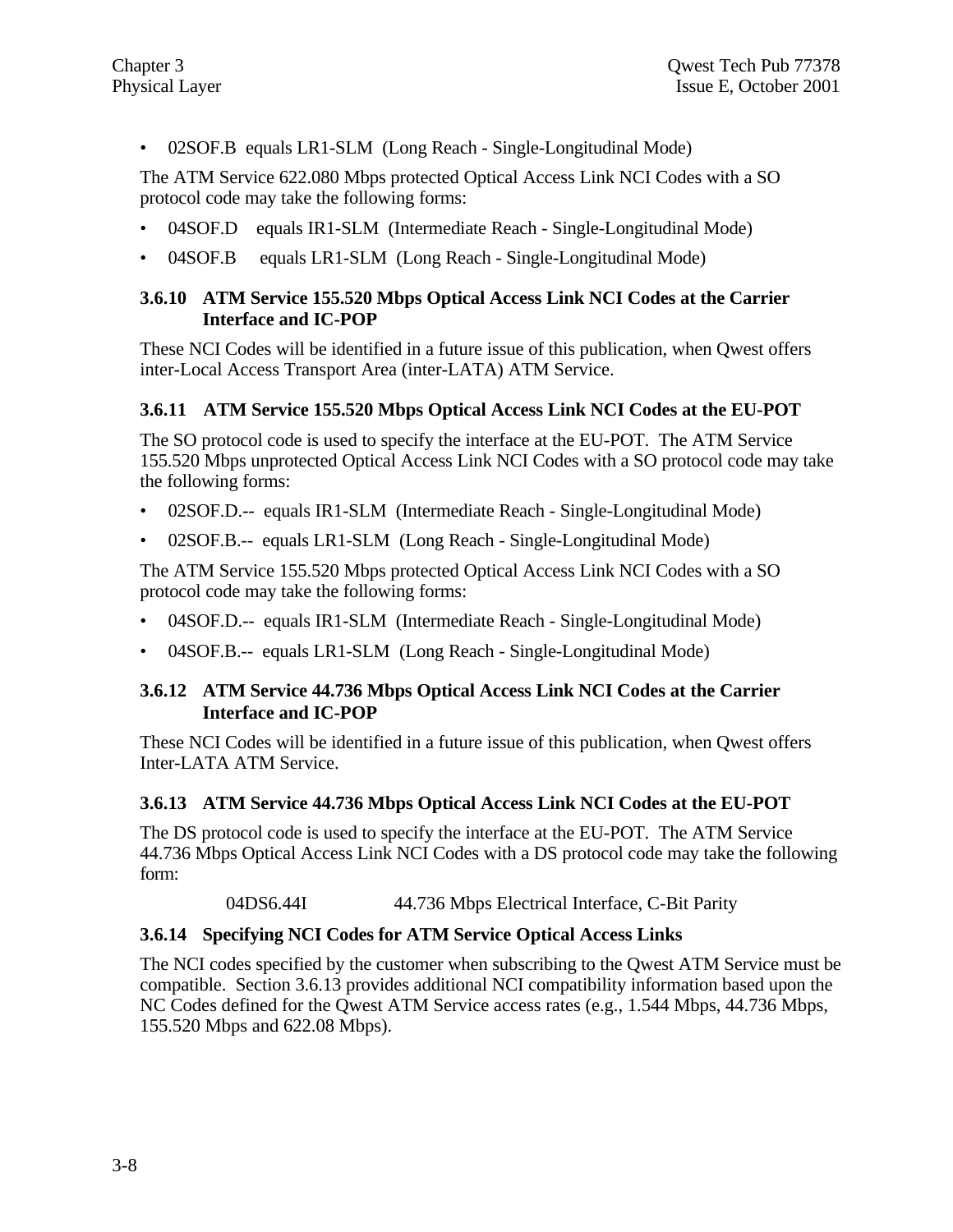- 02SOF.B equals LR1-SLM (Long Reach - Single-Longitudinal Mode)

The ATM Service 622.080 Mbps protected Optical Access Link NCI Codes with a SO protocol code may take the following forms:

- 04SOF.D equals IR1-SLM (Intermediate Reach - Single-Longitudinal Mode)
- 04SOF.B equals LR1-SLM (Long Reach - Single-Longitudinal Mode)

### 3.6.10 ATM Service 155.520 Mbps Optical Access Link NCI Codes at the Carrier Interface and IC-POP

These NCI Codes will be identified in a future issue of this publication, when Qwest offers inter-Local Access Transport Area (inter-LATA) ATM Service.

### 3.6.11 ATM Service 155.520 Mbps Optical Access Link NCI Codes at the EU-POT

The SO protocol code is used to specify the interface at the EU-POT. The ATM Service 155.520 Mbps unprotected Optical Access Link NCI Codes with a SO protocol code may take the following forms:

- 02SOF.D.-- equals IR1-SLM (Intermediate Reach - Single-Longitudinal Mode)
- 02SOF.B.-- equals LR1-SLM (Long Reach - Single-Longitudinal Mode)

The ATM Service 155.520 Mbps protected Optical Access Link NCI Codes with a SO protocol code may take the following forms:

- 04SOF.D.-- equals IR1-SLM (Intermediate Reach - Single-Longitudinal Mode)
- 04SOF.B.-- equals LR1-SLM (Long Reach - Single-Longitudinal Mode)

### 3.6.12 ATM Service 44.736 Mbps Optical Access Link NCI Codes at the Carrier Interface and IC-POP

These NCI Codes will be identified in a future issue of this publication, when Qwest offers Inter-LATA ATM Service.

### 3.6.13 ATM Service 44.736 Mbps Optical Access Link NCI Codes at the EU-POT

The DS protocol code is used to specify the interface at the EU-POT. The ATM Service 44.736 Mbps Optical Access Link NCI Codes with a DS protocol code may take the following form:

04DS6.44I 44.736 Mbps Electrical Interface, C-Bit Parity

### 3.6.14 Specifying NCI Codes for ATM Service Optical Access Links

The NCI codes specified by the customer when subscribing to the Qwest ATM Service must be compatible. Section 3.6.13 provides additional NCI compatibility information based upon the NC Codes defined for the Qwest ATM Service access rates (e.g., 1.544 Mbps, 44.736 Mbps, 155.520 Mbps and 622.08 Mbps).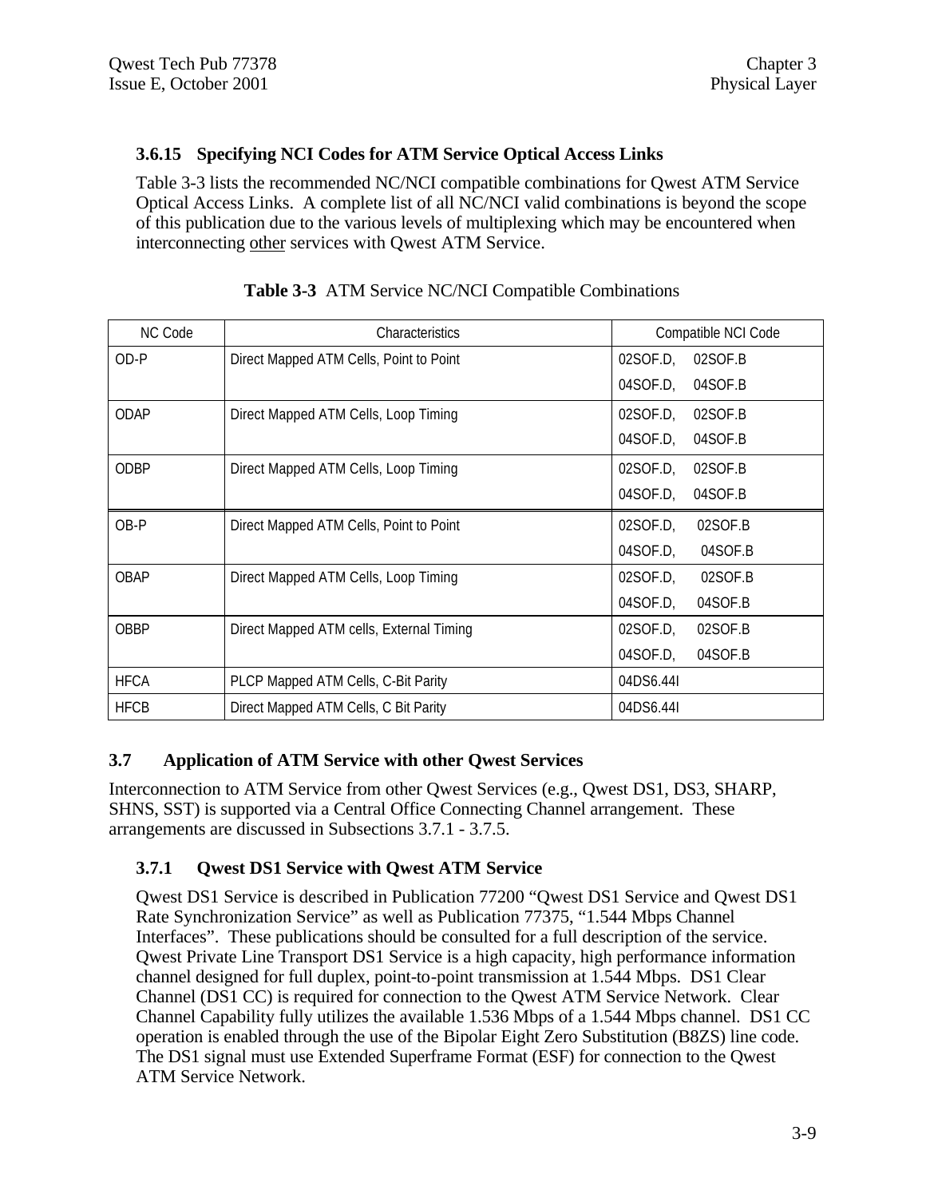### 3.6.15 Specifying NCI Codes for ATM Service Optical Access Links

Table 3-3 lists the recommended NC/NCI compatible combinations for Qwest ATM Service Optical Access Links. A complete list of all NC/NCI valid combinations is beyond the scope of this publication due to the various levels of multiplexing which may be encountered when interconnecting other services with Qwest ATM Service.

**Table 3-3** ATM Service NC/NCI Compatible Combinations

| NC Code | Characteristics | Compatible NCI Code |
|---|---|---|
| OD-P | Direct Mapped ATM Cells, Point to Point | 02SOF.D, 02SOF.B<br>04SOF.D, 04SOF.B |
| ODAP | Direct Mapped ATM Cells, Loop Timing | 02SOF.D, 02SOF.B<br>04SOF.D, 04SOF.B |
| ODBP | Direct Mapped ATM Cells, Loop Timing | 02SOF.D, 02SOF.B<br>04SOF.D, 04SOF.B |
| OB-P | Direct Mapped ATM Cells, Point to Point | 02SOF.D, 02SOF.B<br>04SOF.D, 04SOF.B |
| OBAP | Direct Mapped ATM Cells, Loop Timing | 02SOF.D, 02SOF.B<br>04SOF.D, 04SOF.B |
| OBBP | Direct Mapped ATM cells, External Timing | 02SOF.D, 02SOF.B<br>04SOF.D, 04SOF.B |
| HFCA | PLCP Mapped ATM Cells, C-Bit Parity | 04DS6.44I |
| HFCB | Direct Mapped ATM Cells, C Bit Parity | 04DS6.44I |

## 3.7 Application of ATM Service with other Qwest Services

Interconnection to ATM Service from other Qwest Services (e.g., Qwest DS1, DS3, SHARP, SHNS, SST) is supported via a Central Office Connecting Channel arrangement. These arrangements are discussed in Subsections 3.7.1 - 3.7.5.

### 3.7.1 Qwest DS1 Service with Qwest ATM Service

Qwest DS1 Service is described in Publication 77200 "Qwest DS1 Service and Qwest DS1 Rate Synchronization Service" as well as Publication 77375, "1.544 Mbps Channel Interfaces". These publications should be consulted for a full description of the service. Qwest Private Line Transport DS1 Service is a high capacity, high performance information channel designed for full duplex, point-to-point transmission at 1.544 Mbps. DS1 Clear Channel (DS1 CC) is required for connection to the Qwest ATM Service Network. Clear Channel Capability fully utilizes the available 1.536 Mbps of a 1.544 Mbps channel. DS1 CC operation is enabled through the use of the Bipolar Eight Zero Substitution (B8ZS) line code. The DS1 signal must use Extended Superframe Format (ESF) for connection to the Qwest ATM Service Network.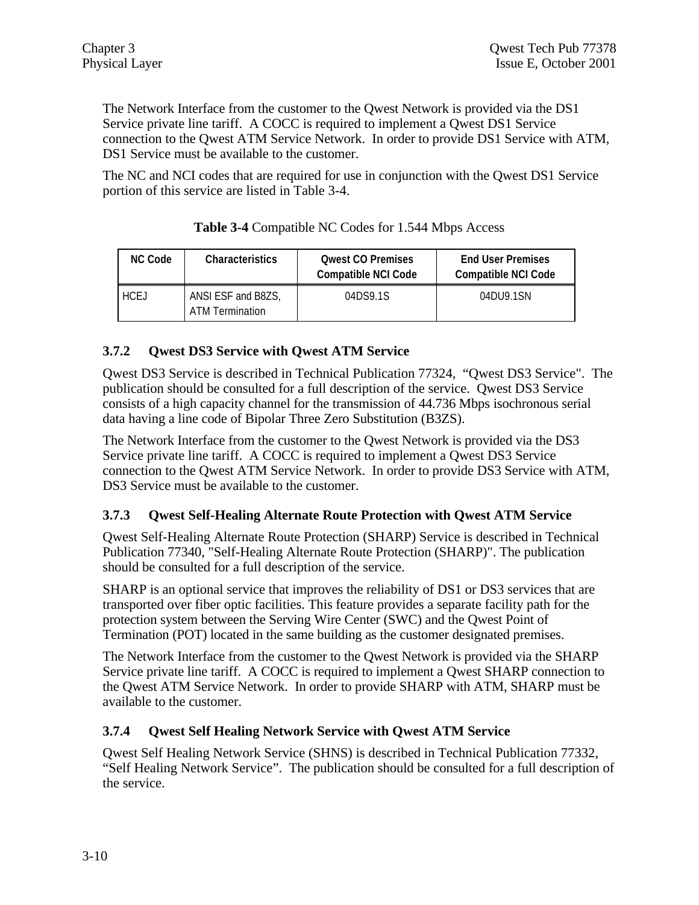The Network Interface from the customer to the Qwest Network is provided via the DS1 Service private line tariff. A COCC is required to implement a Qwest DS1 Service connection to the Qwest ATM Service Network. In order to provide DS1 Service with ATM, DS1 Service must be available to the customer.

The NC and NCI codes that are required for use in conjunction with the Qwest DS1 Service portion of this service are listed in Table 3-4.

**Table 3-4** Compatible NC Codes for 1.544 Mbps Access

| NC Code | Characteristics | Qwest CO Premises Compatible NCI Code | End User Premises Compatible NCI Code |
|---|---|---|---|
| HCEJ | ANSI ESF and B8ZS, ATM Termination | 04DS9.1S | 04DU9.1SN |

### 3.7.2 Qwest DS3 Service with Qwest ATM Service

Qwest DS3 Service is described in Technical Publication 77324, "Qwest DS3 Service". The publication should be consulted for a full description of the service. Qwest DS3 Service consists of a high capacity channel for the transmission of 44.736 Mbps isochronous serial data having a line code of Bipolar Three Zero Substitution (B3ZS).

The Network Interface from the customer to the Qwest Network is provided via the DS3 Service private line tariff. A COCC is required to implement a Qwest DS3 Service connection to the Qwest ATM Service Network. In order to provide DS3 Service with ATM, DS3 Service must be available to the customer.

### 3.7.3 Qwest Self-Healing Alternate Route Protection with Qwest ATM Service

Qwest Self-Healing Alternate Route Protection (SHARP) Service is described in Technical Publication 77340, "Self-Healing Alternate Route Protection (SHARP)". The publication should be consulted for a full description of the service.

SHARP is an optional service that improves the reliability of DS1 or DS3 services that are transported over fiber optic facilities. This feature provides a separate facility path for the protection system between the Serving Wire Center (SWC) and the Qwest Point of Termination (POT) located in the same building as the customer designated premises.

The Network Interface from the customer to the Qwest Network is provided via the SHARP Service private line tariff. A COCC is required to implement a Qwest SHARP connection to the Qwest ATM Service Network. In order to provide SHARP with ATM, SHARP must be available to the customer.

### 3.7.4 Qwest Self Healing Network Service with Qwest ATM Service

Qwest Self Healing Network Service (SHNS) is described in Technical Publication 77332, "Self Healing Network Service". The publication should be consulted for a full description of the service.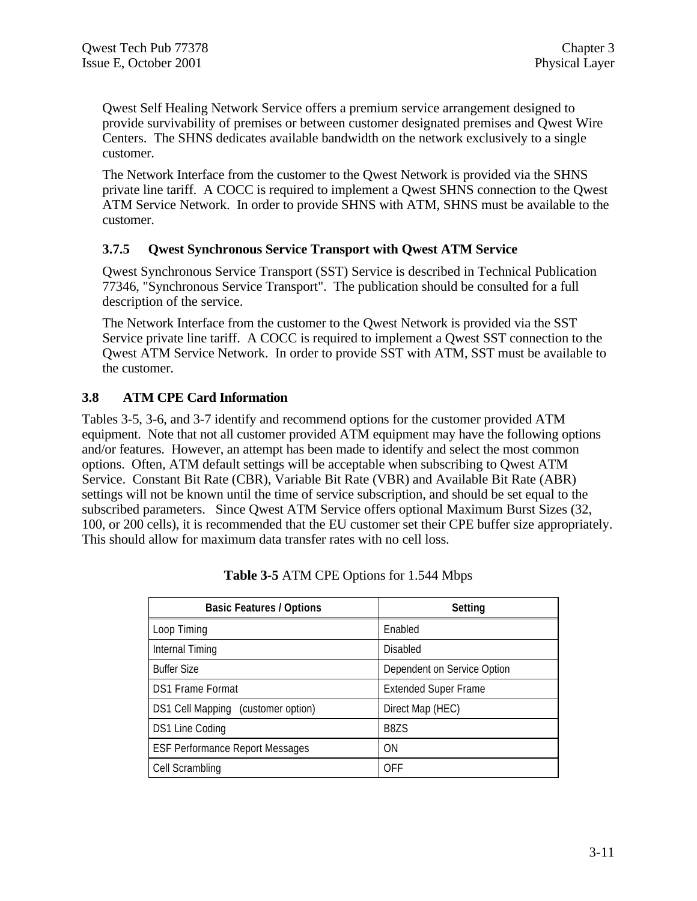Qwest Self Healing Network Service offers a premium service arrangement designed to provide survivability of premises or between customer designated premises and Qwest Wire Centers. The SHNS dedicates available bandwidth on the network exclusively to a single customer.

The Network Interface from the customer to the Qwest Network is provided via the SHNS private line tariff. A COCC is required to implement a Qwest SHNS connection to the Qwest ATM Service Network. In order to provide SHNS with ATM, SHNS must be available to the customer.

### 3.7.5 Qwest Synchronous Service Transport with Qwest ATM Service

Qwest Synchronous Service Transport (SST) Service is described in Technical Publication 77346, "Synchronous Service Transport". The publication should be consulted for a full description of the service.

The Network Interface from the customer to the Qwest Network is provided via the SST Service private line tariff. A COCC is required to implement a Qwest SST connection to the Qwest ATM Service Network. In order to provide SST with ATM, SST must be available to the customer.

## 3.8 ATM CPE Card Information

Tables 3-5, 3-6, and 3-7 identify and recommend options for the customer provided ATM equipment. Note that not all customer provided ATM equipment may have the following options and/or features. However, an attempt has been made to identify and select the most common options. Often, ATM default settings will be acceptable when subscribing to Qwest ATM Service. Constant Bit Rate (CBR), Variable Bit Rate (VBR) and Available Bit Rate (ABR) settings will not be known until the time of service subscription, and should be set equal to the subscribed parameters. Since Qwest ATM Service offers optional Maximum Burst Sizes (32, 100, or 200 cells), it is recommended that the EU customer set their CPE buffer size appropriately. This should allow for maximum data transfer rates with no cell loss.

**Table 3-5** ATM CPE Options for 1.544 Mbps

| Basic Features / Options | Setting |
|---|---|
| Loop Timing | Enabled |
| Internal Timing | Disabled |
| Buffer Size | Dependent on Service Option |
| DS1 Frame Format | Extended Super Frame |
| DS1 Cell Mapping (customer option) | Direct Map (HEC) |
| DS1 Line Coding | B8ZS |
| ESF Performance Report Messages | ON |
| Cell Scrambling | OFF |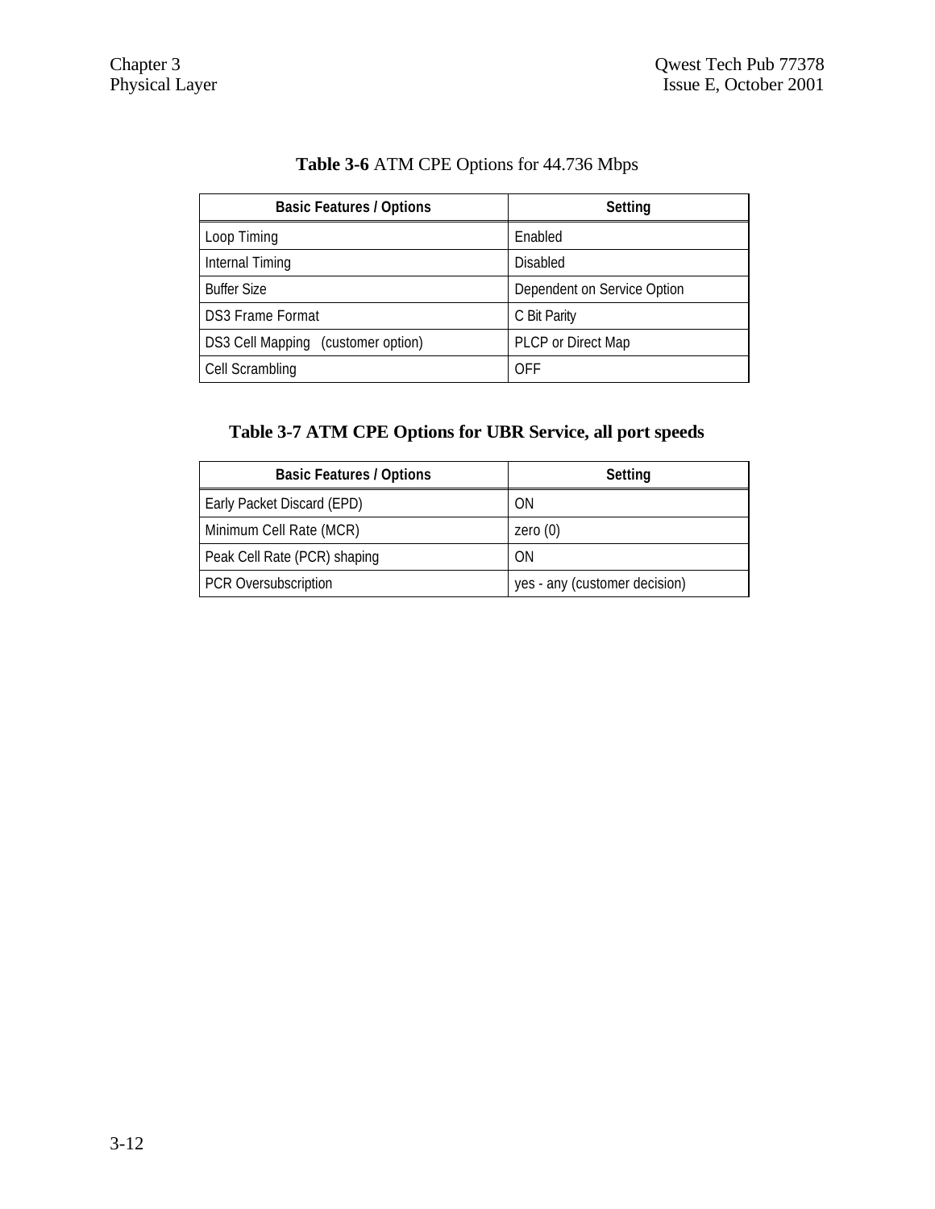**Table 3-6** ATM CPE Options for 44.736 Mbps

| Basic Features / Options | Setting |
| --- | --- |
| Loop Timing | Enabled |
| Internal Timing | Disabled |
| Buffer Size | Dependent on Service Option |
| DS3 Frame Format | C Bit Parity |
| DS3 Cell Mapping (customer option) | PLCP or Direct Map |
| Cell Scrambling | OFF |

**Table 3-7 ATM CPE Options for UBR Service, all port speeds**

| Basic Features / Options | Setting |
| --- | --- |
| Early Packet Discard (EPD) | ON |
| Minimum Cell Rate (MCR) | zero (0) |
| Peak Cell Rate (PCR) shaping | ON |
| PCR Oversubscription | yes - any (customer decision) |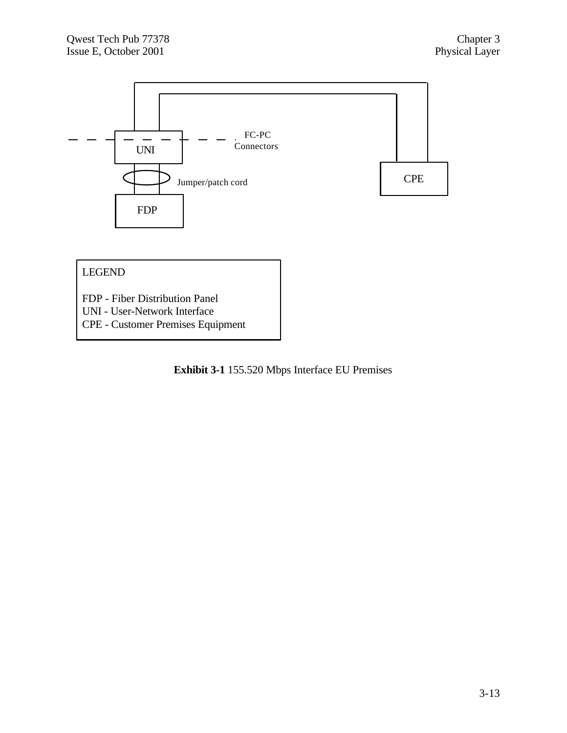FC-PC
Connectors

UNI

Jumper/patch cord

FDP

CPE

LEGEND

FDP - Fiber Distribution Panel
UNI - User-Network Interface
CPE - Customer Premises Equipment

**Exhibit 3-1** 155.520 Mbps Interface EU Premises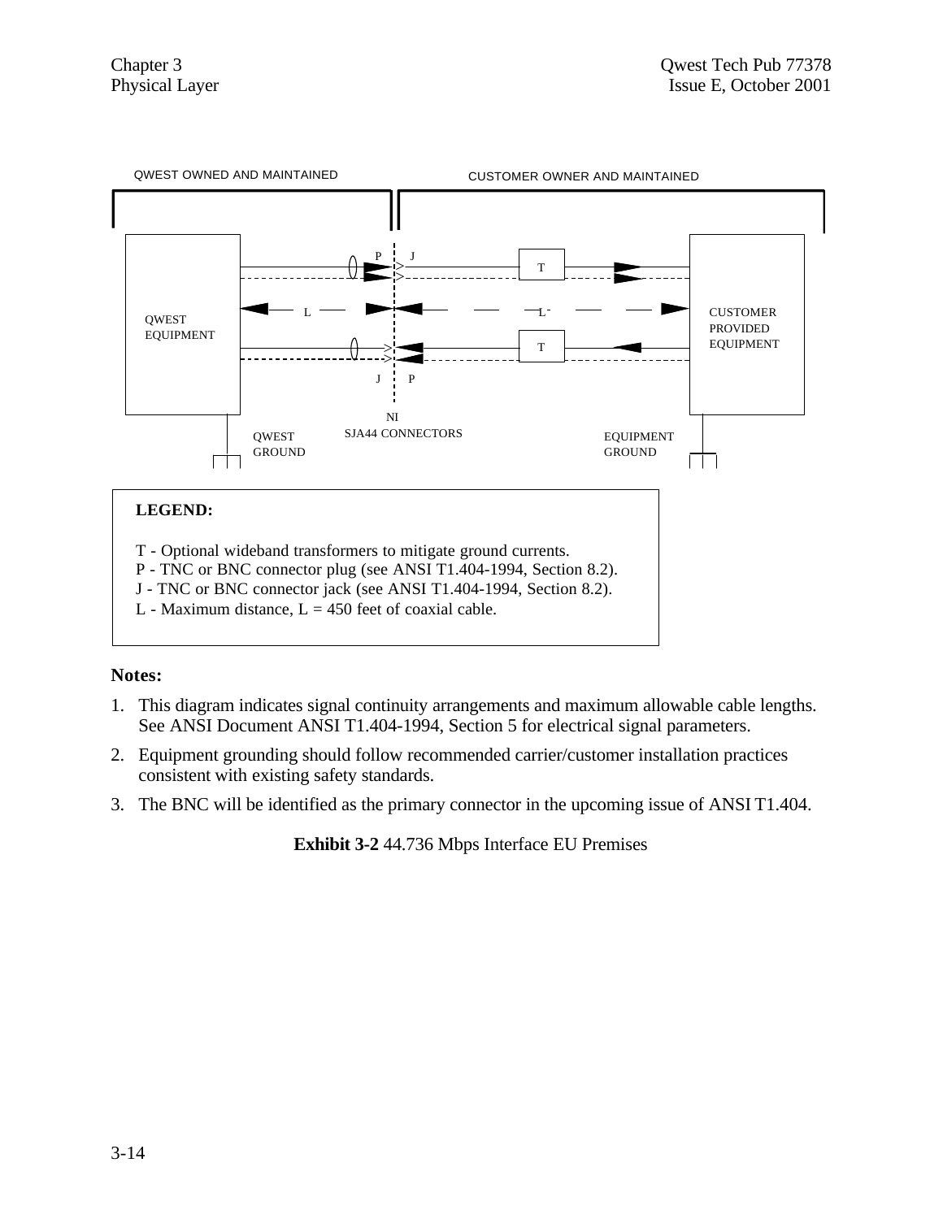QWEST OWNED AND MAINTAINED

CUSTOMER OWNER AND MAINTAINED

QWEST EQUIPMENT

CUSTOMER PROVIDED EQUIPMENT

P J

T

L

L

T

J P

NI

SJA44 CONNECTORS

QWEST GROUND

EQUIPMENT GROUND

**LEGEND:**

T - Optional wideband transformers to mitigate ground currents.
P - TNC or BNC connector plug (see ANSI T1.404-1994, Section 8.2).
J - TNC or BNC connector jack (see ANSI T1.404-1994, Section 8.2).
L - Maximum distance, L = 450 feet of coaxial cable.

**Notes:**

1. This diagram indicates signal continuity arrangements and maximum allowable cable lengths. See ANSI Document ANSI T1.404-1994, Section 5 for electrical signal parameters.
2. Equipment grounding should follow recommended carrier/customer installation practices consistent with existing safety standards.
3. The BNC will be identified as the primary connector in the upcoming issue of ANSI T1.404.

**Exhibit 3-2** 44.736 Mbps Interface EU Premises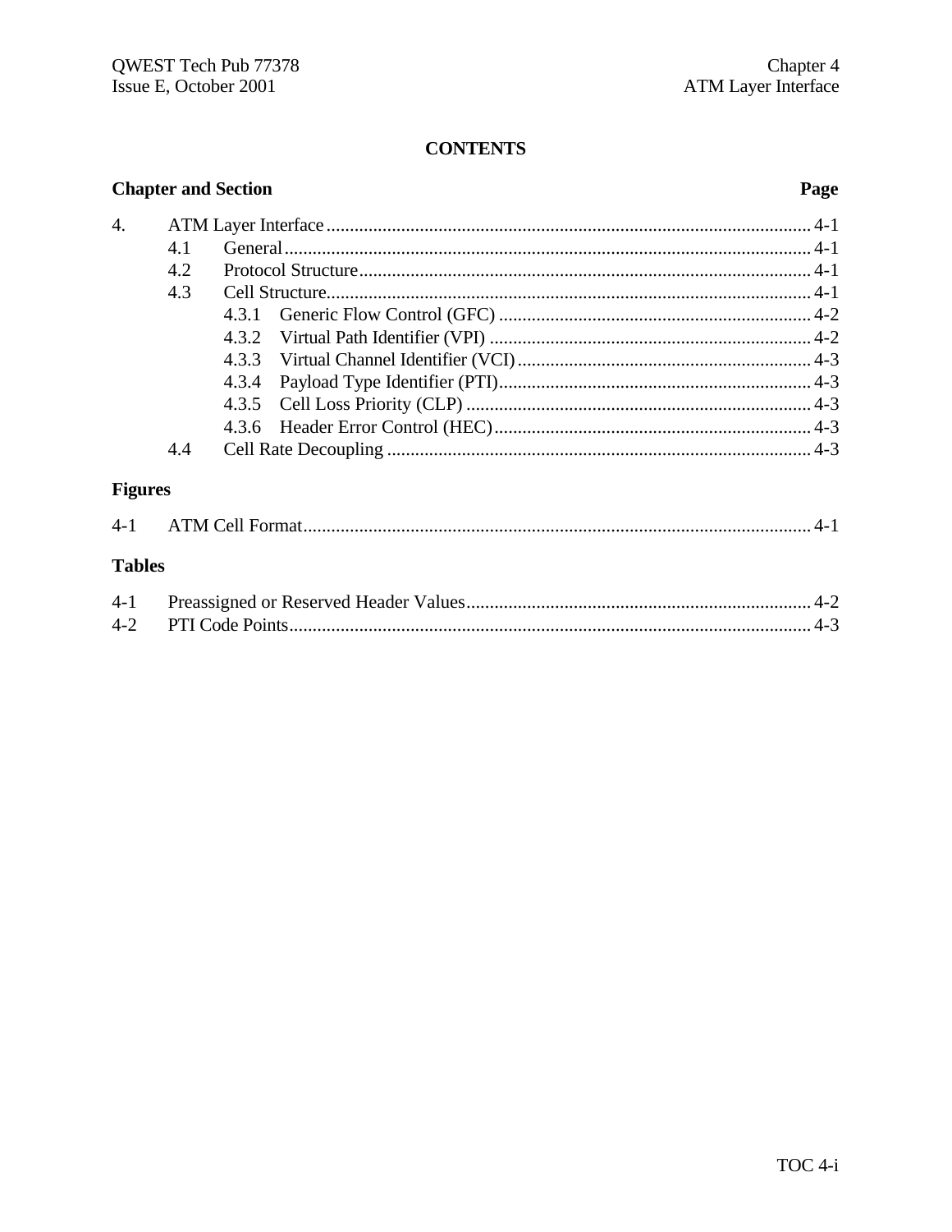# CONTENTS

| Chapter and Section | | | Page |
|---|---|---|---|
| 4. | ATM Layer Interface | | 4-1 |
| | 4.1 | General | 4-1 |
| | 4.2 | Protocol Structure | 4-1 |
| | 4.3 | Cell Structure | 4-1 |
| | | 4.3.1 Generic Flow Control (GFC) | 4-2 |
| | | 4.3.2 Virtual Path Identifier (VPI) | 4-2 |
| | | 4.3.3 Virtual Channel Identifier (VCI) | 4-3 |
| | | 4.3.4 Payload Type Identifier (PTI) | 4-3 |
| | | 4.3.5 Cell Loss Priority (CLP) | 4-3 |
| | | 4.3.6 Header Error Control (HEC) | 4-3 |
| | 4.4 | Cell Rate Decoupling | 4-3 |

**Figures**

| | | |
|---|---|---|
| 4-1 | ATM Cell Format | 4-1 |

**Tables**

| | | |
|---|---|---|
| 4-1 | Preassigned or Reserved Header Values | 4-2 |
| 4-2 | PTI Code Points | 4-3 |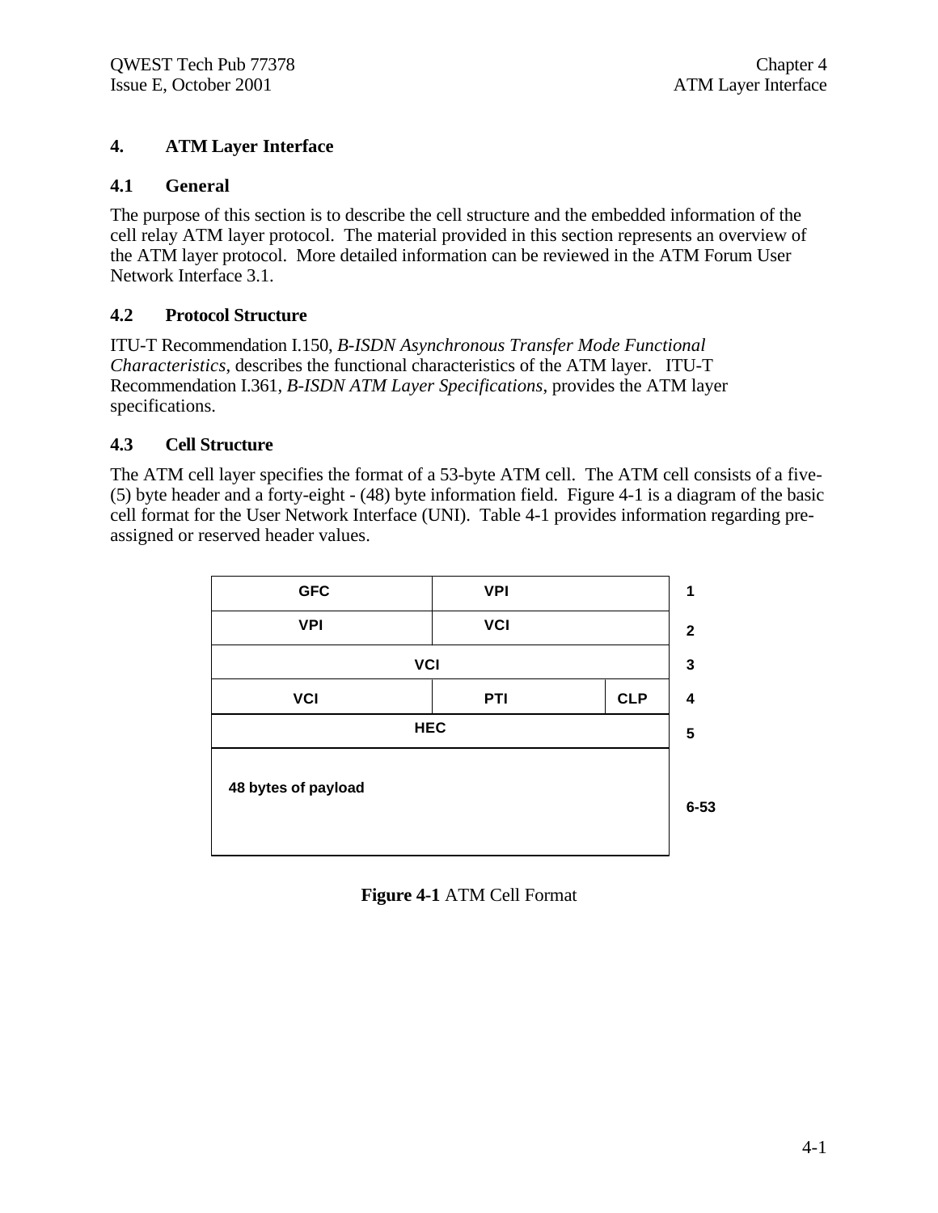# 4. ATM Layer Interface

## 4.1 General

The purpose of this section is to describe the cell structure and the embedded information of the cell relay ATM layer protocol. The material provided in this section represents an overview of the ATM layer protocol. More detailed information can be reviewed in the ATM Forum User Network Interface 3.1.

## 4.2 Protocol Structure

ITU-T Recommendation I.150, *B-ISDN Asynchronous Transfer Mode Functional Characteristics*, describes the functional characteristics of the ATM layer. ITU-T Recommendation I.361, *B-ISDN ATM Layer Specifications*, provides the ATM layer specifications.

## 4.3 Cell Structure

The ATM cell layer specifies the format of a 53-byte ATM cell. The ATM cell consists of a five- (5) byte header and a forty-eight - (48) byte information field. Figure 4-1 is a diagram of the basic cell format for the User Network Interface (UNI). Table 4-1 provides information regarding pre-assigned or reserved header values.

| Field | | | Byte |
|---|---|---|---|
| GFC | VPI | | 1 |
| VPI | VCI | | 2 |
| VCI | | | 3 |
| VCI | PTI | CLP | 4 |
| HEC | | | 5 |
| 48 bytes of payload | | | 6-53 |

**Figure 4-1** ATM Cell Format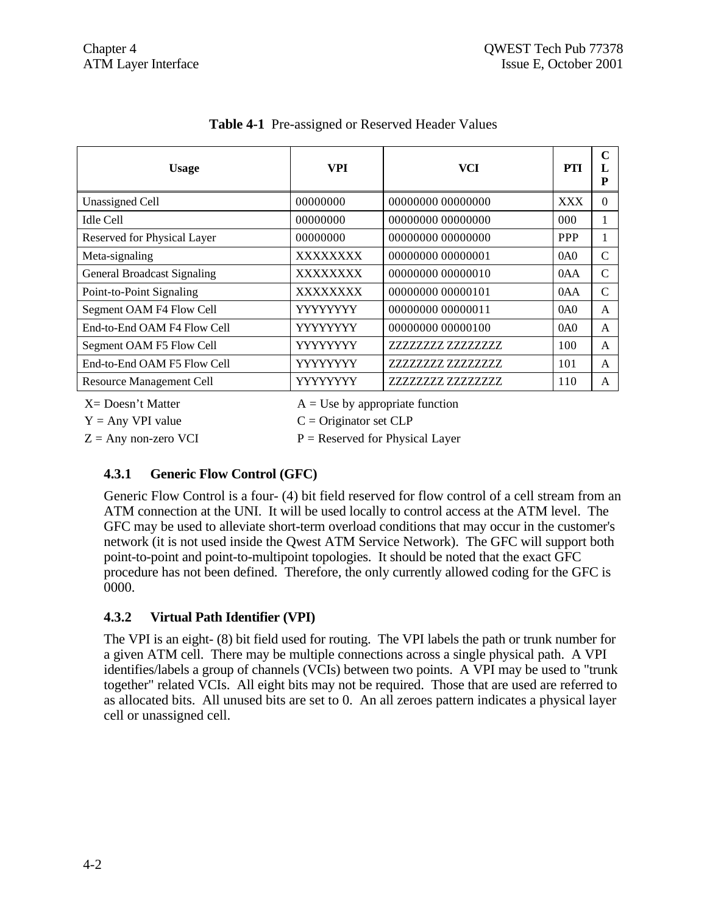**Table 4-1** Pre-assigned or Reserved Header Values

| Usage | VPI | VCI | PTI | CLP |
|---|---|---|---|---|
| Unassigned Cell | 00000000 | 00000000 00000000 | XXX | 0 |
| Idle Cell | 00000000 | 00000000 00000000 | 000 | 1 |
| Reserved for Physical Layer | 00000000 | 00000000 00000000 | PPP | 1 |
| Meta-signaling | XXXXXXXX | 00000000 00000001 | 0A0 | C |
| General Broadcast Signaling | XXXXXXXX | 00000000 00000010 | 0AA | C |
| Point-to-Point Signaling | XXXXXXXX | 00000000 00000101 | 0AA | C |
| Segment OAM F4 Flow Cell | YYYYYYYY | 00000000 00000011 | 0A0 | A |
| End-to-End OAM F4 Flow Cell | YYYYYYYY | 00000000 00000100 | 0A0 | A |
| Segment OAM F5 Flow Cell | YYYYYYYY | ZZZZZZZZ ZZZZZZZZ | 100 | A |
| End-to-End OAM F5 Flow Cell | YYYYYYYY | ZZZZZZZZ ZZZZZZZZ | 101 | A |
| Resource Management Cell | YYYYYYYY | ZZZZZZZZ ZZZZZZZZ | 110 | A |

X= Doesn't Matter A = Use by appropriate function
Y = Any VPI value C = Originator set CLP
Z = Any non-zero VCI P = Reserved for Physical Layer

### 4.3.1 Generic Flow Control (GFC)

Generic Flow Control is a four- (4) bit field reserved for flow control of a cell stream from an ATM connection at the UNI. It will be used locally to control access at the ATM level. The GFC may be used to alleviate short-term overload conditions that may occur in the customer's network (it is not used inside the Qwest ATM Service Network). The GFC will support both point-to-point and point-to-multipoint topologies. It should be noted that the exact GFC procedure has not been defined. Therefore, the only currently allowed coding for the GFC is 0000.

### 4.3.2 Virtual Path Identifier (VPI)

The VPI is an eight- (8) bit field used for routing. The VPI labels the path or trunk number for a given ATM cell. There may be multiple connections across a single physical path. A VPI identifies/labels a group of channels (VCIs) between two points. A VPI may be used to "trunk together" related VCIs. All eight bits may not be required. Those that are used are referred to as allocated bits. All unused bits are set to 0. An all zeroes pattern indicates a physical layer cell or unassigned cell.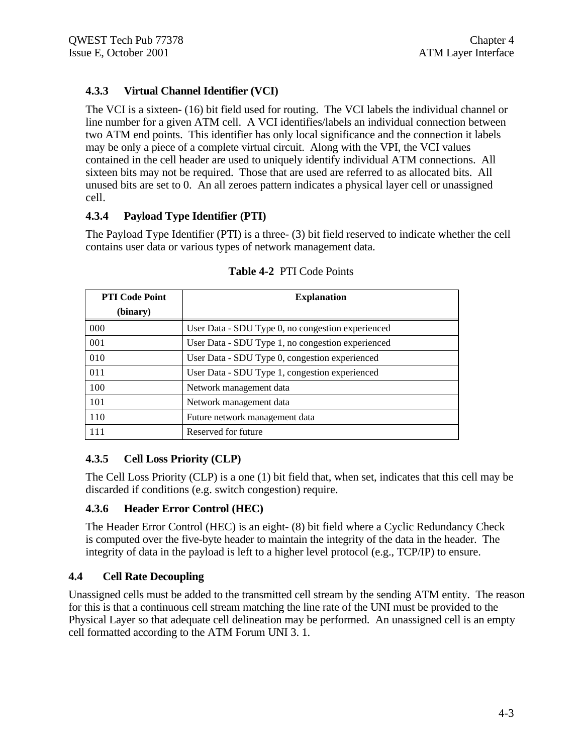### 4.3.3 Virtual Channel Identifier (VCI)

The VCI is a sixteen- (16) bit field used for routing. The VCI labels the individual channel or line number for a given ATM cell. A VCI identifies/labels an individual connection between two ATM end points. This identifier has only local significance and the connection it labels may be only a piece of a complete virtual circuit. Along with the VPI, the VCI values contained in the cell header are used to uniquely identify individual ATM connections. All sixteen bits may not be required. Those that are used are referred to as allocated bits. All unused bits are set to 0. An all zeroes pattern indicates a physical layer cell or unassigned cell.

### 4.3.4 Payload Type Identifier (PTI)

The Payload Type Identifier (PTI) is a three- (3) bit field reserved to indicate whether the cell contains user data or various types of network management data.

**Table 4-2** PTI Code Points

| PTI Code Point (binary) | Explanation |
|---|---|
| 000 | User Data - SDU Type 0, no congestion experienced |
| 001 | User Data - SDU Type 1, no congestion experienced |
| 010 | User Data - SDU Type 0, congestion experienced |
| 011 | User Data - SDU Type 1, congestion experienced |
| 100 | Network management data |
| 101 | Network management data |
| 110 | Future network management data |
| 111 | Reserved for future |

### 4.3.5 Cell Loss Priority (CLP)

The Cell Loss Priority (CLP) is a one (1) bit field that, when set, indicates that this cell may be discarded if conditions (e.g. switch congestion) require.

### 4.3.6 Header Error Control (HEC)

The Header Error Control (HEC) is an eight- (8) bit field where a Cyclic Redundancy Check is computed over the five-byte header to maintain the integrity of the data in the header. The integrity of data in the payload is left to a higher level protocol (e.g., TCP/IP) to ensure.

## 4.4 Cell Rate Decoupling

Unassigned cells must be added to the transmitted cell stream by the sending ATM entity. The reason for this is that a continuous cell stream matching the line rate of the UNI must be provided to the Physical Layer so that adequate cell delineation may be performed. An unassigned cell is an empty cell formatted according to the ATM Forum UNI 3. 1.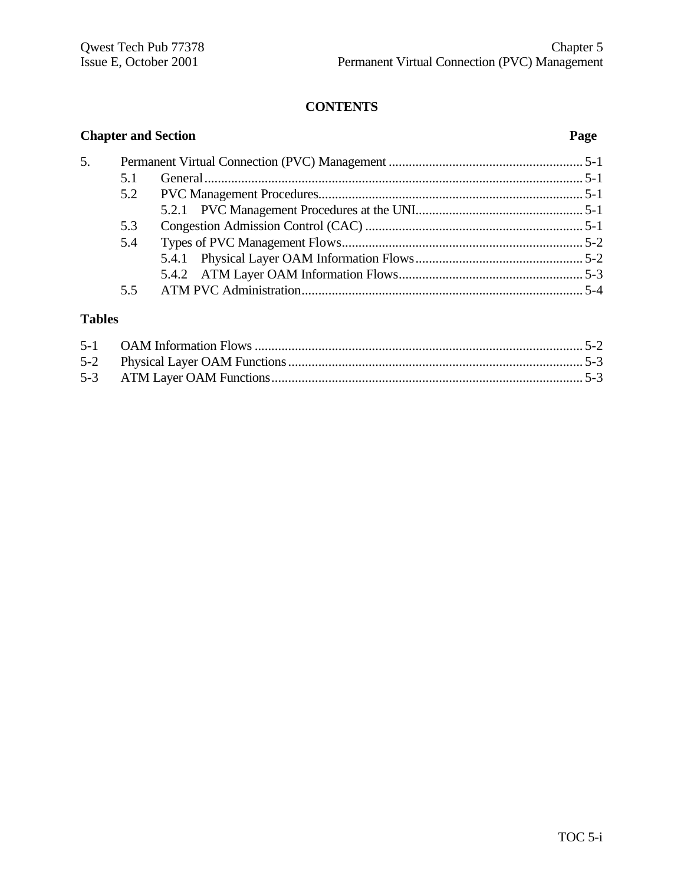# CONTENTS

| Chapter and Section | | Page |
|---|---|---|
| 5. | Permanent Virtual Connection (PVC) Management | 5-1 |
| 5.1 | General | 5-1 |
| 5.2 | PVC Management Procedures | 5-1 |
| 5.2.1 | PVC Management Procedures at the UNI | 5-1 |
| 5.3 | Congestion Admission Control (CAC) | 5-1 |
| 5.4 | Types of PVC Management Flows | 5-2 |
| 5.4.1 | Physical Layer OAM Information Flows | 5-2 |
| 5.4.2 | ATM Layer OAM Information Flows | 5-3 |
| 5.5 | ATM PVC Administration | 5-4 |

## Tables

| | | |
|---|---|---|
| 5-1 | OAM Information Flows | 5-2 |
| 5-2 | Physical Layer OAM Functions | 5-3 |
| 5-3 | ATM Layer OAM Functions | 5-3 |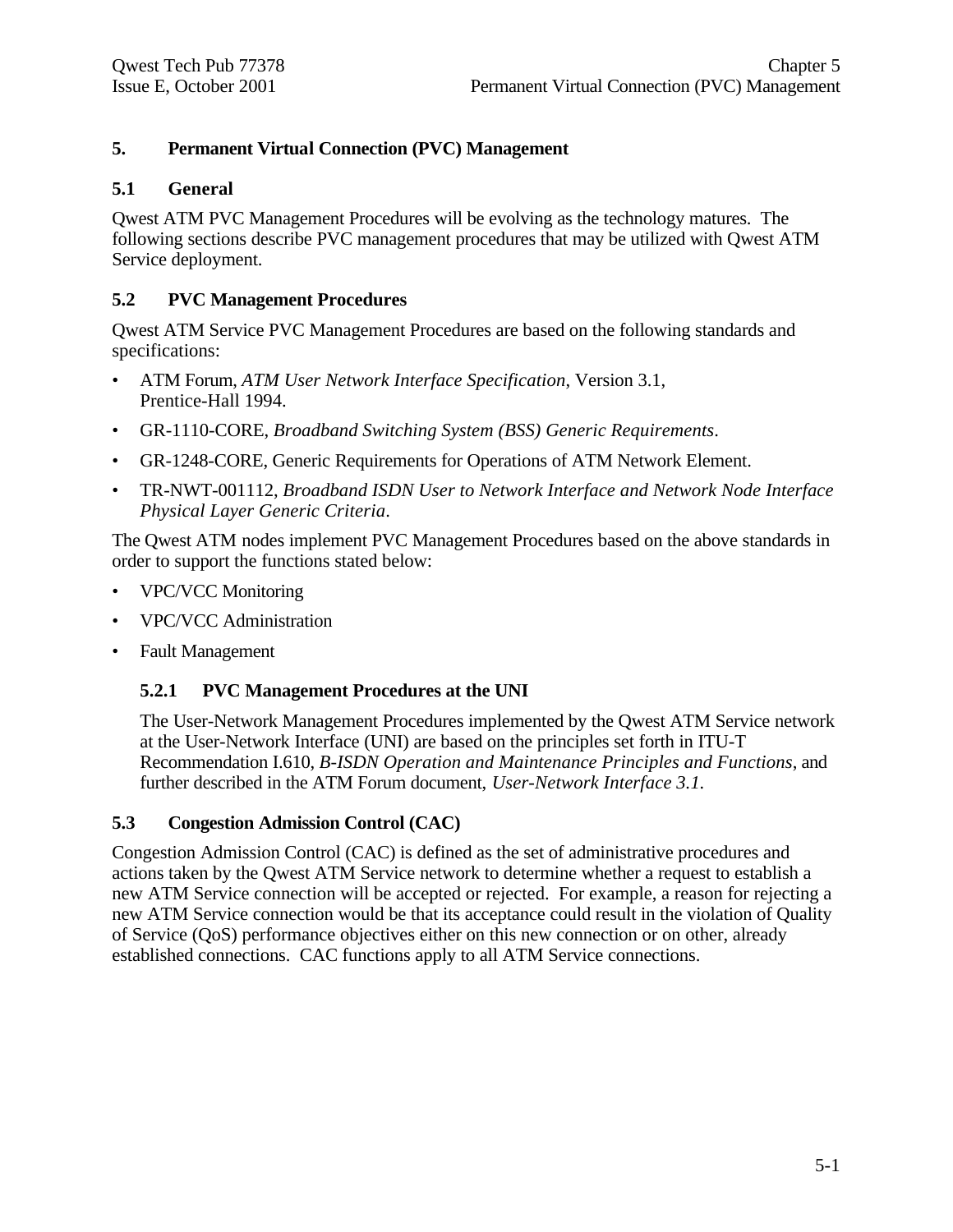# 5. Permanent Virtual Connection (PVC) Management

## 5.1 General

Qwest ATM PVC Management Procedures will be evolving as the technology matures. The following sections describe PVC management procedures that may be utilized with Qwest ATM Service deployment.

## 5.2 PVC Management Procedures

Qwest ATM Service PVC Management Procedures are based on the following standards and specifications:

- ATM Forum, *ATM User Network Interface Specification*, Version 3.1, Prentice-Hall 1994.
- GR-1110-CORE, *Broadband Switching System (BSS) Generic Requirements*.
- GR-1248-CORE, Generic Requirements for Operations of ATM Network Element.
- TR-NWT-001112, *Broadband ISDN User to Network Interface and Network Node Interface Physical Layer Generic Criteria*.

The Qwest ATM nodes implement PVC Management Procedures based on the above standards in order to support the functions stated below:

- VPC/VCC Monitoring
- VPC/VCC Administration
- Fault Management

### 5.2.1 PVC Management Procedures at the UNI

The User-Network Management Procedures implemented by the Qwest ATM Service network at the User-Network Interface (UNI) are based on the principles set forth in ITU-T Recommendation I.610, *B-ISDN Operation and Maintenance Principles and Functions*, and further described in the ATM Forum document, *User-Network Interface 3.1*.

## 5.3 Congestion Admission Control (CAC)

Congestion Admission Control (CAC) is defined as the set of administrative procedures and actions taken by the Qwest ATM Service network to determine whether a request to establish a new ATM Service connection will be accepted or rejected. For example, a reason for rejecting a new ATM Service connection would be that its acceptance could result in the violation of Quality of Service (QoS) performance objectives either on this new connection or on other, already established connections. CAC functions apply to all ATM Service connections.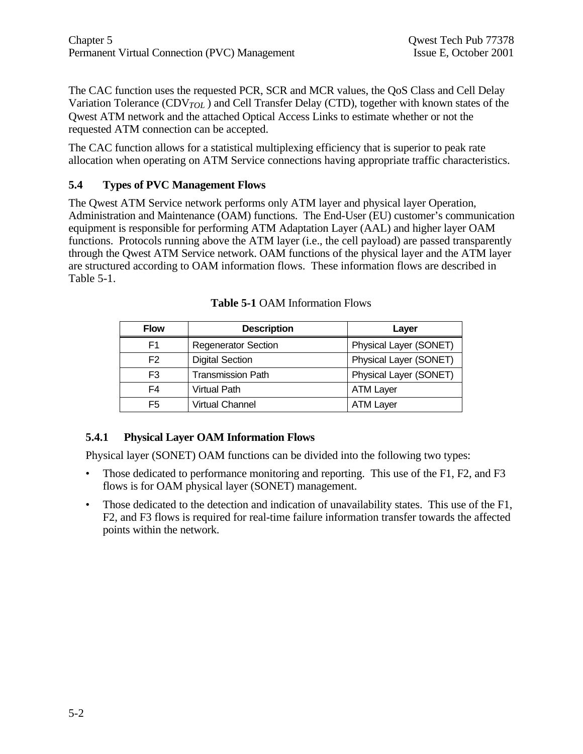The CAC function uses the requested PCR, SCR and MCR values, the QoS Class and Cell Delay Variation Tolerance ($CDV_{TOL}$) and Cell Transfer Delay (CTD), together with known states of the Qwest ATM network and the attached Optical Access Links to estimate whether or not the requested ATM connection can be accepted.

The CAC function allows for a statistical multiplexing efficiency that is superior to peak rate allocation when operating on ATM Service connections having appropriate traffic characteristics.

## 5.4 Types of PVC Management Flows

The Qwest ATM Service network performs only ATM layer and physical layer Operation, Administration and Maintenance (OAM) functions. The End-User (EU) customer's communication equipment is responsible for performing ATM Adaptation Layer (AAL) and higher layer OAM functions. Protocols running above the ATM layer (i.e., the cell payload) are passed transparently through the Qwest ATM Service network. OAM functions of the physical layer and the ATM layer are structured according to OAM information flows. These information flows are described in Table 5-1.

**Table 5-1** OAM Information Flows

| Flow | Description | Layer |
|---|---|---|
| F1 | Regenerator Section | Physical Layer (SONET) |
| F2 | Digital Section | Physical Layer (SONET) |
| F3 | Transmission Path | Physical Layer (SONET) |
| F4 | Virtual Path | ATM Layer |
| F5 | Virtual Channel | ATM Layer |

### 5.4.1 Physical Layer OAM Information Flows

Physical layer (SONET) OAM functions can be divided into the following two types:

- Those dedicated to performance monitoring and reporting. This use of the F1, F2, and F3 flows is for OAM physical layer (SONET) management.
- Those dedicated to the detection and indication of unavailability states. This use of the F1, F2, and F3 flows is required for real-time failure information transfer towards the affected points within the network.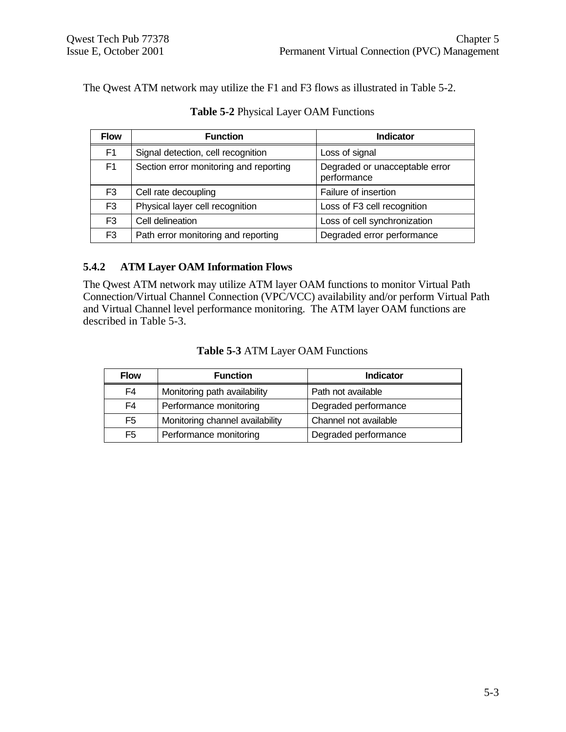The Qwest ATM network may utilize the F1 and F3 flows as illustrated in Table 5-2.

**Table 5-2** Physical Layer OAM Functions

| Flow | Function | Indicator |
|---|---|---|
| F1 | Signal detection, cell recognition | Loss of signal |
| F1 | Section error monitoring and reporting | Degraded or unacceptable error performance |
| F3 | Cell rate decoupling | Failure of insertion |
| F3 | Physical layer cell recognition | Loss of F3 cell recognition |
| F3 | Cell delineation | Loss of cell synchronization |
| F3 | Path error monitoring and reporting | Degraded error performance |

### 5.4.2 ATM Layer OAM Information Flows

The Qwest ATM network may utilize ATM layer OAM functions to monitor Virtual Path Connection/Virtual Channel Connection (VPC/VCC) availability and/or perform Virtual Path and Virtual Channel level performance monitoring. The ATM layer OAM functions are described in Table 5-3.

**Table 5-3** ATM Layer OAM Functions

| Flow | Function | Indicator |
|---|---|---|
| F4 | Monitoring path availability | Path not available |
| F4 | Performance monitoring | Degraded performance |
| F5 | Monitoring channel availability | Channel not available |
| F5 | Performance monitoring | Degraded performance |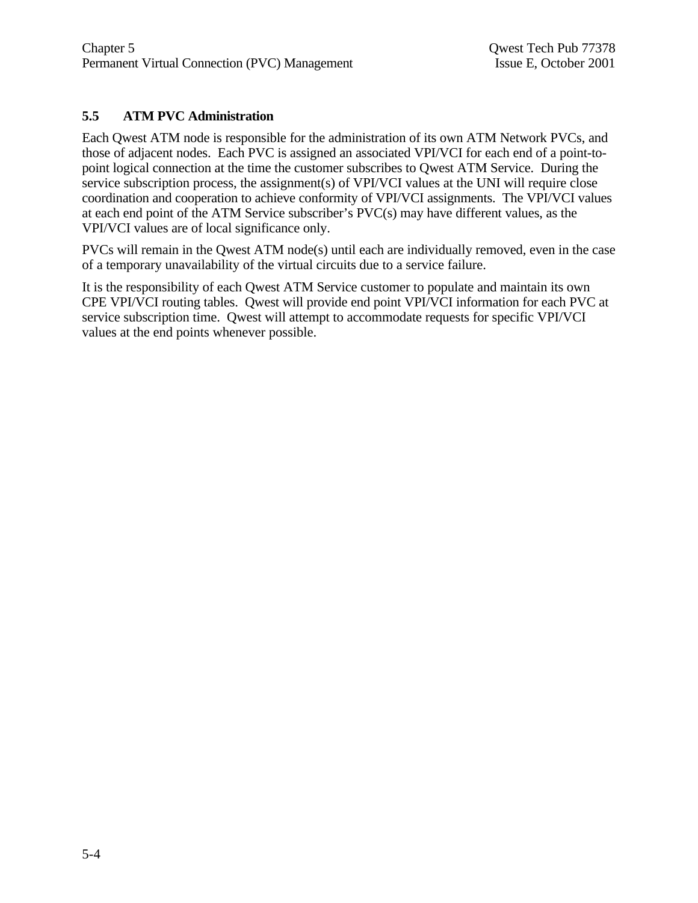## 5.5 ATM PVC Administration

Each Qwest ATM node is responsible for the administration of its own ATM Network PVCs, and those of adjacent nodes. Each PVC is assigned an associated VPI/VCI for each end of a point-to-point logical connection at the time the customer subscribes to Qwest ATM Service. During the service subscription process, the assignment(s) of VPI/VCI values at the UNI will require close coordination and cooperation to achieve conformity of VPI/VCI assignments. The VPI/VCI values at each end point of the ATM Service subscriber's PVC(s) may have different values, as the VPI/VCI values are of local significance only.

PVCs will remain in the Qwest ATM node(s) until each are individually removed, even in the case of a temporary unavailability of the virtual circuits due to a service failure.

It is the responsibility of each Qwest ATM Service customer to populate and maintain its own CPE VPI/VCI routing tables. Qwest will provide end point VPI/VCI information for each PVC at service subscription time. Qwest will attempt to accommodate requests for specific VPI/VCI values at the end points whenever possible.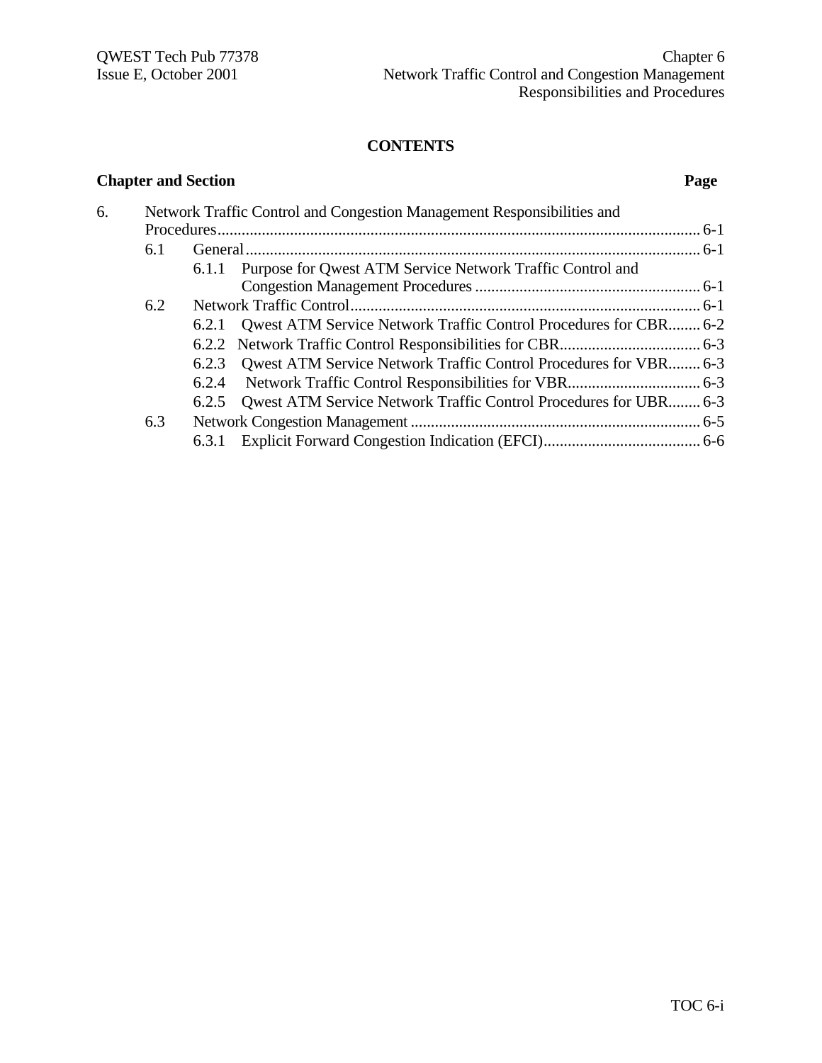**CONTENTS**

**Chapter and Section** **Page**

6. Network Traffic Control and Congestion Management Responsibilities and Procedures........ 6-1
   - 6.1 General........ 6-1
     - 6.1.1 Purpose for Qwest ATM Service Network Traffic Control and Congestion Management Procedures........ 6-1
   - 6.2 Network Traffic Control........ 6-1
     - 6.2.1 Qwest ATM Service Network Traffic Control Procedures for CBR........ 6-2
     - 6.2.2 Network Traffic Control Responsibilities for CBR........ 6-3
     - 6.2.3 Qwest ATM Service Network Traffic Control Procedures for VBR........ 6-3
     - 6.2.4 Network Traffic Control Responsibilities for VBR........ 6-3
     - 6.2.5 Qwest ATM Service Network Traffic Control Procedures for UBR........ 6-3
   - 6.3 Network Congestion Management........ 6-5
     - 6.3.1 Explicit Forward Congestion Indication (EFCI)........ 6-6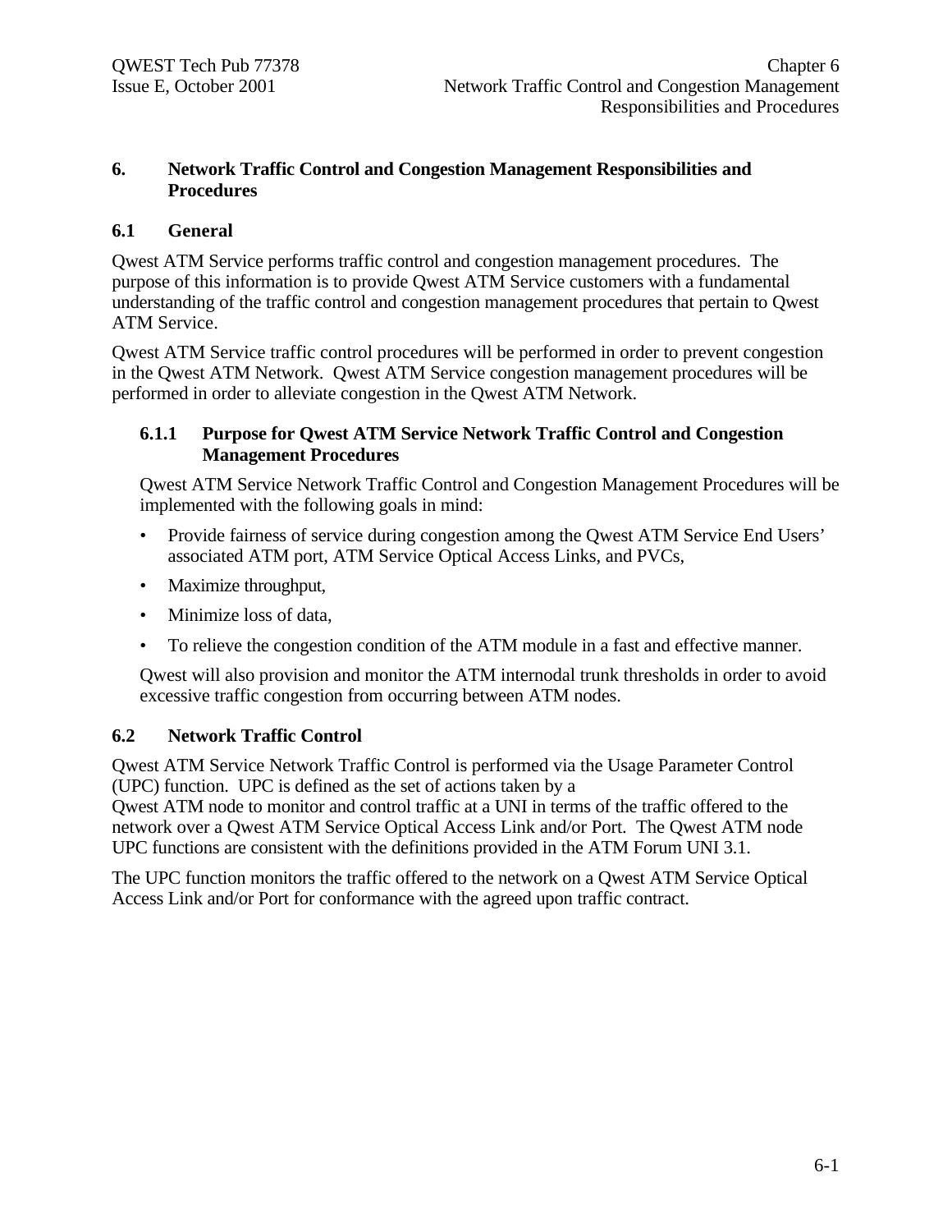# 6. Network Traffic Control and Congestion Management Responsibilities and Procedures

## 6.1 General

Qwest ATM Service performs traffic control and congestion management procedures. The purpose of this information is to provide Qwest ATM Service customers with a fundamental understanding of the traffic control and congestion management procedures that pertain to Qwest ATM Service.

Qwest ATM Service traffic control procedures will be performed in order to prevent congestion in the Qwest ATM Network. Qwest ATM Service congestion management procedures will be performed in order to alleviate congestion in the Qwest ATM Network.

### 6.1.1 Purpose for Qwest ATM Service Network Traffic Control and Congestion Management Procedures

Qwest ATM Service Network Traffic Control and Congestion Management Procedures will be implemented with the following goals in mind:

- Provide fairness of service during congestion among the Qwest ATM Service End Users' associated ATM port, ATM Service Optical Access Links, and PVCs,
- Maximize throughput,
- Minimize loss of data,
- To relieve the congestion condition of the ATM module in a fast and effective manner.

Qwest will also provision and monitor the ATM internodal trunk thresholds in order to avoid excessive traffic congestion from occurring between ATM nodes.

## 6.2 Network Traffic Control

Qwest ATM Service Network Traffic Control is performed via the Usage Parameter Control (UPC) function. UPC is defined as the set of actions taken by a Qwest ATM node to monitor and control traffic at a UNI in terms of the traffic offered to the network over a Qwest ATM Service Optical Access Link and/or Port. The Qwest ATM node UPC functions are consistent with the definitions provided in the ATM Forum UNI 3.1.

The UPC function monitors the traffic offered to the network on a Qwest ATM Service Optical Access Link and/or Port for conformance with the agreed upon traffic contract.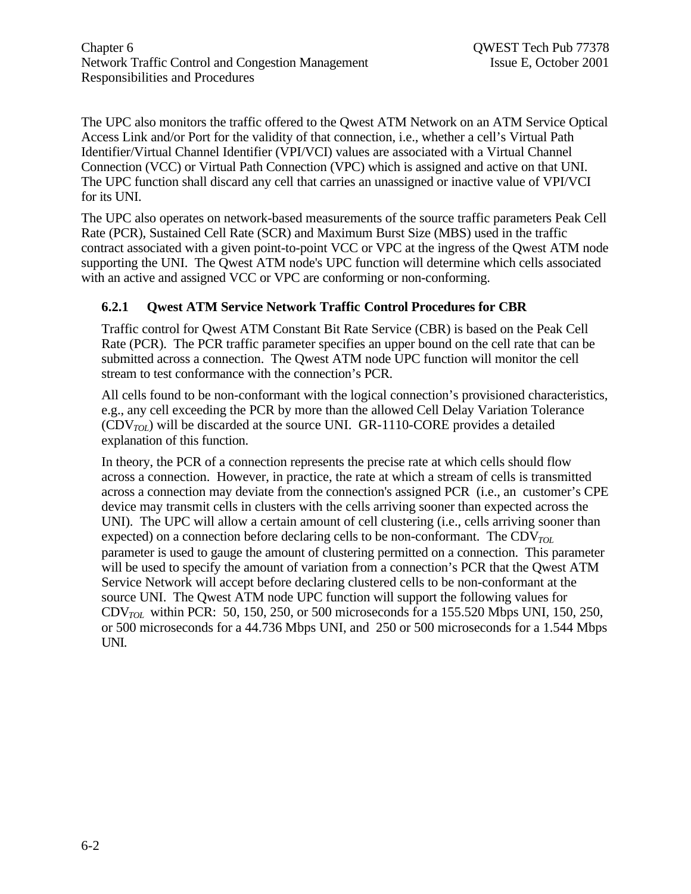The UPC also monitors the traffic offered to the Qwest ATM Network on an ATM Service Optical Access Link and/or Port for the validity of that connection, i.e., whether a cell's Virtual Path Identifier/Virtual Channel Identifier (VPI/VCI) values are associated with a Virtual Channel Connection (VCC) or Virtual Path Connection (VPC) which is assigned and active on that UNI. The UPC function shall discard any cell that carries an unassigned or inactive value of VPI/VCI for its UNI.

The UPC also operates on network-based measurements of the source traffic parameters Peak Cell Rate (PCR), Sustained Cell Rate (SCR) and Maximum Burst Size (MBS) used in the traffic contract associated with a given point-to-point VCC or VPC at the ingress of the Qwest ATM node supporting the UNI. The Qwest ATM node's UPC function will determine which cells associated with an active and assigned VCC or VPC are conforming or non-conforming.

### 6.2.1 Qwest ATM Service Network Traffic Control Procedures for CBR

Traffic control for Qwest ATM Constant Bit Rate Service (CBR) is based on the Peak Cell Rate (PCR). The PCR traffic parameter specifies an upper bound on the cell rate that can be submitted across a connection. The Qwest ATM node UPC function will monitor the cell stream to test conformance with the connection's PCR.

All cells found to be non-conformant with the logical connection's provisioned characteristics, e.g., any cell exceeding the PCR by more than the allowed Cell Delay Variation Tolerance ($CDV_{TOL}$) will be discarded at the source UNI. GR-1110-CORE provides a detailed explanation of this function.

In theory, the PCR of a connection represents the precise rate at which cells should flow across a connection. However, in practice, the rate at which a stream of cells is transmitted across a connection may deviate from the connection's assigned PCR (i.e., an customer's CPE device may transmit cells in clusters with the cells arriving sooner than expected across the UNI). The UPC will allow a certain amount of cell clustering (i.e., cells arriving sooner than expected) on a connection before declaring cells to be non-conformant. The $CDV_{TOL}$ parameter is used to gauge the amount of clustering permitted on a connection. This parameter will be used to specify the amount of variation from a connection's PCR that the Qwest ATM Service Network will accept before declaring clustered cells to be non-conformant at the source UNI. The Qwest ATM node UPC function will support the following values for $CDV_{TOL}$ within PCR: 50, 150, 250, or 500 microseconds for a 155.520 Mbps UNI, 150, 250, or 500 microseconds for a 44.736 Mbps UNI, and 250 or 500 microseconds for a 1.544 Mbps UNI.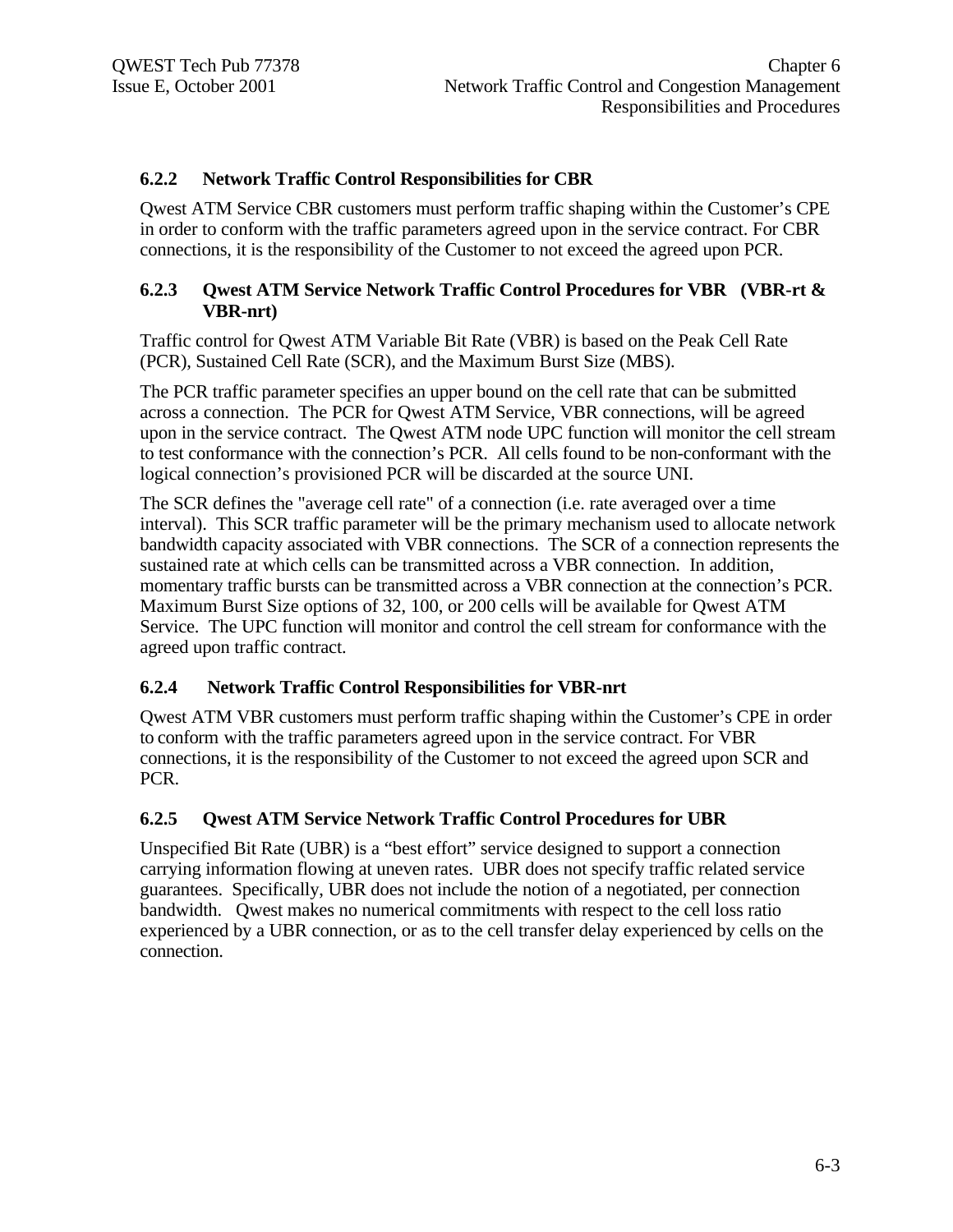### 6.2.2 Network Traffic Control Responsibilities for CBR

Qwest ATM Service CBR customers must perform traffic shaping within the Customer's CPE in order to conform with the traffic parameters agreed upon in the service contract. For CBR connections, it is the responsibility of the Customer to not exceed the agreed upon PCR.

### 6.2.3 Qwest ATM Service Network Traffic Control Procedures for VBR (VBR-rt & VBR-nrt)

Traffic control for Qwest ATM Variable Bit Rate (VBR) is based on the Peak Cell Rate (PCR), Sustained Cell Rate (SCR), and the Maximum Burst Size (MBS).

The PCR traffic parameter specifies an upper bound on the cell rate that can be submitted across a connection. The PCR for Qwest ATM Service, VBR connections, will be agreed upon in the service contract. The Qwest ATM node UPC function will monitor the cell stream to test conformance with the connection's PCR. All cells found to be non-conformant with the logical connection's provisioned PCR will be discarded at the source UNI.

The SCR defines the "average cell rate" of a connection (i.e. rate averaged over a time interval). This SCR traffic parameter will be the primary mechanism used to allocate network bandwidth capacity associated with VBR connections. The SCR of a connection represents the sustained rate at which cells can be transmitted across a VBR connection. In addition, momentary traffic bursts can be transmitted across a VBR connection at the connection's PCR. Maximum Burst Size options of 32, 100, or 200 cells will be available for Qwest ATM Service. The UPC function will monitor and control the cell stream for conformance with the agreed upon traffic contract.

### 6.2.4 Network Traffic Control Responsibilities for VBR-nrt

Qwest ATM VBR customers must perform traffic shaping within the Customer's CPE in order to conform with the traffic parameters agreed upon in the service contract. For VBR connections, it is the responsibility of the Customer to not exceed the agreed upon SCR and PCR.

### 6.2.5 Qwest ATM Service Network Traffic Control Procedures for UBR

Unspecified Bit Rate (UBR) is a "best effort" service designed to support a connection carrying information flowing at uneven rates. UBR does not specify traffic related service guarantees. Specifically, UBR does not include the notion of a negotiated, per connection bandwidth. Qwest makes no numerical commitments with respect to the cell loss ratio experienced by a UBR connection, or as to the cell transfer delay experienced by cells on the connection.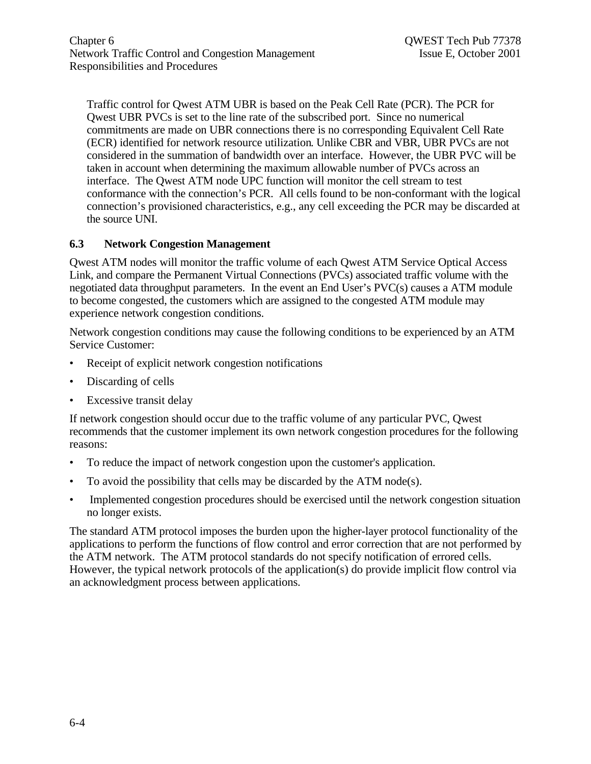Traffic control for Qwest ATM UBR is based on the Peak Cell Rate (PCR). The PCR for Qwest UBR PVCs is set to the line rate of the subscribed port. Since no numerical commitments are made on UBR connections there is no corresponding Equivalent Cell Rate (ECR) identified for network resource utilization. Unlike CBR and VBR, UBR PVCs are not considered in the summation of bandwidth over an interface. However, the UBR PVC will be taken in account when determining the maximum allowable number of PVCs across an interface. The Qwest ATM node UPC function will monitor the cell stream to test conformance with the connection's PCR. All cells found to be non-conformant with the logical connection's provisioned characteristics, e.g., any cell exceeding the PCR may be discarded at the source UNI.

## 6.3 Network Congestion Management

Qwest ATM nodes will monitor the traffic volume of each Qwest ATM Service Optical Access Link, and compare the Permanent Virtual Connections (PVCs) associated traffic volume with the negotiated data throughput parameters. In the event an End User's PVC(s) causes a ATM module to become congested, the customers which are assigned to the congested ATM module may experience network congestion conditions.

Network congestion conditions may cause the following conditions to be experienced by an ATM Service Customer:

- Receipt of explicit network congestion notifications
- Discarding of cells
- Excessive transit delay

If network congestion should occur due to the traffic volume of any particular PVC, Qwest recommends that the customer implement its own network congestion procedures for the following reasons:

- To reduce the impact of network congestion upon the customer's application.
- To avoid the possibility that cells may be discarded by the ATM node(s).
- Implemented congestion procedures should be exercised until the network congestion situation no longer exists.

The standard ATM protocol imposes the burden upon the higher-layer protocol functionality of the applications to perform the functions of flow control and error correction that are not performed by the ATM network. The ATM protocol standards do not specify notification of errored cells. However, the typical network protocols of the application(s) do provide implicit flow control via an acknowledgment process between applications.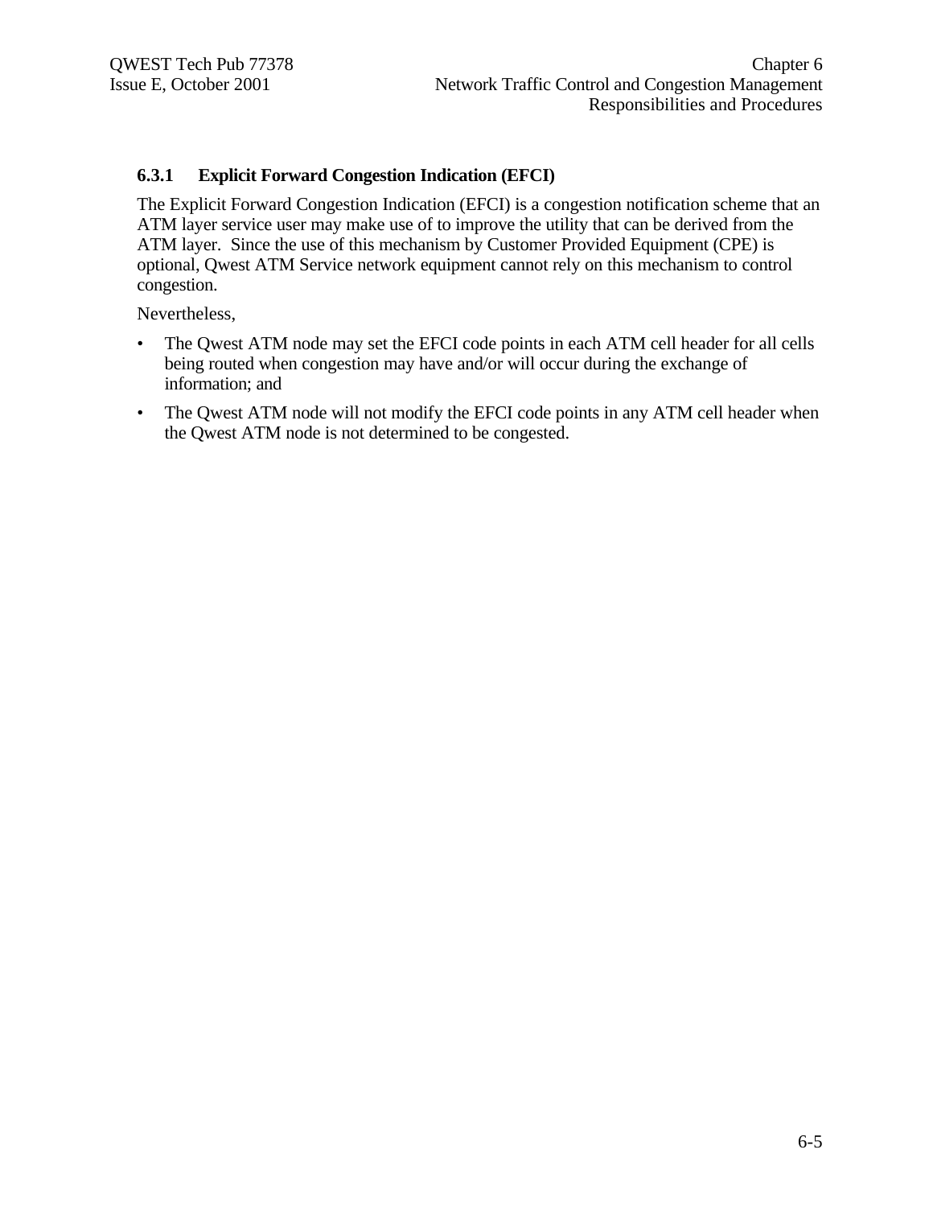### 6.3.1 Explicit Forward Congestion Indication (EFCI)

The Explicit Forward Congestion Indication (EFCI) is a congestion notification scheme that an ATM layer service user may make use of to improve the utility that can be derived from the ATM layer. Since the use of this mechanism by Customer Provided Equipment (CPE) is optional, Qwest ATM Service network equipment cannot rely on this mechanism to control congestion.

Nevertheless,

- The Qwest ATM node may set the EFCI code points in each ATM cell header for all cells being routed when congestion may have and/or will occur during the exchange of information; and
- The Qwest ATM node will not modify the EFCI code points in any ATM cell header when the Qwest ATM node is not determined to be congested.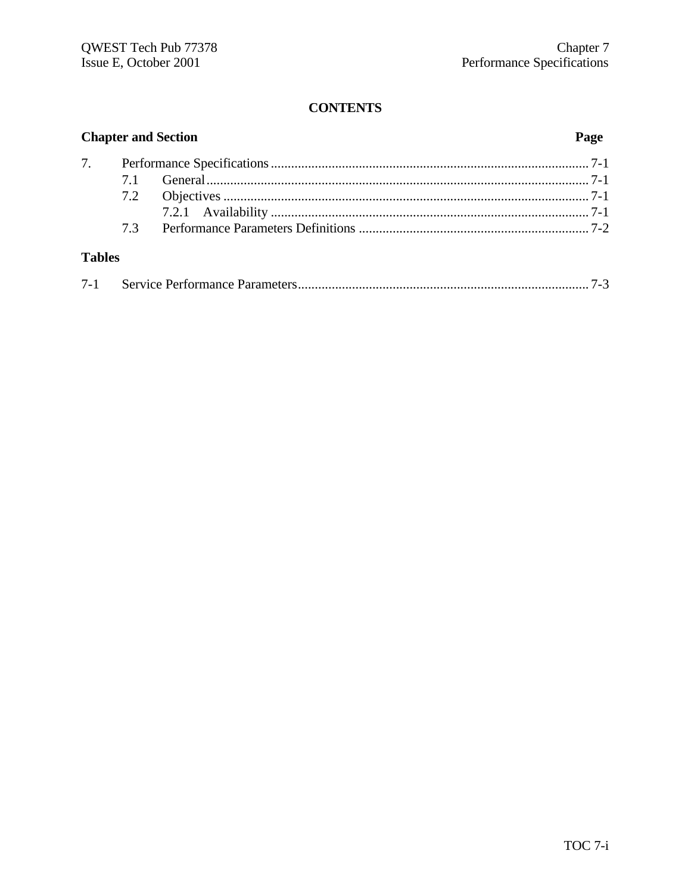# CONTENTS

**Chapter and Section** **Page**

| | | |
|---|---|---|
| 7. | Performance Specifications | 7-1 |
| 7.1 | General | 7-1 |
| 7.2 | Objectives | 7-1 |
| 7.2.1 | Availability | 7-1 |
| 7.3 | Performance Parameters Definitions | 7-2 |

**Tables**

| | | |
|---|---|---|
| 7-1 | Service Performance Parameters | 7-3 |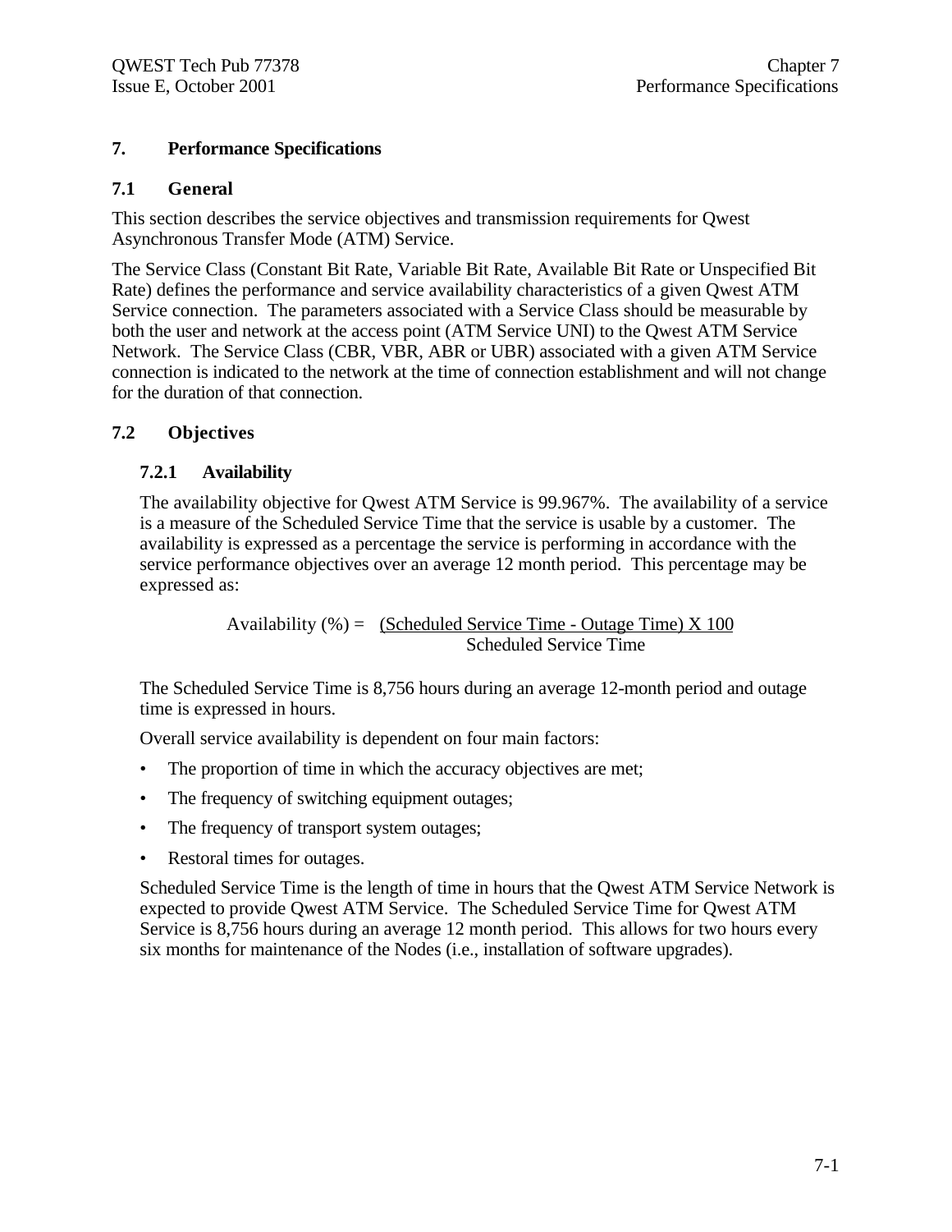# 7. Performance Specifications

## 7.1 General

This section describes the service objectives and transmission requirements for Qwest Asynchronous Transfer Mode (ATM) Service.

The Service Class (Constant Bit Rate, Variable Bit Rate, Available Bit Rate or Unspecified Bit Rate) defines the performance and service availability characteristics of a given Qwest ATM Service connection. The parameters associated with a Service Class should be measurable by both the user and network at the access point (ATM Service UNI) to the Qwest ATM Service Network. The Service Class (CBR, VBR, ABR or UBR) associated with a given ATM Service connection is indicated to the network at the time of connection establishment and will not change for the duration of that connection.

## 7.2 Objectives

### 7.2.1 Availability

The availability objective for Qwest ATM Service is 99.967%. The availability of a service is a measure of the Scheduled Service Time that the service is usable by a customer. The availability is expressed as a percentage the service is performing in accordance with the service performance objectives over an average 12 month period. This percentage may be expressed as:

$$\text{Availability (\%)} = \frac{(\text{Scheduled Service Time} - \text{Outage Time}) \times 100}{\text{Scheduled Service Time}}$$

The Scheduled Service Time is 8,756 hours during an average 12-month period and outage time is expressed in hours.

Overall service availability is dependent on four main factors:

- The proportion of time in which the accuracy objectives are met;
- The frequency of switching equipment outages;
- The frequency of transport system outages;
- Restoral times for outages.

Scheduled Service Time is the length of time in hours that the Qwest ATM Service Network is expected to provide Qwest ATM Service. The Scheduled Service Time for Qwest ATM Service is 8,756 hours during an average 12 month period. This allows for two hours every six months for maintenance of the Nodes (i.e., installation of software upgrades).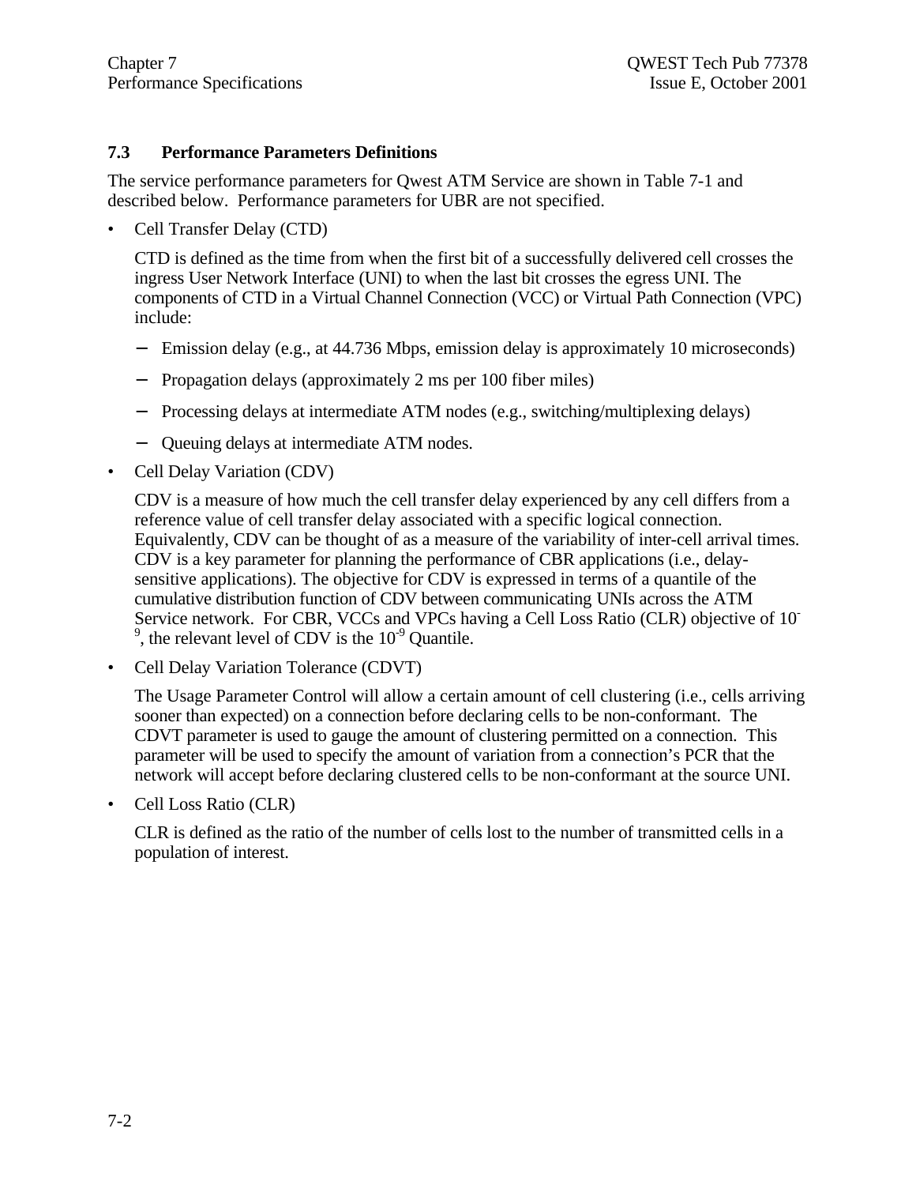## 7.3 Performance Parameters Definitions

The service performance parameters for Qwest ATM Service are shown in Table 7-1 and described below. Performance parameters for UBR are not specified.

- Cell Transfer Delay (CTD)

  CTD is defined as the time from when the first bit of a successfully delivered cell crosses the ingress User Network Interface (UNI) to when the last bit crosses the egress UNI. The components of CTD in a Virtual Channel Connection (VCC) or Virtual Path Connection (VPC) include:

  - Emission delay (e.g., at 44.736 Mbps, emission delay is approximately 10 microseconds)
  - Propagation delays (approximately 2 ms per 100 fiber miles)
  - Processing delays at intermediate ATM nodes (e.g., switching/multiplexing delays)
  - Queuing delays at intermediate ATM nodes.

- Cell Delay Variation (CDV)

  CDV is a measure of how much the cell transfer delay experienced by any cell differs from a reference value of cell transfer delay associated with a specific logical connection. Equivalently, CDV can be thought of as a measure of the variability of inter-cell arrival times. CDV is a key parameter for planning the performance of CBR applications (i.e., delay-sensitive applications). The objective for CDV is expressed in terms of a quantile of the cumulative distribution function of CDV between communicating UNIs across the ATM Service network. For CBR, VCCs and VPCs having a Cell Loss Ratio (CLR) objective of $10^{-9}$, the relevant level of CDV is the $10^{-9}$ Quantile.

- Cell Delay Variation Tolerance (CDVT)

  The Usage Parameter Control will allow a certain amount of cell clustering (i.e., cells arriving sooner than expected) on a connection before declaring cells to be non-conformant. The CDVT parameter is used to gauge the amount of clustering permitted on a connection. This parameter will be used to specify the amount of variation from a connection's PCR that the network will accept before declaring clustered cells to be non-conformant at the source UNI.

- Cell Loss Ratio (CLR)

  CLR is defined as the ratio of the number of cells lost to the number of transmitted cells in a population of interest.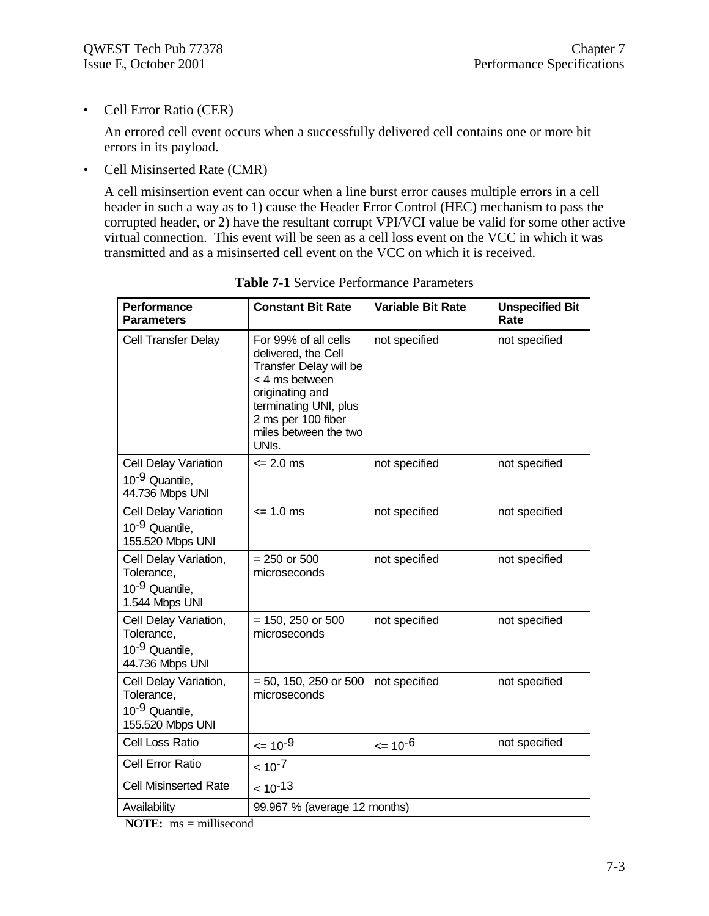- Cell Error Ratio (CER)

  An errored cell event occurs when a successfully delivered cell contains one or more bit errors in its payload.

- Cell Misinserted Rate (CMR)

  A cell misinsertion event can occur when a line burst error causes multiple errors in a cell header in such a way as to 1) cause the Header Error Control (HEC) mechanism to pass the corrupted header, or 2) have the resultant corrupt VPI/VCI value be valid for some other active virtual connection. This event will be seen as a cell loss event on the VCC in which it was transmitted and as a misinserted cell event on the VCC on which it is received.

**Table 7-1** Service Performance Parameters

| Performance Parameters | Constant Bit Rate | Variable Bit Rate | Unspecified Bit Rate |
|---|---|---|---|
| Cell Transfer Delay | For 99% of all cells delivered, the Cell Transfer Delay will be < 4 ms between originating and terminating UNI, plus 2 ms per 100 fiber miles between the two UNIs. | not specified | not specified |
| Cell Delay Variation $10^{-9}$ Quantile, 44.736 Mbps UNI | <= 2.0 ms | not specified | not specified |
| Cell Delay Variation $10^{-9}$ Quantile, 155.520 Mbps UNI | <= 1.0 ms | not specified | not specified |
| Cell Delay Variation, Tolerance, $10^{-9}$ Quantile, 1.544 Mbps UNI | = 250 or 500 microseconds | not specified | not specified |
| Cell Delay Variation, Tolerance, $10^{-9}$ Quantile, 44.736 Mbps UNI | = 150, 250 or 500 microseconds | not specified | not specified |
| Cell Delay Variation, Tolerance, $10^{-9}$ Quantile, 155.520 Mbps UNI | = 50, 150, 250 or 500 microseconds | not specified | not specified |
| Cell Loss Ratio | $<= 10^{-9}$ | $<= 10^{-6}$ | not specified |
| Cell Error Ratio | $< 10^{-7}$ | | |
| Cell Misinserted Rate | $< 10^{-13}$ | | |
| Availability | 99.967 % (average 12 months) | | |

**NOTE:** ms = millisecond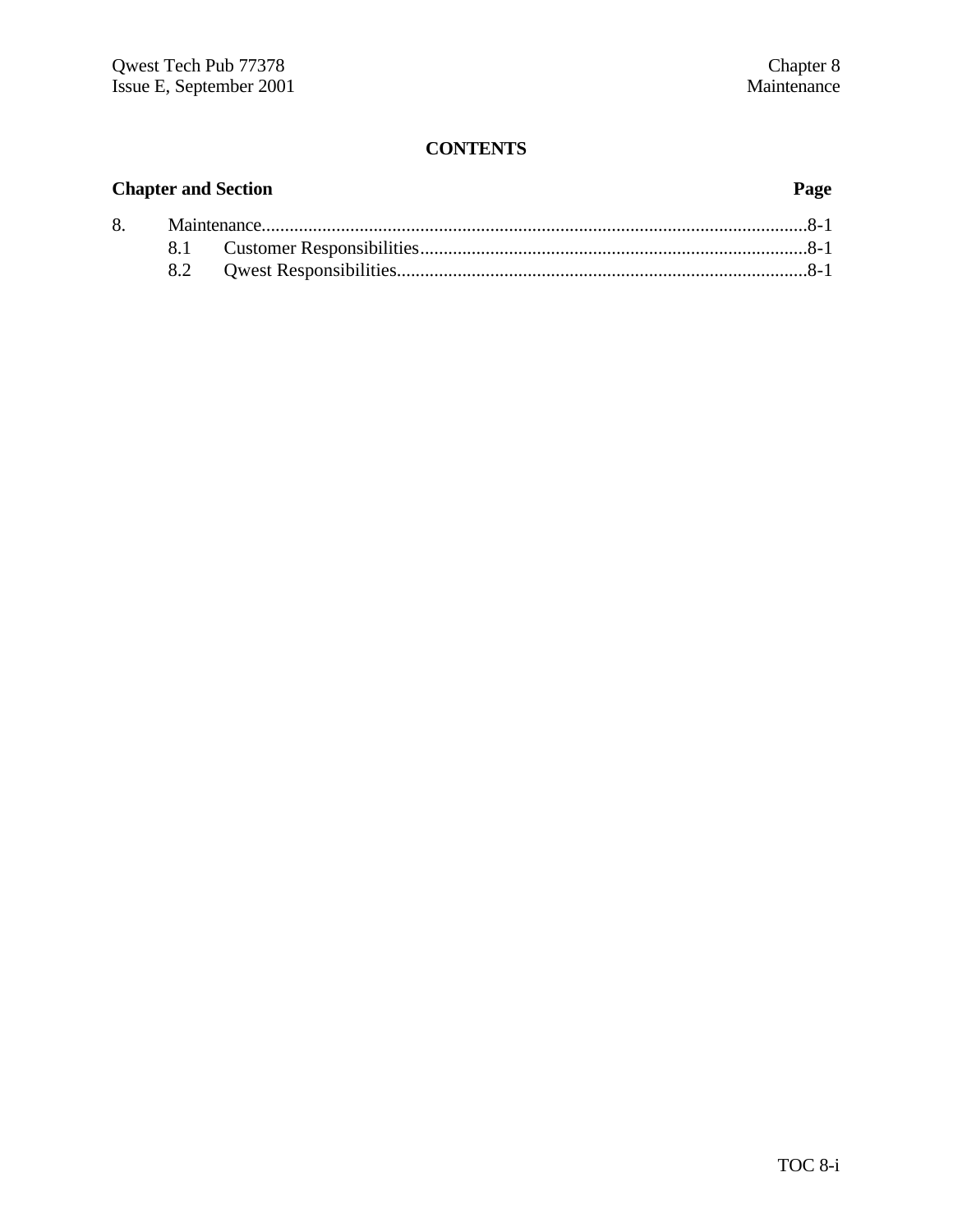# CONTENTS

| Chapter and Section | | Page |
|---|---|---|
| 8. | Maintenance | 8-1 |
| | 8.1 Customer Responsibilities | 8-1 |
| | 8.2 Qwest Responsibilities | 8-1 |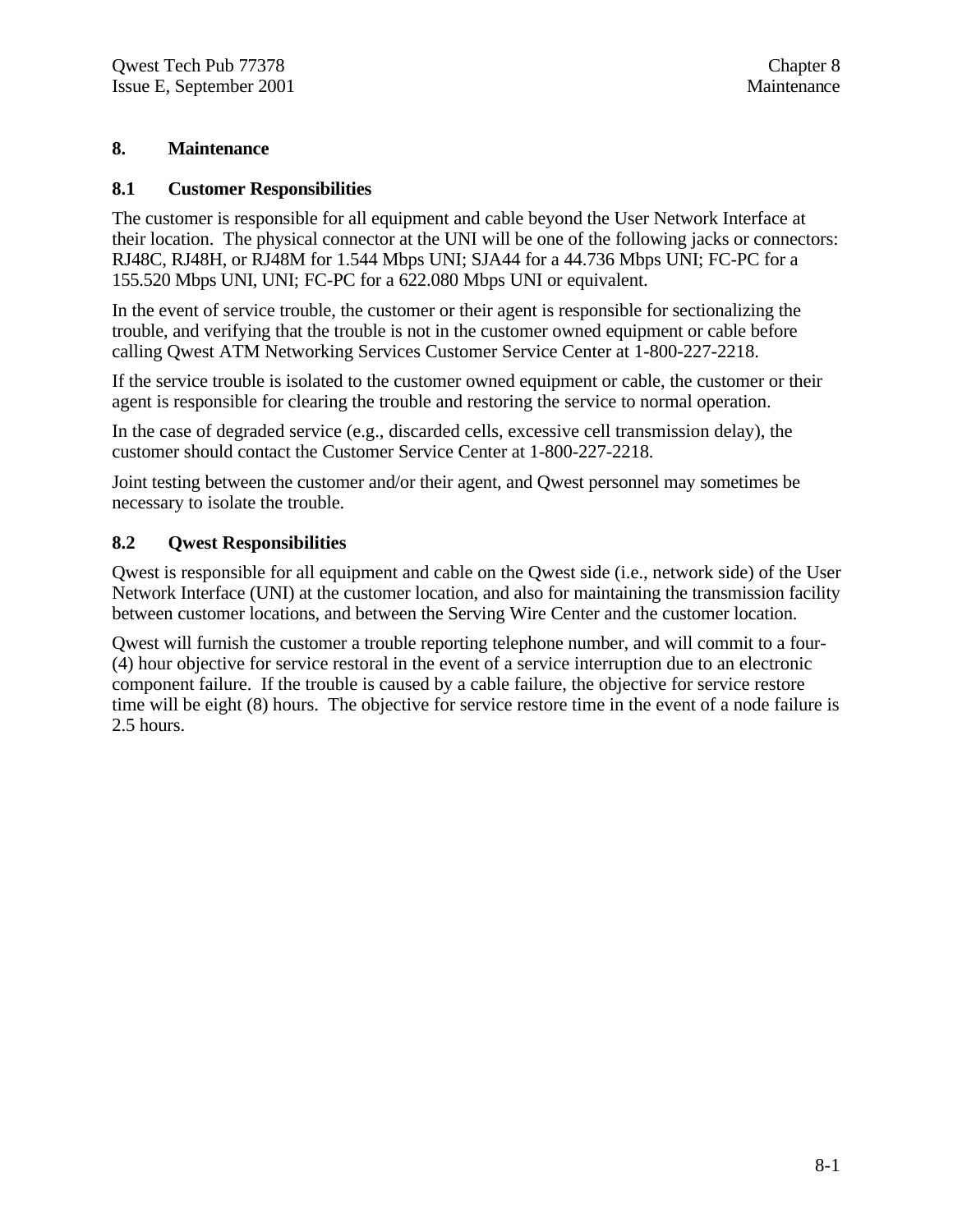# 8. Maintenance

## 8.1 Customer Responsibilities

The customer is responsible for all equipment and cable beyond the User Network Interface at their location. The physical connector at the UNI will be one of the following jacks or connectors: RJ48C, RJ48H, or RJ48M for 1.544 Mbps UNI; SJA44 for a 44.736 Mbps UNI; FC-PC for a 155.520 Mbps UNI, UNI; FC-PC for a 622.080 Mbps UNI or equivalent.

In the event of service trouble, the customer or their agent is responsible for sectionalizing the trouble, and verifying that the trouble is not in the customer owned equipment or cable before calling Qwest ATM Networking Services Customer Service Center at 1-800-227-2218.

If the service trouble is isolated to the customer owned equipment or cable, the customer or their agent is responsible for clearing the trouble and restoring the service to normal operation.

In the case of degraded service (e.g., discarded cells, excessive cell transmission delay), the customer should contact the Customer Service Center at 1-800-227-2218.

Joint testing between the customer and/or their agent, and Qwest personnel may sometimes be necessary to isolate the trouble.

## 8.2 Qwest Responsibilities

Qwest is responsible for all equipment and cable on the Qwest side (i.e., network side) of the User Network Interface (UNI) at the customer location, and also for maintaining the transmission facility between customer locations, and between the Serving Wire Center and the customer location.

Qwest will furnish the customer a trouble reporting telephone number, and will commit to a four-(4) hour objective for service restoral in the event of a service interruption due to an electronic component failure. If the trouble is caused by a cable failure, the objective for service restore time will be eight (8) hours. The objective for service restore time in the event of a node failure is 2.5 hours.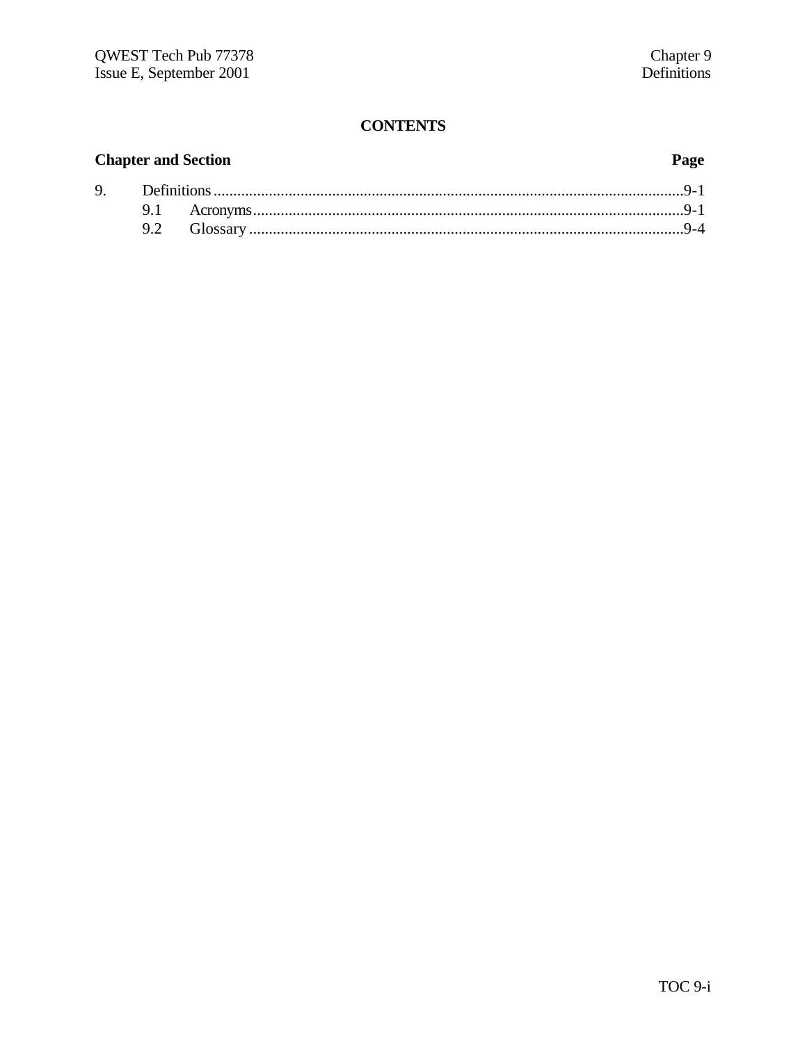## CONTENTS

| Chapter and Section | | Page |
|---|---|---|
| 9. | Definitions | 9-1 |
| | 9.1 Acronyms | 9-1 |
| | 9.2 Glossary | 9-4 |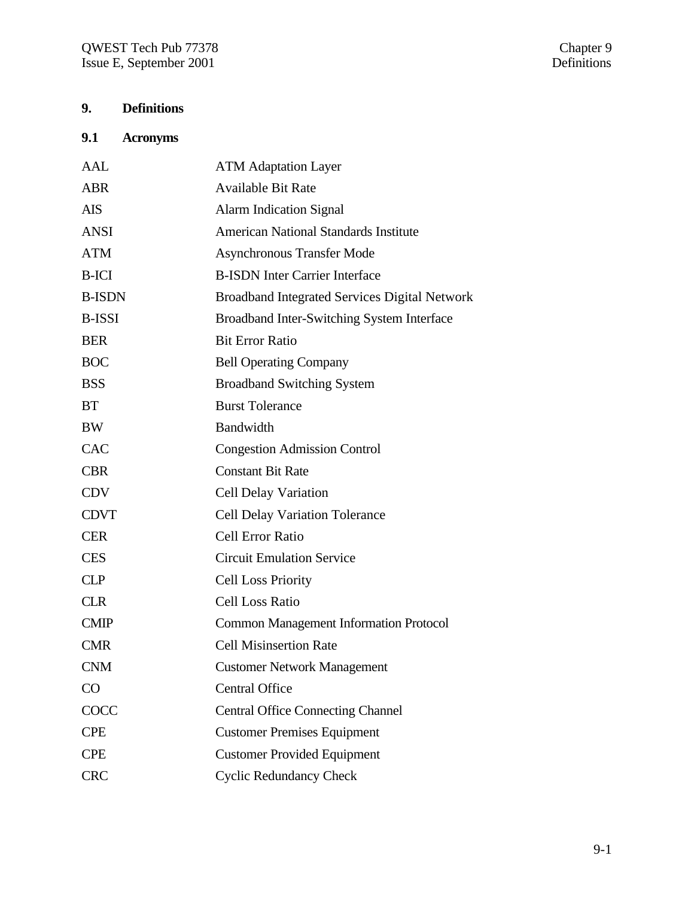# 9. Definitions

## 9.1 Acronyms

| | |
|---|---|
| AAL | ATM Adaptation Layer |
| ABR | Available Bit Rate |
| AIS | Alarm Indication Signal |
| ANSI | American National Standards Institute |
| ATM | Asynchronous Transfer Mode |
| B-ICI | B-ISDN Inter Carrier Interface |
| B-ISDN | Broadband Integrated Services Digital Network |
| B-ISSI | Broadband Inter-Switching System Interface |
| BER | Bit Error Ratio |
| BOC | Bell Operating Company |
| BSS | Broadband Switching System |
| BT | Burst Tolerance |
| BW | Bandwidth |
| CAC | Congestion Admission Control |
| CBR | Constant Bit Rate |
| CDV | Cell Delay Variation |
| CDVT | Cell Delay Variation Tolerance |
| CER | Cell Error Ratio |
| CES | Circuit Emulation Service |
| CLP | Cell Loss Priority |
| CLR | Cell Loss Ratio |
| CMIP | Common Management Information Protocol |
| CMR | Cell Misinsertion Rate |
| CNM | Customer Network Management |
| CO | Central Office |
| COCC | Central Office Connecting Channel |
| CPE | Customer Premises Equipment |
| CPE | Customer Provided Equipment |
| CRC | Cyclic Redundancy Check |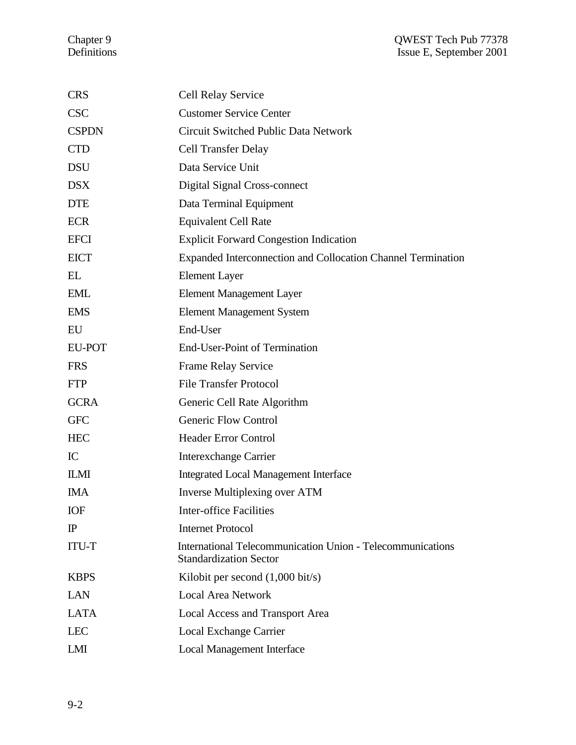| | |
|---|---|
| CRS | Cell Relay Service |
| CSC | Customer Service Center |
| CSPDN | Circuit Switched Public Data Network |
| CTD | Cell Transfer Delay |
| DSU | Data Service Unit |
| DSX | Digital Signal Cross-connect |
| DTE | Data Terminal Equipment |
| ECR | Equivalent Cell Rate |
| EFCI | Explicit Forward Congestion Indication |
| EICT | Expanded Interconnection and Collocation Channel Termination |
| EL | Element Layer |
| EML | Element Management Layer |
| EMS | Element Management System |
| EU | End-User |
| EU-POT | End-User-Point of Termination |
| FRS | Frame Relay Service |
| FTP | File Transfer Protocol |
| GCRA | Generic Cell Rate Algorithm |
| GFC | Generic Flow Control |
| HEC | Header Error Control |
| IC | Interexchange Carrier |
| ILMI | Integrated Local Management Interface |
| IMA | Inverse Multiplexing over ATM |
| IOF | Inter-office Facilities |
| IP | Internet Protocol |
| ITU-T | International Telecommunication Union - Telecommunications Standardization Sector |
| KBPS | Kilobit per second (1,000 bit/s) |
| LAN | Local Area Network |
| LATA | Local Access and Transport Area |
| LEC | Local Exchange Carrier |
| LMI | Local Management Interface |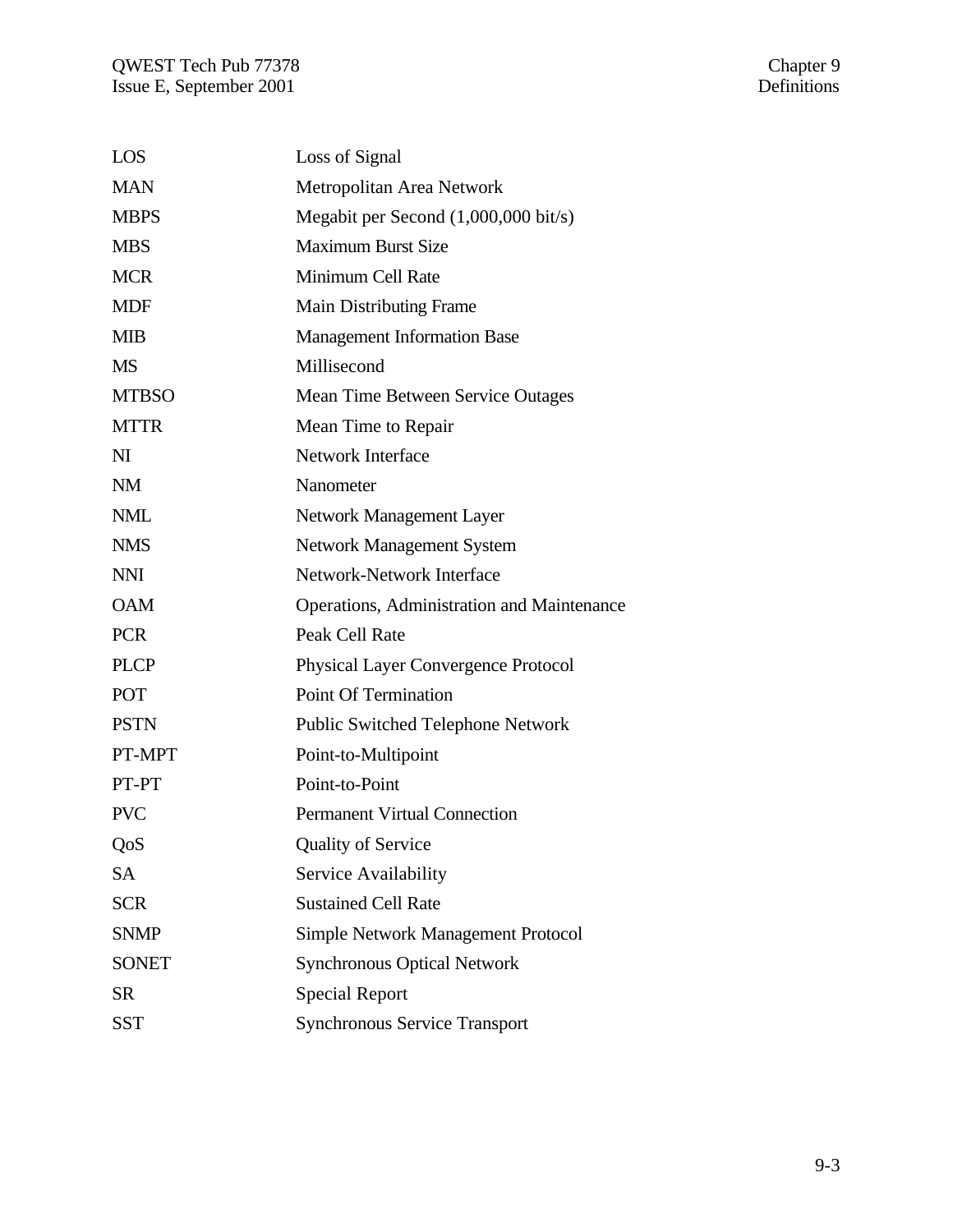| | |
|---|---|
| LOS | Loss of Signal |
| MAN | Metropolitan Area Network |
| MBPS | Megabit per Second (1,000,000 bit/s) |
| MBS | Maximum Burst Size |
| MCR | Minimum Cell Rate |
| MDF | Main Distributing Frame |
| MIB | Management Information Base |
| MS | Millisecond |
| MTBSO | Mean Time Between Service Outages |
| MTTR | Mean Time to Repair |
| NI | Network Interface |
| NM | Nanometer |
| NML | Network Management Layer |
| NMS | Network Management System |
| NNI | Network-Network Interface |
| OAM | Operations, Administration and Maintenance |
| PCR | Peak Cell Rate |
| PLCP | Physical Layer Convergence Protocol |
| POT | Point Of Termination |
| PSTN | Public Switched Telephone Network |
| PT-MPT | Point-to-Multipoint |
| PT-PT | Point-to-Point |
| PVC | Permanent Virtual Connection |
| QoS | Quality of Service |
| SA | Service Availability |
| SCR | Sustained Cell Rate |
| SNMP | Simple Network Management Protocol |
| SONET | Synchronous Optical Network |
| SR | Special Report |
| SST | Synchronous Service Transport |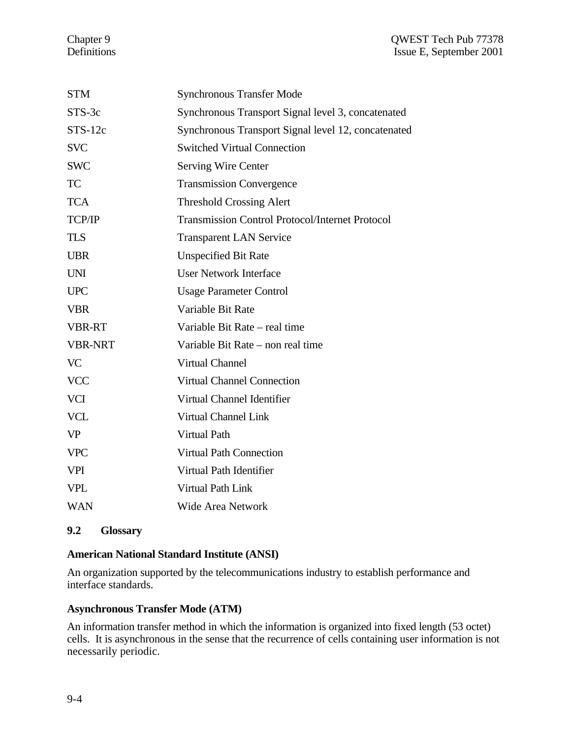| | |
|---|---|
| STM | Synchronous Transfer Mode |
| STS-3c | Synchronous Transport Signal level 3, concatenated |
| STS-12c | Synchronous Transport Signal level 12, concatenated |
| SVC | Switched Virtual Connection |
| SWC | Serving Wire Center |
| TC | Transmission Convergence |
| TCA | Threshold Crossing Alert |
| TCP/IP | Transmission Control Protocol/Internet Protocol |
| TLS | Transparent LAN Service |
| UBR | Unspecified Bit Rate |
| UNI | User Network Interface |
| UPC | Usage Parameter Control |
| VBR | Variable Bit Rate |
| VBR-RT | Variable Bit Rate – real time |
| VBR-NRT | Variable Bit Rate – non real time |
| VC | Virtual Channel |
| VCC | Virtual Channel Connection |
| VCI | Virtual Channel Identifier |
| VCL | Virtual Channel Link |
| VP | Virtual Path |
| VPC | Virtual Path Connection |
| VPI | Virtual Path Identifier |
| VPL | Virtual Path Link |
| WAN | Wide Area Network |

## 9.2 Glossary

**American National Standard Institute (ANSI)**

An organization supported by the telecommunications industry to establish performance and interface standards.

**Asynchronous Transfer Mode (ATM)**

An information transfer method in which the information is organized into fixed length (53 octet) cells. It is asynchronous in the sense that the recurrence of cells containing user information is not necessarily periodic.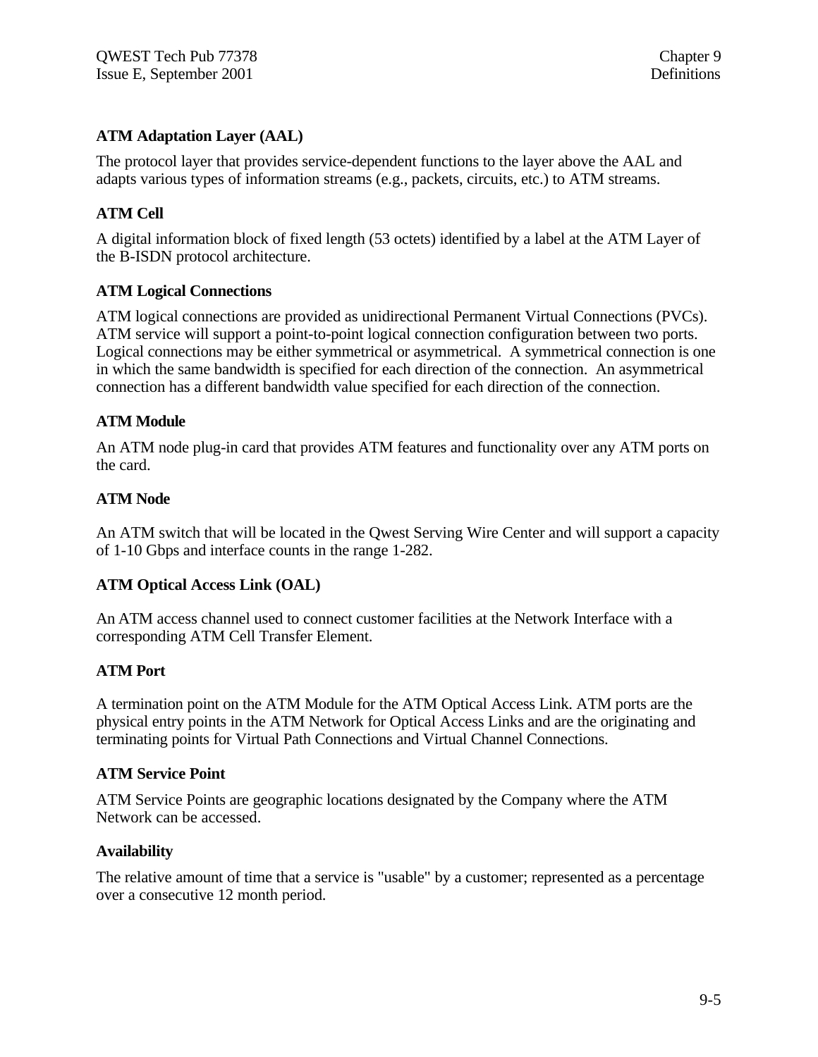### ATM Adaptation Layer (AAL)

The protocol layer that provides service-dependent functions to the layer above the AAL and adapts various types of information streams (e.g., packets, circuits, etc.) to ATM streams.

### ATM Cell

A digital information block of fixed length (53 octets) identified by a label at the ATM Layer of the B-ISDN protocol architecture.

### ATM Logical Connections

ATM logical connections are provided as unidirectional Permanent Virtual Connections (PVCs). ATM service will support a point-to-point logical connection configuration between two ports. Logical connections may be either symmetrical or asymmetrical. A symmetrical connection is one in which the same bandwidth is specified for each direction of the connection. An asymmetrical connection has a different bandwidth value specified for each direction of the connection.

### ATM Module

An ATM node plug-in card that provides ATM features and functionality over any ATM ports on the card.

### ATM Node

An ATM switch that will be located in the Qwest Serving Wire Center and will support a capacity of 1-10 Gbps and interface counts in the range 1-282.

### ATM Optical Access Link (OAL)

An ATM access channel used to connect customer facilities at the Network Interface with a corresponding ATM Cell Transfer Element.

### ATM Port

A termination point on the ATM Module for the ATM Optical Access Link. ATM ports are the physical entry points in the ATM Network for Optical Access Links and are the originating and terminating points for Virtual Path Connections and Virtual Channel Connections.

### ATM Service Point

ATM Service Points are geographic locations designated by the Company where the ATM Network can be accessed.

### Availability

The relative amount of time that a service is "usable" by a customer; represented as a percentage over a consecutive 12 month period.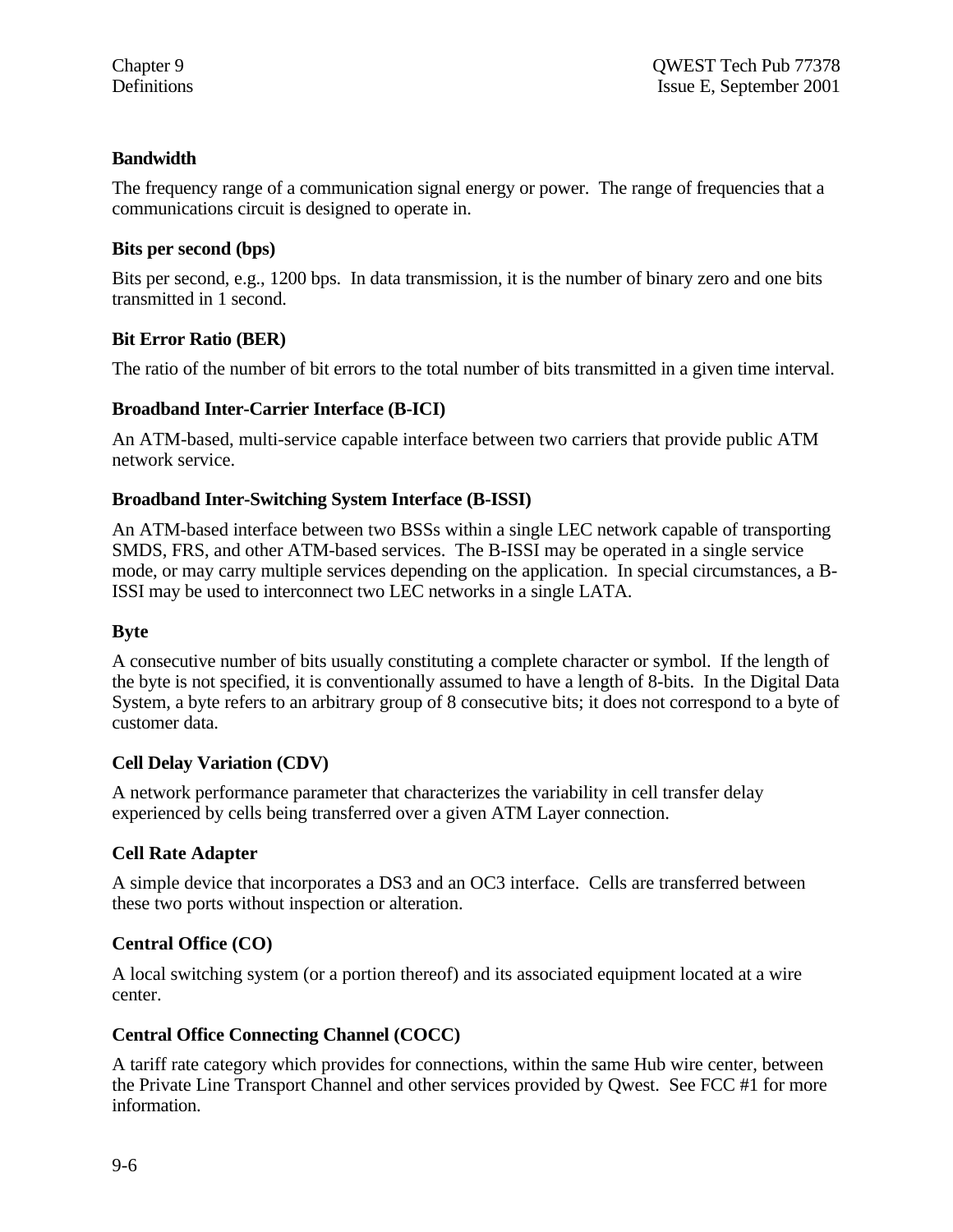**Bandwidth**

The frequency range of a communication signal energy or power. The range of frequencies that a communications circuit is designed to operate in.

**Bits per second (bps)**

Bits per second, e.g., 1200 bps. In data transmission, it is the number of binary zero and one bits transmitted in 1 second.

**Bit Error Ratio (BER)**

The ratio of the number of bit errors to the total number of bits transmitted in a given time interval.

**Broadband Inter-Carrier Interface (B-ICI)**

An ATM-based, multi-service capable interface between two carriers that provide public ATM network service.

**Broadband Inter-Switching System Interface (B-ISSI)**

An ATM-based interface between two BSSs within a single LEC network capable of transporting SMDS, FRS, and other ATM-based services. The B-ISSI may be operated in a single service mode, or may carry multiple services depending on the application. In special circumstances, a B-ISSI may be used to interconnect two LEC networks in a single LATA.

**Byte**

A consecutive number of bits usually constituting a complete character or symbol. If the length of the byte is not specified, it is conventionally assumed to have a length of 8-bits. In the Digital Data System, a byte refers to an arbitrary group of 8 consecutive bits; it does not correspond to a byte of customer data.

**Cell Delay Variation (CDV)**

A network performance parameter that characterizes the variability in cell transfer delay experienced by cells being transferred over a given ATM Layer connection.

**Cell Rate Adapter**

A simple device that incorporates a DS3 and an OC3 interface. Cells are transferred between these two ports without inspection or alteration.

**Central Office (CO)**

A local switching system (or a portion thereof) and its associated equipment located at a wire center.

**Central Office Connecting Channel (COCC)**

A tariff rate category which provides for connections, within the same Hub wire center, between the Private Line Transport Channel and other services provided by Qwest. See FCC #1 for more information.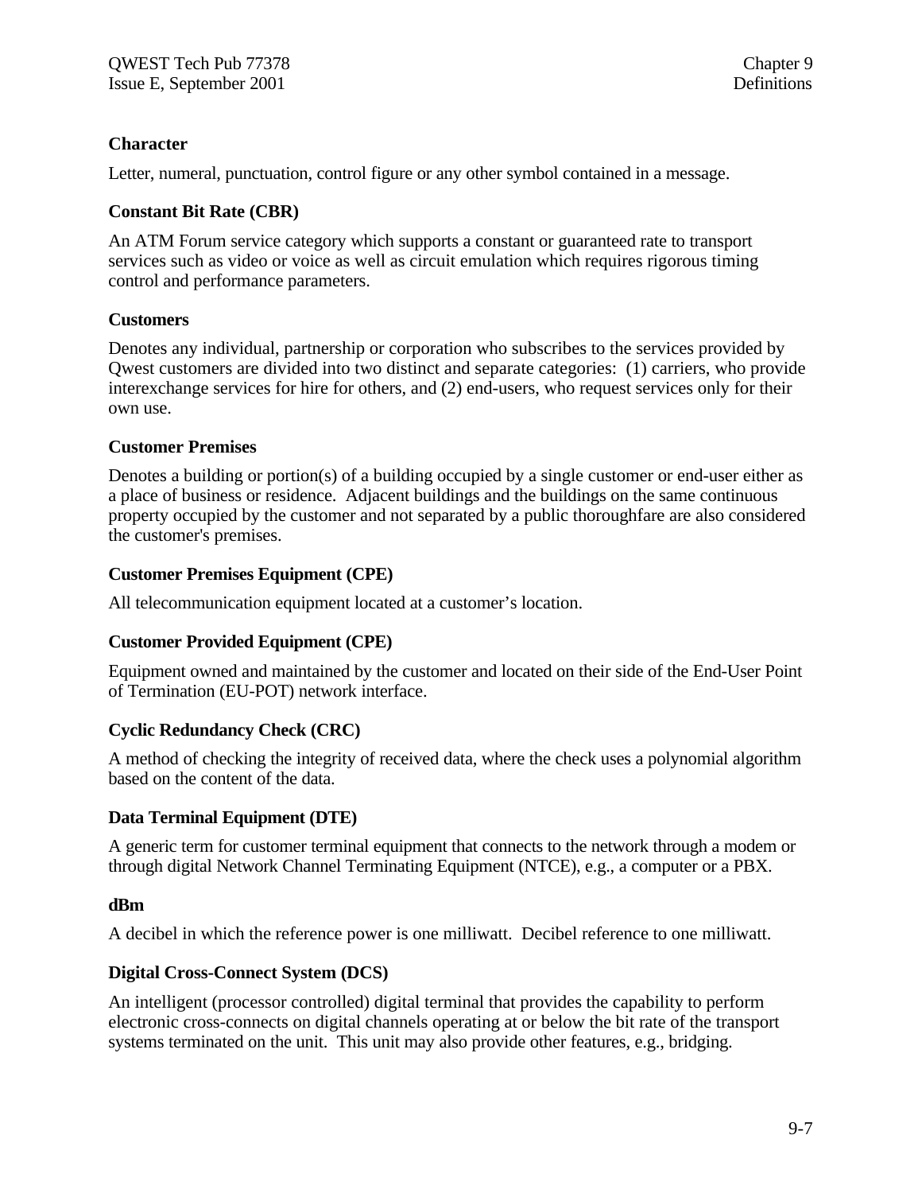**Character**

Letter, numeral, punctuation, control figure or any other symbol contained in a message.

**Constant Bit Rate (CBR)**

An ATM Forum service category which supports a constant or guaranteed rate to transport services such as video or voice as well as circuit emulation which requires rigorous timing control and performance parameters.

**Customers**

Denotes any individual, partnership or corporation who subscribes to the services provided by Qwest customers are divided into two distinct and separate categories: (1) carriers, who provide interexchange services for hire for others, and (2) end-users, who request services only for their own use.

**Customer Premises**

Denotes a building or portion(s) of a building occupied by a single customer or end-user either as a place of business or residence. Adjacent buildings and the buildings on the same continuous property occupied by the customer and not separated by a public thoroughfare are also considered the customer's premises.

**Customer Premises Equipment (CPE)**

All telecommunication equipment located at a customer's location.

**Customer Provided Equipment (CPE)**

Equipment owned and maintained by the customer and located on their side of the End-User Point of Termination (EU-POT) network interface.

**Cyclic Redundancy Check (CRC)**

A method of checking the integrity of received data, where the check uses a polynomial algorithm based on the content of the data.

**Data Terminal Equipment (DTE)**

A generic term for customer terminal equipment that connects to the network through a modem or through digital Network Channel Terminating Equipment (NTCE), e.g., a computer or a PBX.

**dBm**

A decibel in which the reference power is one milliwatt. Decibel reference to one milliwatt.

**Digital Cross-Connect System (DCS)**

An intelligent (processor controlled) digital terminal that provides the capability to perform electronic cross-connects on digital channels operating at or below the bit rate of the transport systems terminated on the unit. This unit may also provide other features, e.g., bridging.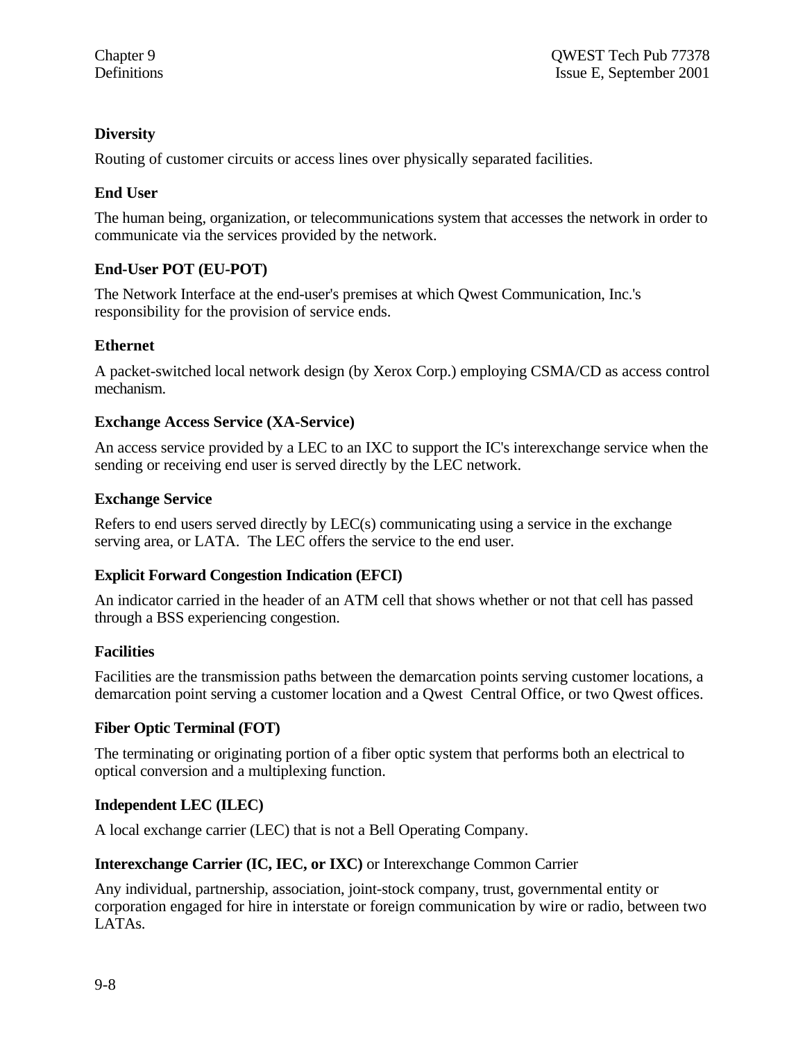**Diversity**

Routing of customer circuits or access lines over physically separated facilities.

**End User**

The human being, organization, or telecommunications system that accesses the network in order to communicate via the services provided by the network.

**End-User POT (EU-POT)**

The Network Interface at the end-user's premises at which Qwest Communication, Inc.'s responsibility for the provision of service ends.

**Ethernet**

A packet-switched local network design (by Xerox Corp.) employing CSMA/CD as access control mechanism.

**Exchange Access Service (XA-Service)**

An access service provided by a LEC to an IXC to support the IC's interexchange service when the sending or receiving end user is served directly by the LEC network.

**Exchange Service**

Refers to end users served directly by LEC(s) communicating using a service in the exchange serving area, or LATA. The LEC offers the service to the end user.

**Explicit Forward Congestion Indication (EFCI)**

An indicator carried in the header of an ATM cell that shows whether or not that cell has passed through a BSS experiencing congestion.

**Facilities**

Facilities are the transmission paths between the demarcation points serving customer locations, a demarcation point serving a customer location and a Qwest Central Office, or two Qwest offices.

**Fiber Optic Terminal (FOT)**

The terminating or originating portion of a fiber optic system that performs both an electrical to optical conversion and a multiplexing function.

**Independent LEC (ILEC)**

A local exchange carrier (LEC) that is not a Bell Operating Company.

**Interexchange Carrier (IC, IEC, or IXC)** or Interexchange Common Carrier

Any individual, partnership, association, joint-stock company, trust, governmental entity or corporation engaged for hire in interstate or foreign communication by wire or radio, between two LATAs.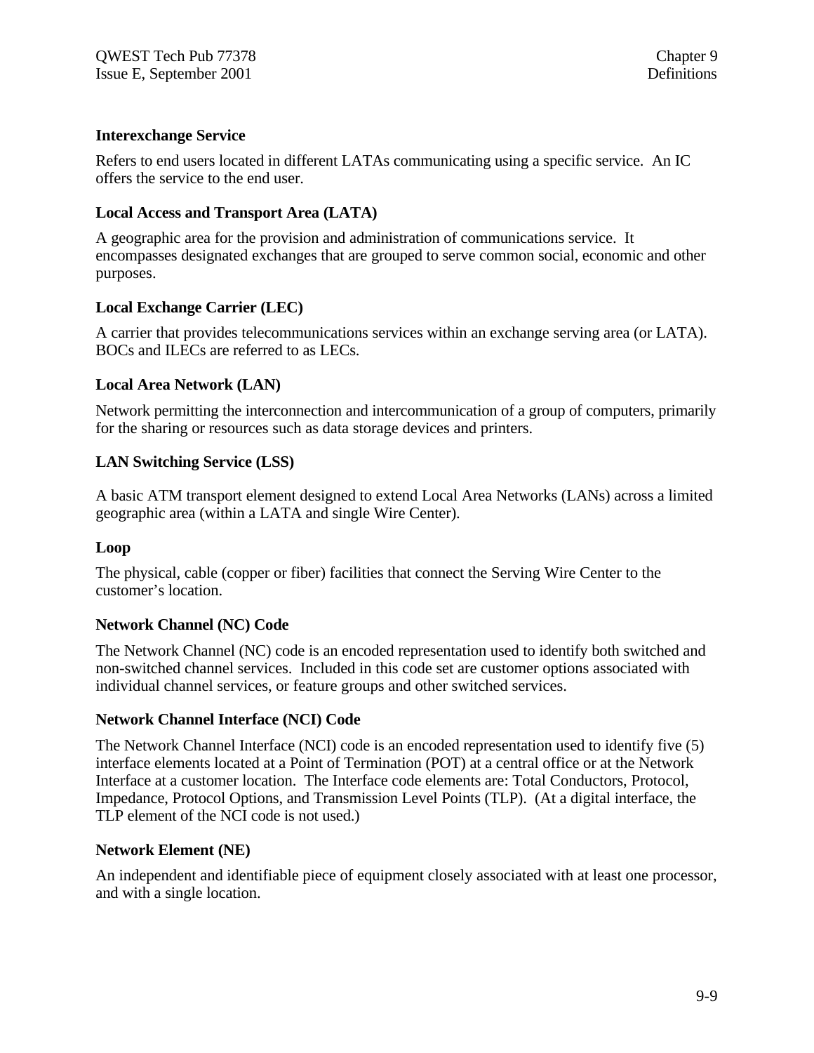**Interexchange Service**

Refers to end users located in different LATAs communicating using a specific service. An IC offers the service to the end user.

**Local Access and Transport Area (LATA)**

A geographic area for the provision and administration of communications service. It encompasses designated exchanges that are grouped to serve common social, economic and other purposes.

**Local Exchange Carrier (LEC)**

A carrier that provides telecommunications services within an exchange serving area (or LATA). BOCs and ILECs are referred to as LECs.

**Local Area Network (LAN)**

Network permitting the interconnection and intercommunication of a group of computers, primarily for the sharing or resources such as data storage devices and printers.

**LAN Switching Service (LSS)**

A basic ATM transport element designed to extend Local Area Networks (LANs) across a limited geographic area (within a LATA and single Wire Center).

**Loop**

The physical, cable (copper or fiber) facilities that connect the Serving Wire Center to the customer's location.

**Network Channel (NC) Code**

The Network Channel (NC) code is an encoded representation used to identify both switched and non-switched channel services. Included in this code set are customer options associated with individual channel services, or feature groups and other switched services.

**Network Channel Interface (NCI) Code**

The Network Channel Interface (NCI) code is an encoded representation used to identify five (5) interface elements located at a Point of Termination (POT) at a central office or at the Network Interface at a customer location. The Interface code elements are: Total Conductors, Protocol, Impedance, Protocol Options, and Transmission Level Points (TLP). (At a digital interface, the TLP element of the NCI code is not used.)

**Network Element (NE)**

An independent and identifiable piece of equipment closely associated with at least one processor, and with a single location.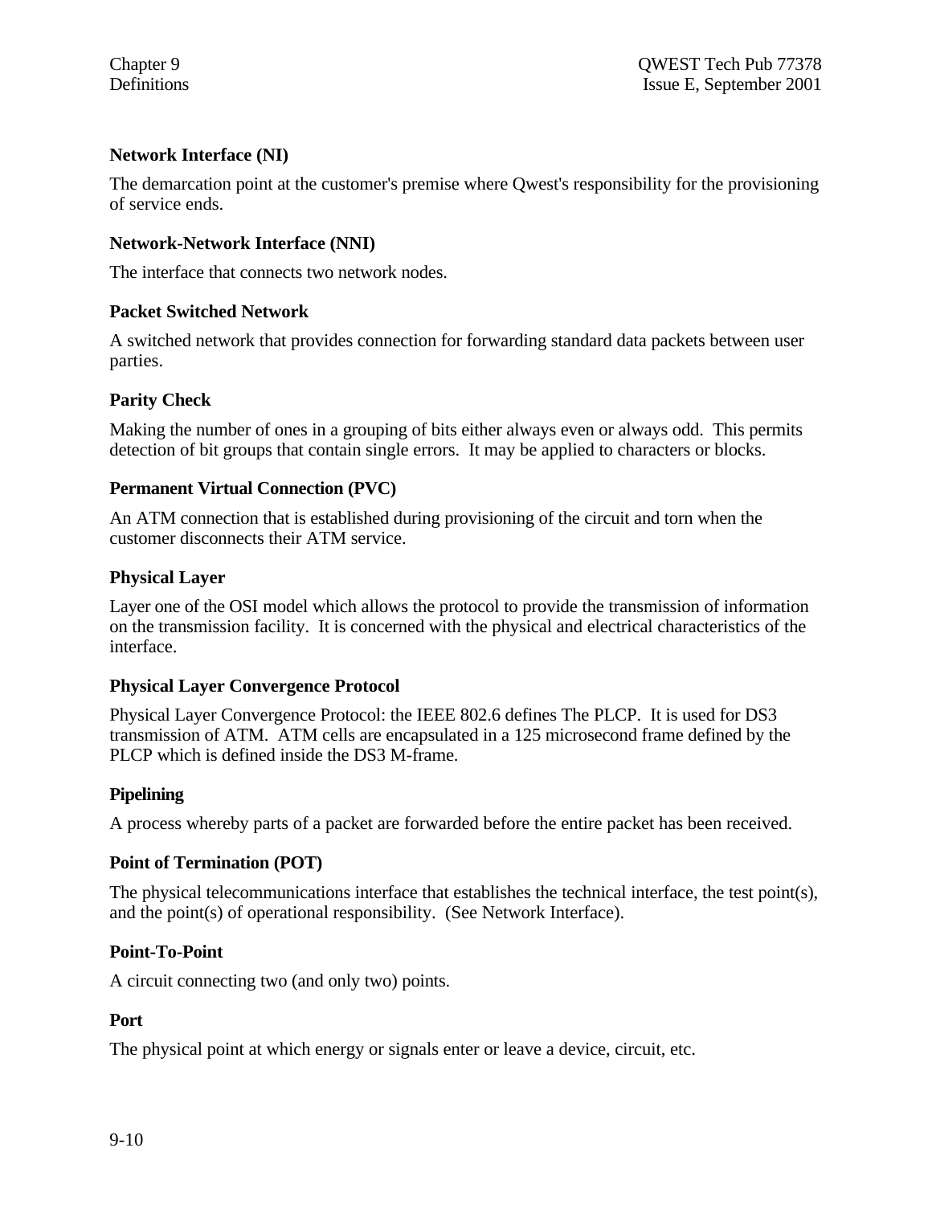**Network Interface (NI)**

The demarcation point at the customer's premise where Qwest's responsibility for the provisioning of service ends.

**Network-Network Interface (NNI)**

The interface that connects two network nodes.

**Packet Switched Network**

A switched network that provides connection for forwarding standard data packets between user parties.

**Parity Check**

Making the number of ones in a grouping of bits either always even or always odd. This permits detection of bit groups that contain single errors. It may be applied to characters or blocks.

**Permanent Virtual Connection (PVC)**

An ATM connection that is established during provisioning of the circuit and torn when the customer disconnects their ATM service.

**Physical Layer**

Layer one of the OSI model which allows the protocol to provide the transmission of information on the transmission facility. It is concerned with the physical and electrical characteristics of the interface.

**Physical Layer Convergence Protocol**

Physical Layer Convergence Protocol: the IEEE 802.6 defines The PLCP. It is used for DS3 transmission of ATM. ATM cells are encapsulated in a 125 microsecond frame defined by the PLCP which is defined inside the DS3 M-frame.

**Pipelining**

A process whereby parts of a packet are forwarded before the entire packet has been received.

**Point of Termination (POT)**

The physical telecommunications interface that establishes the technical interface, the test point(s), and the point(s) of operational responsibility. (See Network Interface).

**Point-To-Point**

A circuit connecting two (and only two) points.

**Port**

The physical point at which energy or signals enter or leave a device, circuit, etc.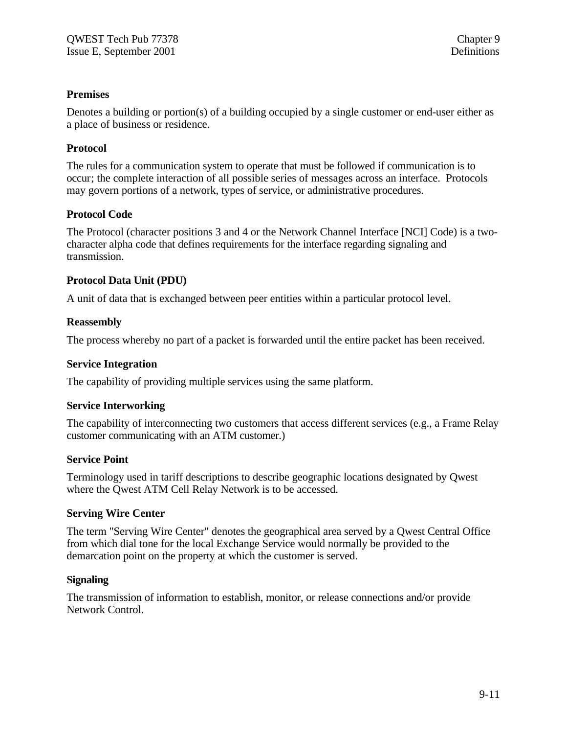**Premises**

Denotes a building or portion(s) of a building occupied by a single customer or end-user either as a place of business or residence.

**Protocol**

The rules for a communication system to operate that must be followed if communication is to occur; the complete interaction of all possible series of messages across an interface. Protocols may govern portions of a network, types of service, or administrative procedures.

**Protocol Code**

The Protocol (character positions 3 and 4 or the Network Channel Interface [NCI] Code) is a two-character alpha code that defines requirements for the interface regarding signaling and transmission.

**Protocol Data Unit (PDU)**

A unit of data that is exchanged between peer entities within a particular protocol level.

**Reassembly**

The process whereby no part of a packet is forwarded until the entire packet has been received.

**Service Integration**

The capability of providing multiple services using the same platform.

**Service Interworking**

The capability of interconnecting two customers that access different services (e.g., a Frame Relay customer communicating with an ATM customer.)

**Service Point**

Terminology used in tariff descriptions to describe geographic locations designated by Qwest where the Qwest ATM Cell Relay Network is to be accessed.

**Serving Wire Center**

The term "Serving Wire Center" denotes the geographical area served by a Qwest Central Office from which dial tone for the local Exchange Service would normally be provided to the demarcation point on the property at which the customer is served.

**Signaling**

The transmission of information to establish, monitor, or release connections and/or provide Network Control.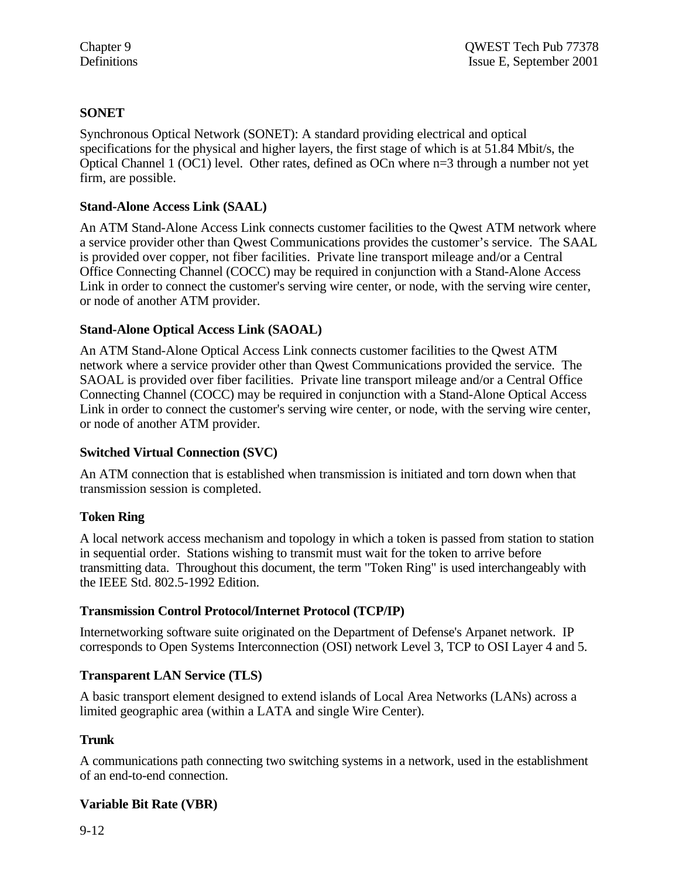### SONET

Synchronous Optical Network (SONET): A standard providing electrical and optical specifications for the physical and higher layers, the first stage of which is at 51.84 Mbit/s, the Optical Channel 1 (OC1) level. Other rates, defined as OCn where n=3 through a number not yet firm, are possible.

### Stand-Alone Access Link (SAAL)

An ATM Stand-Alone Access Link connects customer facilities to the Qwest ATM network where a service provider other than Qwest Communications provides the customer's service. The SAAL is provided over copper, not fiber facilities. Private line transport mileage and/or a Central Office Connecting Channel (COCC) may be required in conjunction with a Stand-Alone Access Link in order to connect the customer's serving wire center, or node, with the serving wire center, or node of another ATM provider.

### Stand-Alone Optical Access Link (SAOAL)

An ATM Stand-Alone Optical Access Link connects customer facilities to the Qwest ATM network where a service provider other than Qwest Communications provided the service. The SAOAL is provided over fiber facilities. Private line transport mileage and/or a Central Office Connecting Channel (COCC) may be required in conjunction with a Stand-Alone Optical Access Link in order to connect the customer's serving wire center, or node, with the serving wire center, or node of another ATM provider.

### Switched Virtual Connection (SVC)

An ATM connection that is established when transmission is initiated and torn down when that transmission session is completed.

### Token Ring

A local network access mechanism and topology in which a token is passed from station to station in sequential order. Stations wishing to transmit must wait for the token to arrive before transmitting data. Throughout this document, the term "Token Ring" is used interchangeably with the IEEE Std. 802.5-1992 Edition.

### Transmission Control Protocol/Internet Protocol (TCP/IP)

Internetworking software suite originated on the Department of Defense's Arpanet network. IP corresponds to Open Systems Interconnection (OSI) network Level 3, TCP to OSI Layer 4 and 5.

### Transparent LAN Service (TLS)

A basic transport element designed to extend islands of Local Area Networks (LANs) across a limited geographic area (within a LATA and single Wire Center).

### Trunk

A communications path connecting two switching systems in a network, used in the establishment of an end-to-end connection.

### Variable Bit Rate (VBR)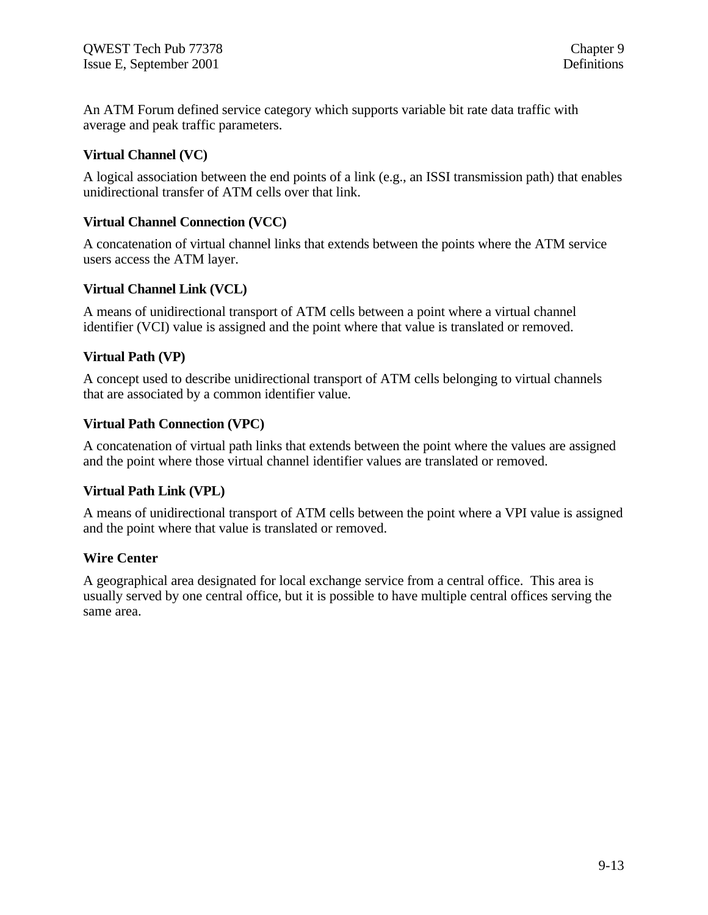An ATM Forum defined service category which supports variable bit rate data traffic with average and peak traffic parameters.

### Virtual Channel (VC)

A logical association between the end points of a link (e.g., an ISSI transmission path) that enables unidirectional transfer of ATM cells over that link.

### Virtual Channel Connection (VCC)

A concatenation of virtual channel links that extends between the points where the ATM service users access the ATM layer.

### Virtual Channel Link (VCL)

A means of unidirectional transport of ATM cells between a point where a virtual channel identifier (VCI) value is assigned and the point where that value is translated or removed.

### Virtual Path (VP)

A concept used to describe unidirectional transport of ATM cells belonging to virtual channels that are associated by a common identifier value.

### Virtual Path Connection (VPC)

A concatenation of virtual path links that extends between the point where the values are assigned and the point where those virtual channel identifier values are translated or removed.

### Virtual Path Link (VPL)

A means of unidirectional transport of ATM cells between the point where a VPI value is assigned and the point where that value is translated or removed.

### Wire Center

A geographical area designated for local exchange service from a central office. This area is usually served by one central office, but it is possible to have multiple central offices serving the same area.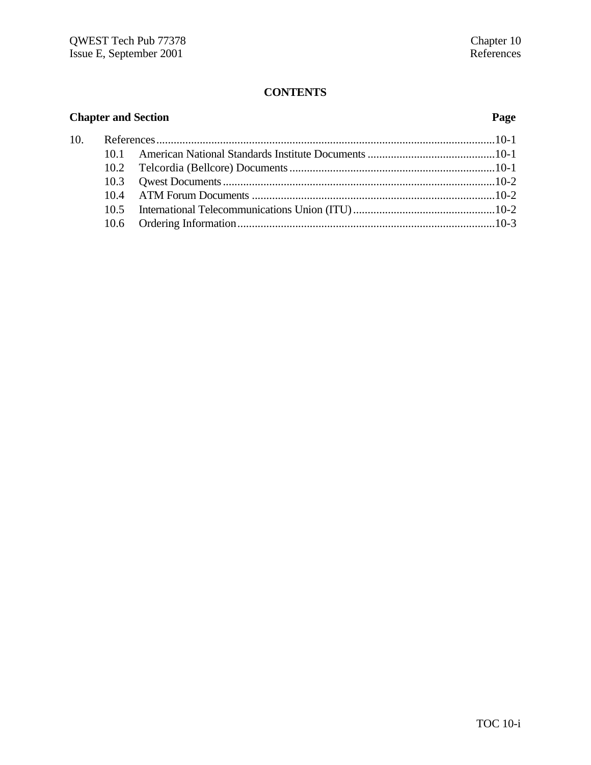**CONTENTS**

| Chapter and Section | | Page |
|---|---|---|
| 10. | References | 10-1 |
| 10.1 | American National Standards Institute Documents | 10-1 |
| 10.2 | Telcordia (Bellcore) Documents | 10-1 |
| 10.3 | Qwest Documents | 10-2 |
| 10.4 | ATM Forum Documents | 10-2 |
| 10.5 | International Telecommunications Union (ITU) | 10-2 |
| 10.6 | Ordering Information | 10-3 |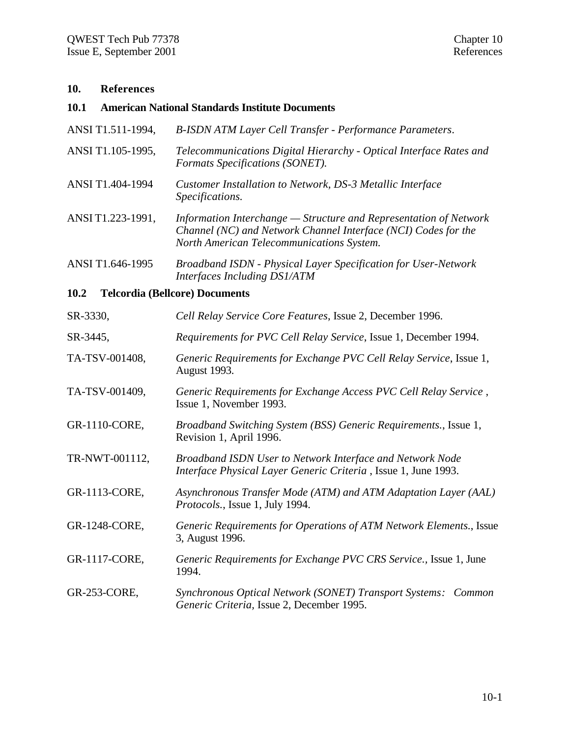# 10. References

## 10.1 American National Standards Institute Documents

ANSI T1.511-1994, *B-ISDN ATM Layer Cell Transfer - Performance Parameters*.

ANSI T1.105-1995, *Telecommunications Digital Hierarchy - Optical Interface Rates and Formats Specifications (SONET).*

ANSI T1.404-1994 *Customer Installation to Network, DS-3 Metallic Interface Specifications.*

ANSI T1.223-1991, *Information Interchange — Structure and Representation of Network Channel (NC) and Network Channel Interface (NCI) Codes for the North American Telecommunications System.*

ANSI T1.646-1995 *Broadband ISDN - Physical Layer Specification for User-Network Interfaces Including DS1/ATM*

## 10.2 Telcordia (Bellcore) Documents

SR-3330, *Cell Relay Service Core Features*, Issue 2, December 1996.

SR-3445, *Requirements for PVC Cell Relay Service*, Issue 1, December 1994.

TA-TSV-001408, *Generic Requirements for Exchange PVC Cell Relay Service*, Issue 1, August 1993.

TA-TSV-001409, *Generic Requirements for Exchange Access PVC Cell Relay Service* , Issue 1, November 1993.

GR-1110-CORE, *Broadband Switching System (BSS) Generic Requirements.*, Issue 1, Revision 1, April 1996.

TR-NWT-001112, *Broadband ISDN User to Network Interface and Network Node Interface Physical Layer Generic Criteria* , Issue 1, June 1993.

GR-1113-CORE, *Asynchronous Transfer Mode (ATM) and ATM Adaptation Layer (AAL) Protocols.*, Issue 1, July 1994.

GR-1248-CORE, *Generic Requirements for Operations of ATM Network Elements.*, Issue 3, August 1996.

GR-1117-CORE, *Generic Requirements for Exchange PVC CRS Service.*, Issue 1, June 1994.

GR-253-CORE, *Synchronous Optical Network (SONET) Transport Systems: Common Generic Criteria*, Issue 2, December 1995.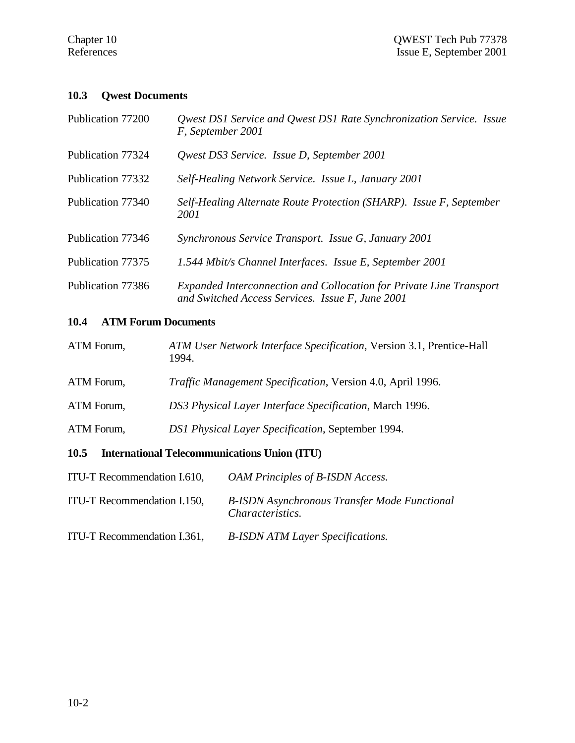## 10.3 Qwest Documents

Publication 77200 — *Qwest DS1 Service and Qwest DS1 Rate Synchronization Service. Issue F, September 2001*

Publication 77324 — *Qwest DS3 Service. Issue D, September 2001*

Publication 77332 — *Self-Healing Network Service. Issue L, January 2001*

Publication 77340 — *Self-Healing Alternate Route Protection (SHARP). Issue F, September 2001*

Publication 77346 — *Synchronous Service Transport. Issue G, January 2001*

Publication 77375 — *1.544 Mbit/s Channel Interfaces. Issue E, September 2001*

Publication 77386 — *Expanded Interconnection and Collocation for Private Line Transport and Switched Access Services. Issue F, June 2001*

## 10.4 ATM Forum Documents

ATM Forum, *ATM User Network Interface Specification*, Version 3.1, Prentice-Hall 1994.

ATM Forum, *Traffic Management Specification*, Version 4.0, April 1996.

ATM Forum, *DS3 Physical Layer Interface Specification*, March 1996.

ATM Forum, *DS1 Physical Layer Specification*, September 1994.

## 10.5 International Telecommunications Union (ITU)

ITU-T Recommendation I.610, *OAM Principles of B-ISDN Access.*

ITU-T Recommendation I.150, *B-ISDN Asynchronous Transfer Mode Functional Characteristics.*

ITU-T Recommendation I.361, *B-ISDN ATM Layer Specifications.*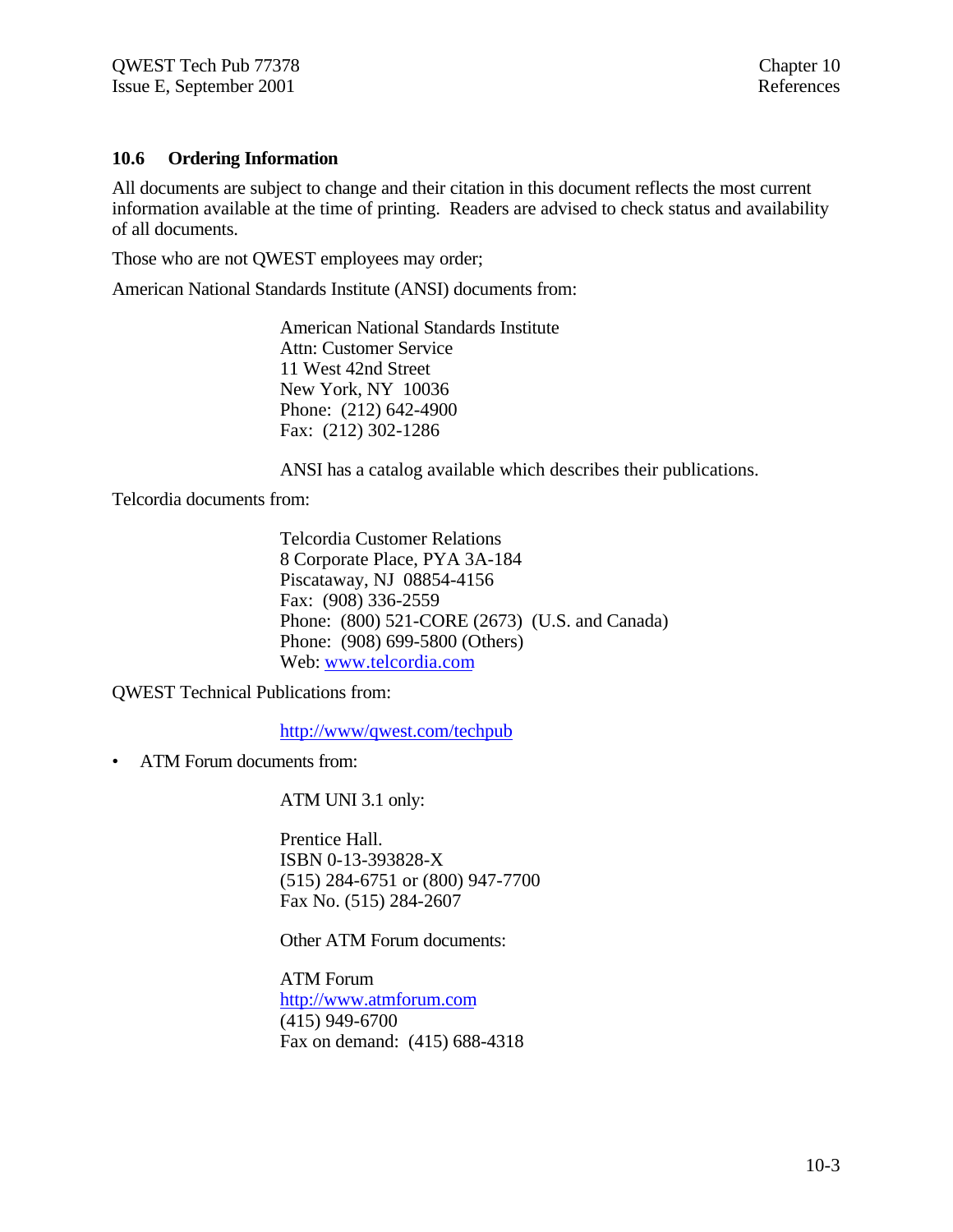## 10.6 Ordering Information

All documents are subject to change and their citation in this document reflects the most current information available at the time of printing. Readers are advised to check status and availability of all documents.

Those who are not QWEST employees may order;

American National Standards Institute (ANSI) documents from:

> American National Standards Institute
> Attn: Customer Service
> 11 West 42nd Street
> New York, NY 10036
> Phone: (212) 642-4900
> Fax: (212) 302-1286
>
> ANSI has a catalog available which describes their publications.

Telcordia documents from:

> Telcordia Customer Relations
> 8 Corporate Place, PYA 3A-184
> Piscataway, NJ 08854-4156
> Fax: (908) 336-2559
> Phone: (800) 521-CORE (2673) (U.S. and Canada)
> Phone: (908) 699-5800 (Others)
> Web: www.telcordia.com

QWEST Technical Publications from:

> http://www/qwest.com/techpub

- ATM Forum documents from:

> ATM UNI 3.1 only:
>
> Prentice Hall.
> ISBN 0-13-393828-X
> (515) 284-6751 or (800) 947-7700
> Fax No. (515) 284-2607
>
> Other ATM Forum documents:
>
> ATM Forum
> http://www.atmforum.com
> (415) 949-6700
> Fax on demand: (415) 688-4318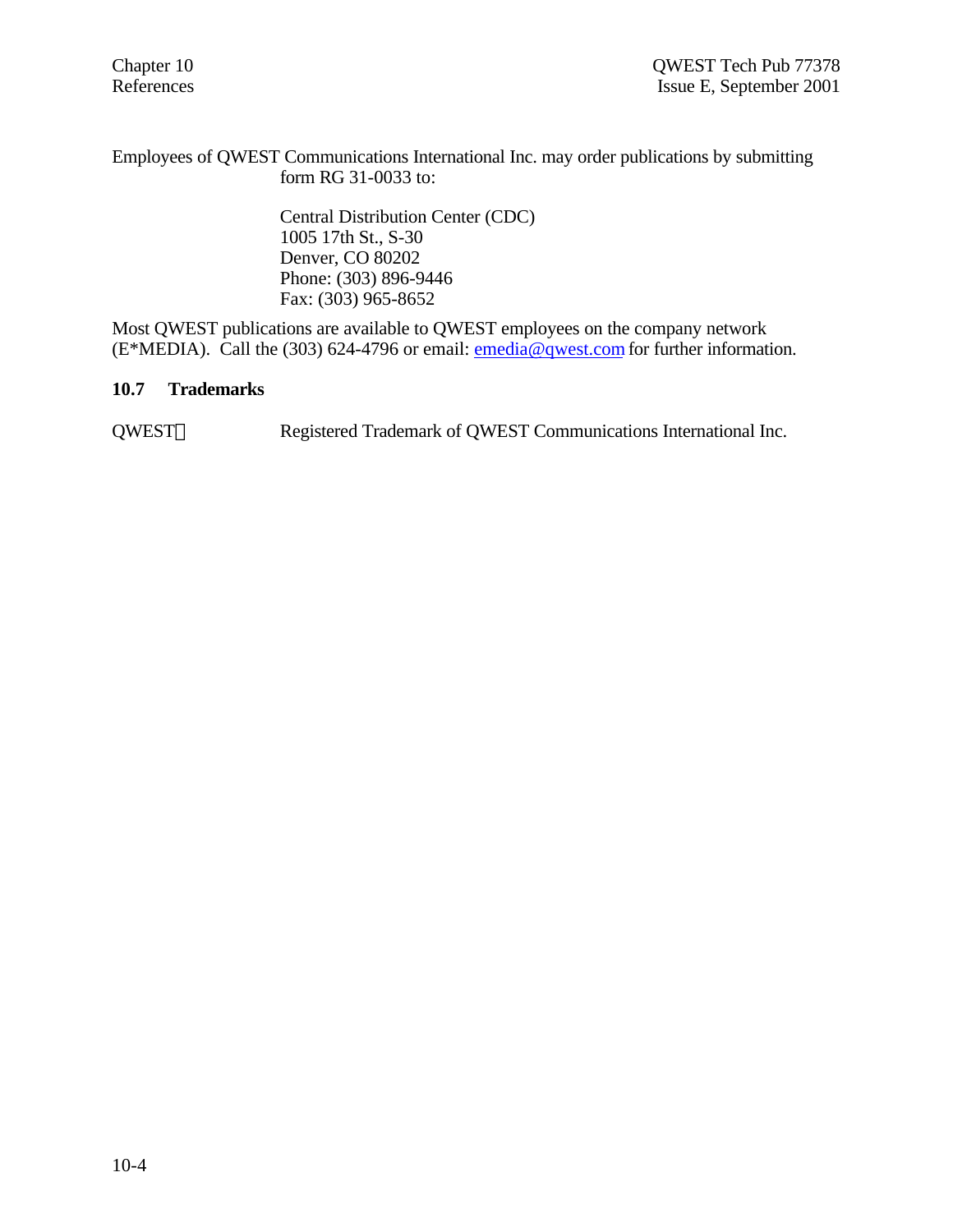Employees of QWEST Communications International Inc. may order publications by submitting form RG 31-0033 to:

Central Distribution Center (CDC)
1005 17th St., S-30
Denver, CO 80202
Phone: (303) 896-9446
Fax: (303) 965-8652

Most QWEST publications are available to QWEST employees on the company network (E*MEDIA). Call the (303) 624-4796 or email: emedia@qwest.com for further information.

### 10.7 Trademarks

| | |
|---|---|
| QWEST® | Registered Trademark of QWEST Communications International Inc. |